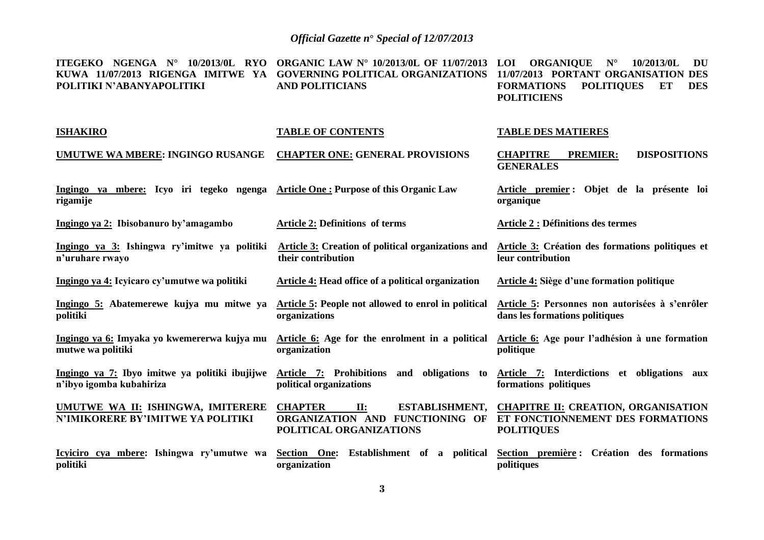| ITEGEKO NGENGA N° 10/2013/0L RYO KUWA 11/07/2013 RIGENGA IMITWE YA POLITIKI N'ABANYAPOLITIKI | ORGANIC LAW N° 10/2013/0L OF 11/07/2013 GOVERNING POLITICAL ORGANIZATIONS AND POLITICIANS | LOI ORGANIQUE N° 10/2013/0L DU 11/07/2013 PORTANT ORGANISATION DES FORMATIONS POLITIQUES ET DES POLITICIENS |
|---|---|---|
| **ISHAKIRO** | **TABLE OF CONTENTS** | **TABLE DES MATIERES** |
| **UMUTWE WA MBERE: INGINGO RUSANGE** | **CHAPTER ONE: GENERAL PROVISIONS** | **CHAPITRE PREMIER: DISPOSITIONS GENERALES** |
| **Ingingo ya mbere: Icyo iri tegeko ngenga rigamije** | **Article One : Purpose of this Organic Law** | **Article premier : Objet de la présente loi organique** |
| **Ingingo ya 2: Ibisobanuro by'amagambo** | **Article 2: Definitions of terms** | **Article 2 : Définitions des termes** |
| **Ingingo ya 3: Ishingwa ry'imitwe ya politiki n'uruhare rwayo** | **Article 3: Creation of political organizations and their contribution** | **Article 3: Création des formations politiques et leur contribution** |
| **Ingingo ya 4: Icyicaro cy'umutwe wa politiki** | **Article 4: Head office of a political organization** | **Article 4: Siège d'une formation politique** |
| **Ingingo 5: Abatemerewe kujya mu mitwe ya politiki** | **Article 5: People not allowed to enrol in political organizations** | **Article 5: Personnes non autorisées à s'enrôler dans les formations politiques** |
| **Ingingo ya 6: Imyaka yo kwemererwa kujya mu mutwe wa politiki** | **Article 6: Age for the enrolment in a political organization** | **Article 6: Age pour l'adhésion à une formation politique** |
| **Ingingo ya 7: Ibyo imitwe ya politiki ibujijwe n'ibyo igomba kubahiriza** | **Article 7: Prohibitions and obligations to political organizations** | **Article 7: Interdictions et obligations aux formations politiques** |
| **UMUTWE WA II: ISHINGWA, IMITERERE N'IMIKORERE BY'IMITWE YA POLITIKI** | **CHAPTER II: ESTABLISHMENT, ORGANIZATION AND FUNCTIONING OF POLITICAL ORGANIZATIONS** | **CHAPITRE II: CREATION, ORGANISATION ET FONCTIONNEMENT DES FORMATIONS POLITIQUES** |
| **Icyiciro cya mbere: Ishingwa ry'umutwe wa politiki** | **Section One: Establishment of a political organization** | **Section première : Création des formations politiques** |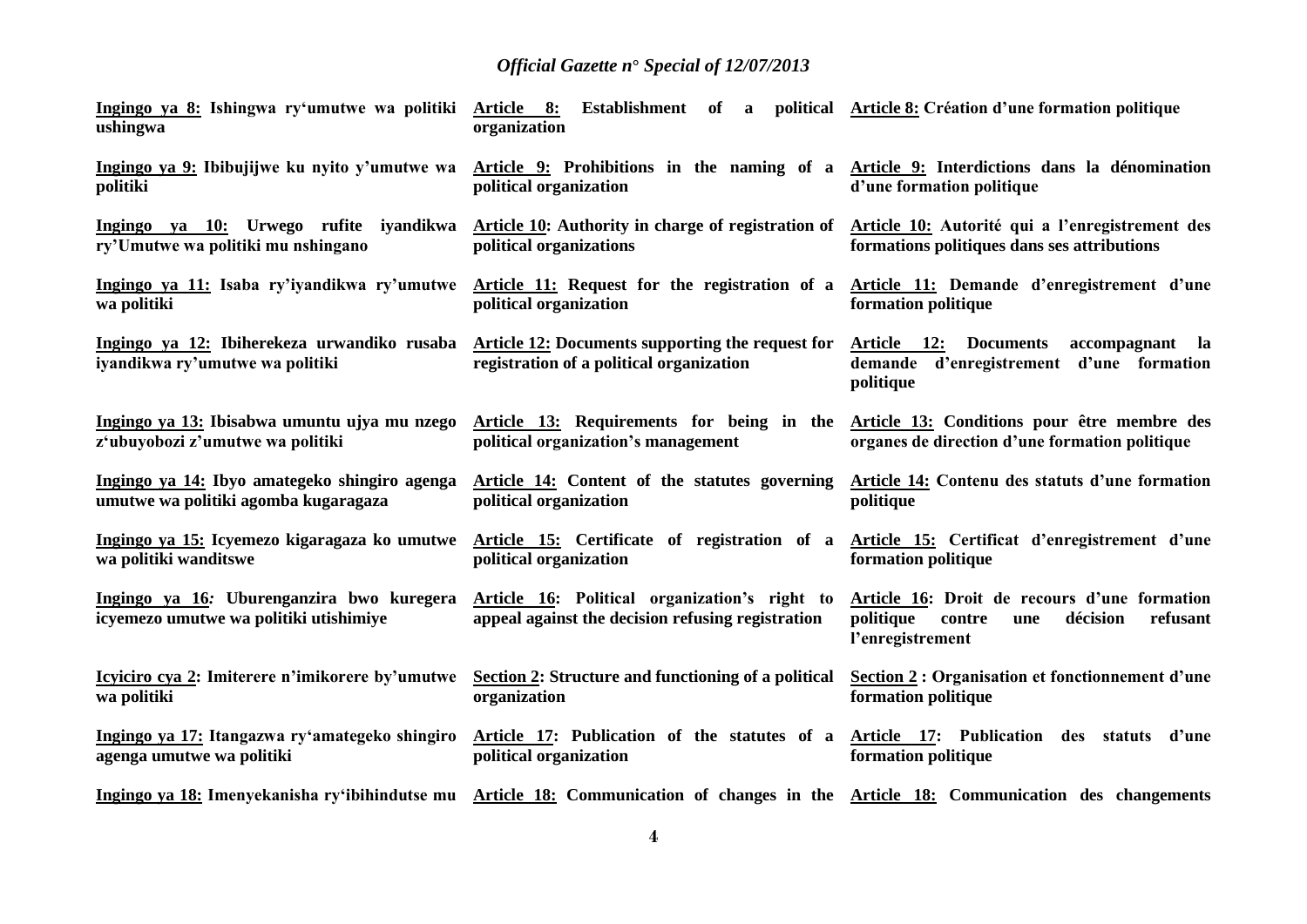| | | |
|---|---|---|
| **Ingingo ya 8: Ishingwa ry'umutwe wa politiki ushingwa** | **Article 8: Establishment of a political organization** | **Article 8: Création d'une formation politique** |
| **Ingingo ya 9: Ibibujijwe ku nyito y'umutwe wa politiki** | **Article 9: Prohibitions in the naming of a political organization** | **Article 9: Interdictions dans la dénomination d'une formation politique** |
| **Ingingo ya 10: Urwego rufite iyandikwa ry'Umutwe wa politiki mu nshingano** | **Article 10: Authority in charge of registration of political organizations** | **Article 10: Autorité qui a l'enregistrement des formations politiques dans ses attributions** |
| **Ingingo ya 11: Isaba ry'iyandikwa ry'umutwe wa politiki** | **Article 11: Request for the registration of a political organization** | **Article 11: Demande d'enregistrement d'une formation politique** |
| **Ingingo ya 12: Ibiherekeza urwandiko rusaba iyandikwa ry'umutwe wa politiki** | **Article 12: Documents supporting the request for registration of a political organization** | **Article 12: Documents accompagnant la demande d'enregistrement d'une formation politique** |
| **Ingingo ya 13: Ibisabwa umuntu ujya mu nzego z'ubuyobozi z'umutwe wa politiki** | **Article 13: Requirements for being in the political organization's management** | **Article 13: Conditions pour être membre des organes de direction d'une formation politique** |
| **Ingingo ya 14: Ibyo amategeko shingiro agenga umutwe wa politiki agomba kugaragaza** | **Article 14: Content of the statutes governing political organization** | **Article 14: Contenu des statuts d'une formation politique** |
| **Ingingo ya 15: Icyemezo kigaragaza ko umutwe wa politiki wanditswe** | **Article 15: Certificate of registration of a political organization** | **Article 15: Certificat d'enregistrement d'une formation politique** |
| **Ingingo ya 16: Uburenganzira bwo kuregera icyemezo umutwe wa politiki utishimiye** | **Article 16: Political organization's right to appeal against the decision refusing registration** | **Article 16: Droit de recours d'une formation politique contre une décision refusant l'enregistrement** |
| **Icyiciro cya 2: Imiterere n'imikorere by'umutwe wa politiki** | **Section 2: Structure and functioning of a political organization** | **Section 2 : Organisation et fonctionnement d'une formation politique** |
| **Ingingo ya 17: Itangazwa ry'amategeko shingiro agenga umutwe wa politiki** | **Article 17: Publication of the statutes of a political organization** | **Article 17: Publication des statuts d'une formation politique** |
| **Ingingo ya 18: Imenyekanisha ry'ibihindutse mu** | **Article 18: Communication of changes in the** | **Article 18: Communication des changements** |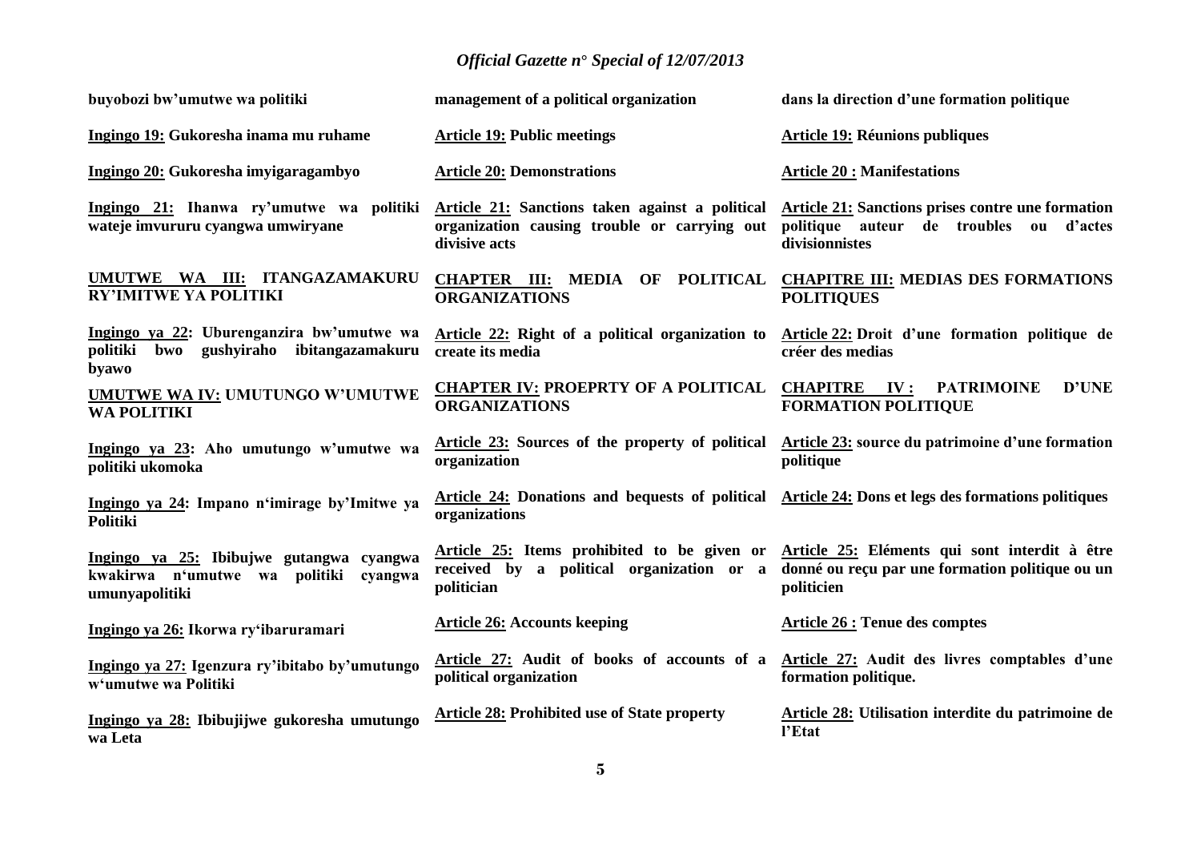| | | |
|---|---|---|
| **buyobozi bw'umutwe wa politiki** | **management of a political organization** | **dans la direction d'une formation politique** |
| **Ingingo 19: Gukoresha inama mu ruhame** | **Article 19: Public meetings** | **Article 19: Réunions publiques** |
| **Ingingo 20: Gukoresha imyigaragambyo** | **Article 20: Demonstrations** | **Article 20 : Manifestations** |
| **Ingingo 21: Ihanwa ry'umutwe wa politiki wateje imvururu cyangwa umwiryane** | **Article 21: Sanctions taken against a political organization causing trouble or carrying out divisive acts** | **Article 21: Sanctions prises contre une formation politique auteur de troubles ou d'actes divisionnistes** |
| **UMUTWE WA III: ITANGAZAMAKURU RY'IMITWE YA POLITIKI** | **CHAPTER III: MEDIA OF POLITICAL ORGANIZATIONS** | **CHAPITRE III: MEDIAS DES FORMATIONS POLITIQUES** |
| **Ingingo ya 22: Uburenganzira bw'umutwe wa politiki bwo gushyiraho ibitangazamakuru byawo** | **Article 22: Right of a political organization to create its media** | **Article 22: Droit d'une formation politique de créer des medias** |
| **UMUTWE WA IV: UMUTUNGO W'UMUTWE WA POLITIKI** | **CHAPTER IV: PROEPRTY OF A POLITICAL ORGANIZATIONS** | **CHAPITRE IV : PATRIMOINE D'UNE FORMATION POLITIQUE** |
| **Ingingo ya 23: Aho umutungo w'umutwe wa politiki ukomoka** | **Article 23: Sources of the property of political organization** | **Article 23: source du patrimoine d'une formation politique** |
| **Ingingo ya 24: Impano n'imirage by'Imitwe ya Politiki** | **Article 24: Donations and bequests of political organizations** | **Article 24: Dons et legs des formations politiques** |
| **Ingingo ya 25: Ibibujwe gutangwa cyangwa kwakirwa n'umutwe wa politiki cyangwa umunyapolitiki** | **Article 25: Items prohibited to be given or received by a political organization or a politician** | **Article 25: Eléments qui sont interdit à être donné ou reçu par une formation politique ou un politicien** |
| **Ingingo ya 26: Ikorwa ry'ibaruramari** | **Article 26: Accounts keeping** | **Article 26 : Tenue des comptes** |
| **Ingingo ya 27: Igenzura ry'ibitabo by'umutungo w'umutwe wa Politiki** | **Article 27: Audit of books of accounts of a political organization** | **Article 27: Audit des livres comptables d'une formation politique.** |
| **Ingingo ya 28: Ibibujijwe gukoresha umutungo wa Leta** | **Article 28: Prohibited use of State property** | **Article 28: Utilisation interdite du patrimoine de l'Etat** |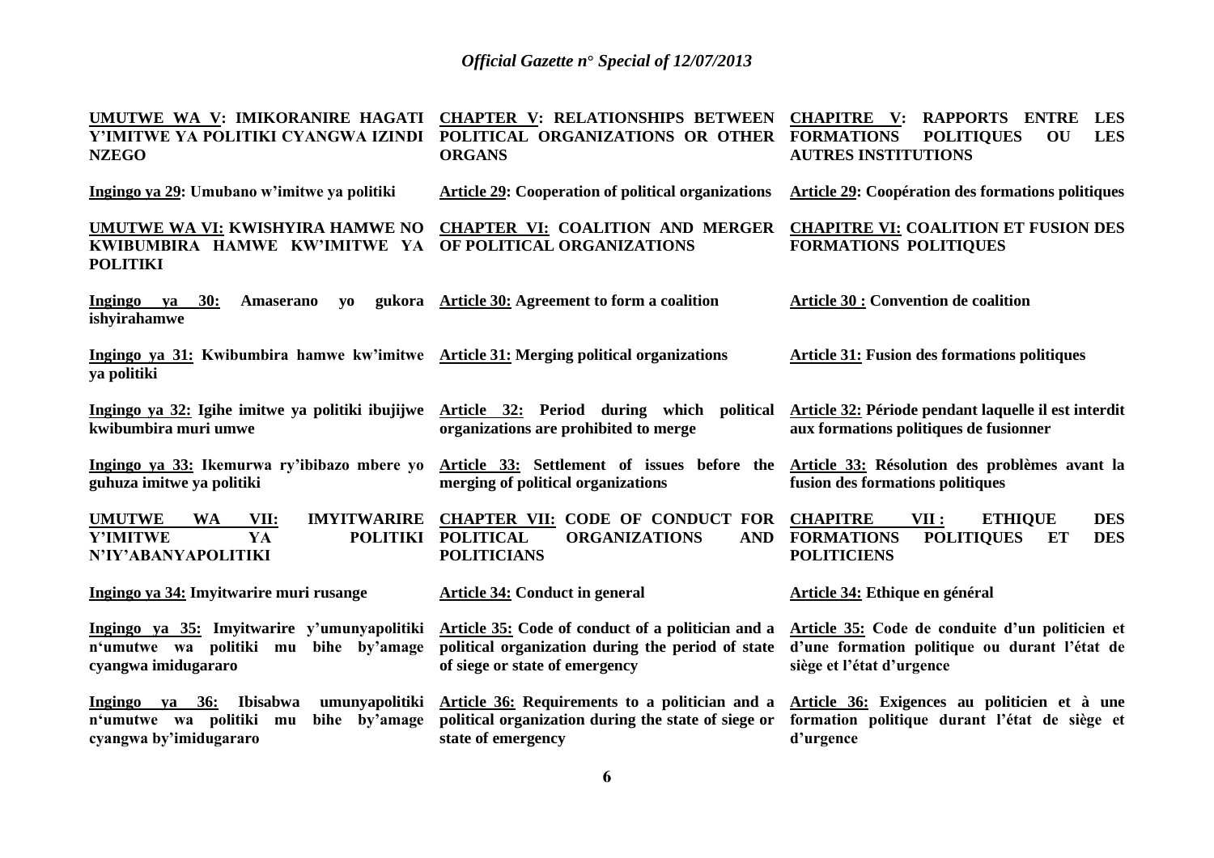| | | |
|---|---|---|
| **UMUTWE WA V: IMIKORANIRE HAGATI Y'IMITWE YA POLITIKI CYANGWA IZINDI NZEGO** | **CHAPTER V: RELATIONSHIPS BETWEEN POLITICAL ORGANIZATIONS OR OTHER ORGANS** | **CHAPITRE V: RAPPORTS ENTRE LES FORMATIONS POLITIQUES OU LES AUTRES INSTITUTIONS** |
| **Ingingo ya 29: Umubano w'imitwe ya politiki** | **Article 29: Cooperation of political organizations** | **Article 29: Coopération des formations politiques** |
| **UMUTWE WA VI: KWISHYIRA HAMWE NO KWIBUMBIRA HAMWE KW'IMITWE YA POLITIKI** | **CHAPTER VI: COALITION AND MERGER OF POLITICAL ORGANIZATIONS** | **CHAPITRE VI: COALITION ET FUSION DES FORMATIONS POLITIQUES** |
| **Ingingo ya 30: Amaserano yo gukora ishyirahamwe** | **Article 30: Agreement to form a coalition** | **Article 30 : Convention de coalition** |
| **Ingingo ya 31: Kwibumbira hamwe kw'imitwe ya politiki** | **Article 31: Merging political organizations** | **Article 31: Fusion des formations politiques** |
| **Ingingo ya 32: Igihe imitwe ya politiki ibujijwe kwibumbira muri umwe** | **Article 32: Period during which political organizations are prohibited to merge** | **Article 32: Période pendant laquelle il est interdit aux formations politiques de fusionner** |
| **Ingingo ya 33: Ikemurwa ry'ibibazo mbere yo guhuza imitwe ya politiki** | **Article 33: Settlement of issues before the merging of political organizations** | **Article 33: Résolution des problèmes avant la fusion des formations politiques** |
| **UMUTWE WA VII: IMYITWARIRE Y'IMITWE YA POLITIKI N'IY'ABANYAPOLITIKI** | **CHAPTER VII: CODE OF CONDUCT FOR POLITICAL ORGANIZATIONS AND POLITICIANS** | **CHAPITRE VII : ETHIQUE DES FORMATIONS POLITIQUES ET DES POLITICIENS** |
| **Ingingo ya 34: Imyitwarire muri rusange** | **Article 34: Conduct in general** | **Article 34: Ethique en général** |
| **Ingingo ya 35: Imyitwarire y'umunyapolitiki n'umutwe wa politiki mu bihe by'amage cyangwa imidugararo** | **Article 35: Code of conduct of a politician and a political organization during the period of state of siege or state of emergency** | **Article 35: Code de conduite d'un politicien et d'une formation politique ou durant l'état de siège et l'état d'urgence** |
| **Ingingo ya 36: Ibisabwa umunyapolitiki n'umutwe wa politiki mu bihe by'amage cyangwa by'imidugararo** | **Article 36: Requirements to a politician and a political organization during the state of siege or state of emergency** | **Article 36: Exigences au politicien et à une formation politique durant l'état de siège et d'urgence** |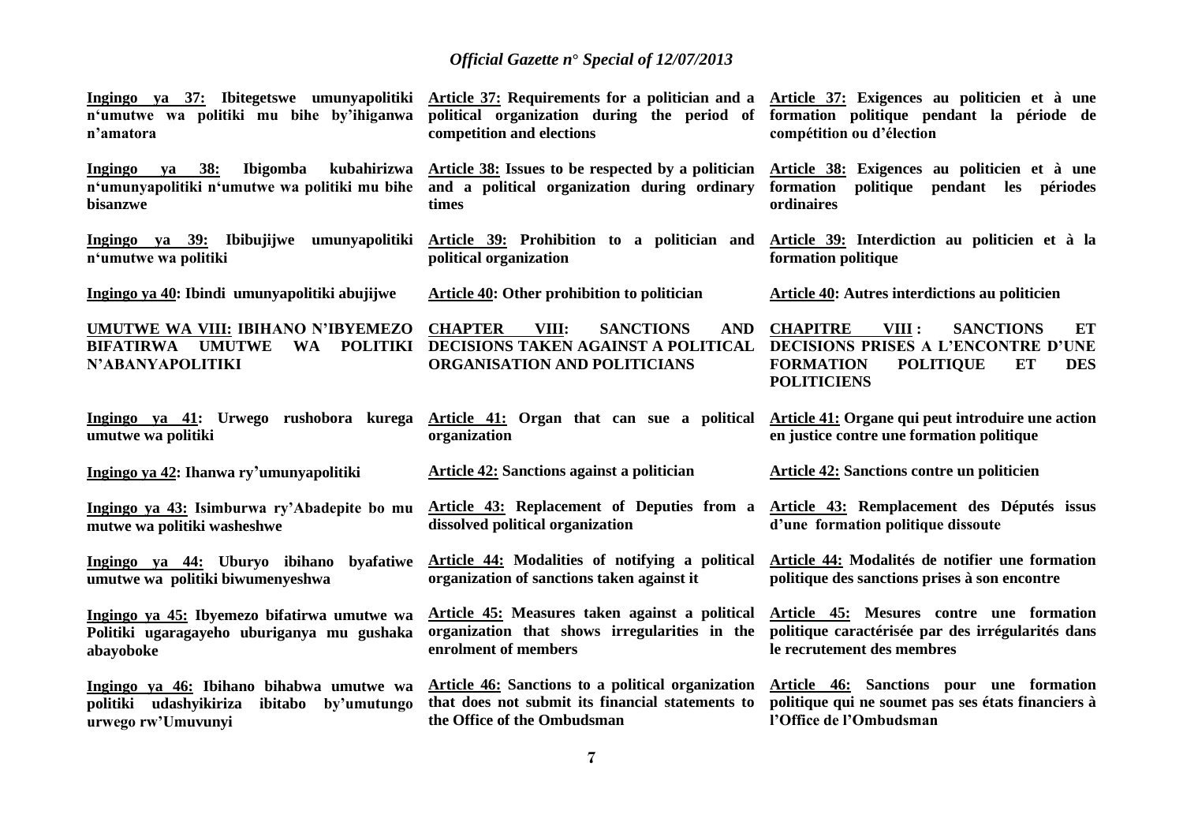| | | |
|---|---|---|
| **Ingingo ya 37: Ibitegetswe umunyapolitiki n'umutwe wa politiki mu bihe by'ihiganwa n'amatora** | **Article 37: Requirements for a politician and a political organization during the period of competition and elections** | **Article 37: Exigences au politicien et à une formation politique pendant la période de compétition ou d'élection** |
| **Ingingo ya 38: Ibigomba kubahirizwa n'umunyapolitiki n'umutwe wa politiki mu bihe bisanzwe** | **Article 38: Issues to be respected by a politician and a political organization during ordinary times** | **Article 38: Exigences au politicien et à une formation politique pendant les périodes ordinaires** |
| **Ingingo ya 39: Ibibujijwe umunyapolitiki n'umutwe wa politiki** | **Article 39: Prohibition to a politician and political organization** | **Article 39: Interdiction au politicien et à la formation politique** |
| **Ingingo ya 40: Ibindi umunyapolitiki abujijwe** | **Article 40: Other prohibition to politician** | **Article 40: Autres interdictions au politicien** |
| **UMUTWE WA VIII: IBIHANO N'IBYEMEZO BIFATIRWA UMUTWE WA POLITIKI N'ABANYAPOLITIKI** | **CHAPTER VIII: SANCTIONS AND DECISIONS TAKEN AGAINST A POLITICAL ORGANISATION AND POLITICIANS** | **CHAPITRE VIII : SANCTIONS ET DECISIONS PRISES A L'ENCONTRE D'UNE FORMATION POLITIQUE ET DES POLITICIENS** |
| **Ingingo ya 41: Urwego rushobora kurega umutwe wa politiki** | **Article 41: Organ that can sue a political organization** | **Article 41: Organe qui peut introduire une action en justice contre une formation politique** |
| **Ingingo ya 42: Ihanwa ry'umunyapolitiki** | **Article 42: Sanctions against a politician** | **Article 42: Sanctions contre un politicien** |
| **Ingingo ya 43: Isimburwa ry'Abadepite bo mu mutwe wa politiki washeshwe** | **Article 43: Replacement of Deputies from a dissolved political organization** | **Article 43: Remplacement des Députés issus d'une formation politique dissoute** |
| **Ingingo ya 44: Uburyo ibihano byafatiwe umutwe wa politiki biwumenyeshwa** | **Article 44: Modalities of notifying a political organization of sanctions taken against it** | **Article 44: Modalités de notifier une formation politique des sanctions prises à son encontre** |
| **Ingingo ya 45: Ibyemezo bifatirwa umutwe wa Politiki ugaragayeho uburiganya mu gushaka abayoboke** | **Article 45: Measures taken against a political organization that shows irregularities in the enrolment of members** | **Article 45: Mesures contre une formation politique caractérisée par des irrégularités dans le recrutement des membres** |
| **Ingingo ya 46: Ibihano bihabwa umutwe wa politiki udashyikiriza ibitabo by'umutungo urwego rw'Umuvunyi** | **Article 46: Sanctions to a political organization that does not submit its financial statements to the Office of the Ombudsman** | **Article 46: Sanctions pour une formation politique qui ne soumet pas ses états financiers à l'Office de l'Ombudsman** |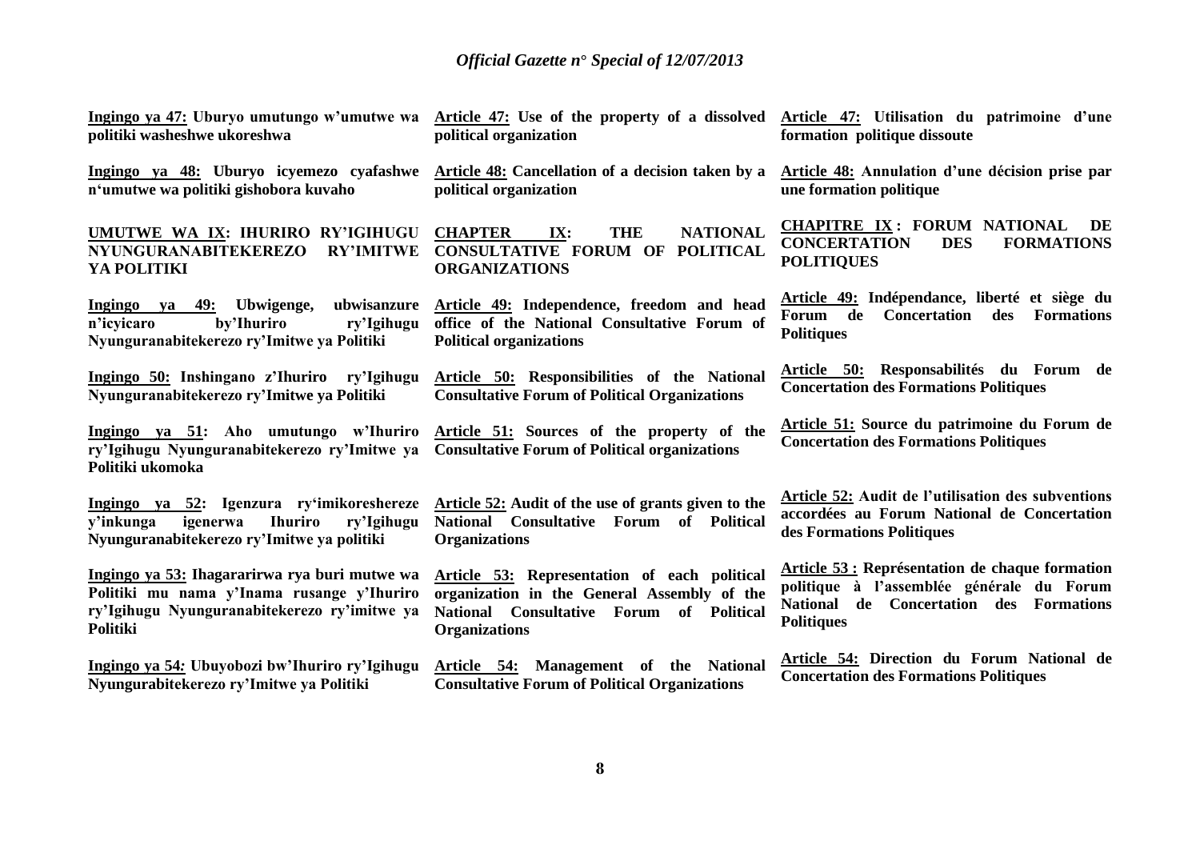| | | |
|---|---|---|
| **Ingingo ya 47: Uburyo umutungo w'umutwe wa politiki washeshwe ukoreshwa** | **Article 47: Use of the property of a dissolved political organization** | **Article 47: Utilisation du patrimoine d'une formation politique dissoute** |
| **Ingingo ya 48: Uburyo icyemezo cyafashwe n'umutwe wa politiki gishobora kuvaho** | **Article 48: Cancellation of a decision taken by a political organization** | **Article 48: Annulation d'une décision prise par une formation politique** |
| **UMUTWE WA IX: IHURIRO RY'IGIHUGU NYUNGURANABITEKEREZO RY'IMITWE YA POLITIKI** | **CHAPTER IX: THE NATIONAL CONSULTATIVE FORUM OF POLITICAL ORGANIZATIONS** | **CHAPITRE IX : FORUM NATIONAL DE CONCERTATION DES FORMATIONS POLITIQUES** |
| **Ingingo ya 49: Ubwigenge, ubwisanzure n'icyicaro by'Ihuriro ry'Igihugu Nyunguranabitekerezo ry'Imitwe ya Politiki** | **Article 49: Independence, freedom and head office of the National Consultative Forum of Political organizations** | **Article 49: Indépendance, liberté et siège du Forum de Concertation des Formations Politiques** |
| **Ingingo 50: Inshingano z'Ihuriro ry'Igihugu Nyunguranabitekerezo ry'Imitwe ya Politiki** | **Article 50: Responsibilities of the National Consultative Forum of Political Organizations** | **Article 50: Responsabilités du Forum de Concertation des Formations Politiques** |
| **Ingingo ya 51: Aho umutungo w'Ihuriro ry'Igihugu Nyunguranabitekerezo ry'Imitwe ya Politiki ukomoka** | **Article 51: Sources of the property of the Consultative Forum of Political organizations** | **Article 51: Source du patrimoine du Forum de Concertation des Formations Politiques** |
| **Ingingo ya 52: Igenzura ry'imikoreshereze y'inkunga igenerwa Ihuriro ry'Igihugu Nyunguranabitekerezo ry'Imitwe ya politiki** | **Article 52: Audit of the use of grants given to the National Consultative Forum of Political Organizations** | **Article 52: Audit de l'utilisation des subventions accordées au Forum National de Concertation des Formations Politiques** |
| **Ingingo ya 53: Ihagararirwa rya buri mutwe wa Politiki mu nama y'Inama rusange y'Ihuriro ry'Igihugu Nyunguranabitekerezo ry'imitwe ya Politiki** | **Article 53: Representation of each political organization in the General Assembly of the National Consultative Forum of Political Organizations** | **Article 53 : Représentation de chaque formation politique à l'assemblée générale du Forum National de Concertation des Formations Politiques** |
| **Ingingo ya 54: Ubuyobozi bw'Ihuriro ry'Igihugu Nyungurabitekerezo ry'Imitwe ya Politiki** | **Article 54: Management of the National Consultative Forum of Political Organizations** | **Article 54: Direction du Forum National de Concertation des Formations Politiques** |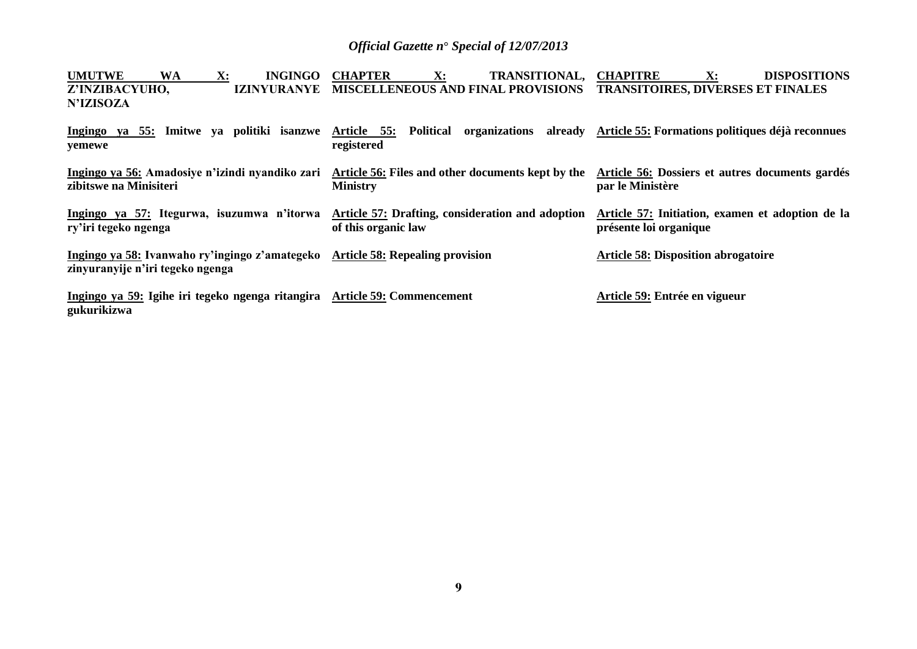**UMUTWE WA X: INGINGO Z'INZIBACYUHO, IZINYURANYE N'IZISOZA**

**Ingingo ya 55: Imitwe ya politiki isanzwe yemewe**

**Ingingo ya 56: Amadosiye n'izindi nyandiko zari zibitswe na Minisiteri**

**Ingingo ya 57: Itegurwa, isuzumwa n'itorwa ry'iri tegeko ngenga**

**Ingingo ya 58: Ivanwaho ry'ingingo z'amategeko zinyuranyije n'iri tegeko ngenga**

**Ingingo ya 59: Igihe iri tegeko ngenga ritangira gukurikizwa**

**CHAPTER X: TRANSITIONAL, MISCELLENEOUS AND FINAL PROVISIONS**

**Article 55: Political organizations already registered**

**Article 56: Files and other documents kept by the Ministry**

**Article 57: Drafting, consideration and adoption of this organic law**

**Article 58: Repealing provision**

**Article 59: Commencement**

**CHAPITRE X: DISPOSITIONS TRANSITOIRES, DIVERSES ET FINALES**

**Article 55: Formations politiques déjà reconnues**

**Article 56: Dossiers et autres documents gardés par le Ministère**

**Article 57: Initiation, examen et adoption de la présente loi organique**

**Article 58: Disposition abrogatoire**

**Article 59: Entrée en vigueur**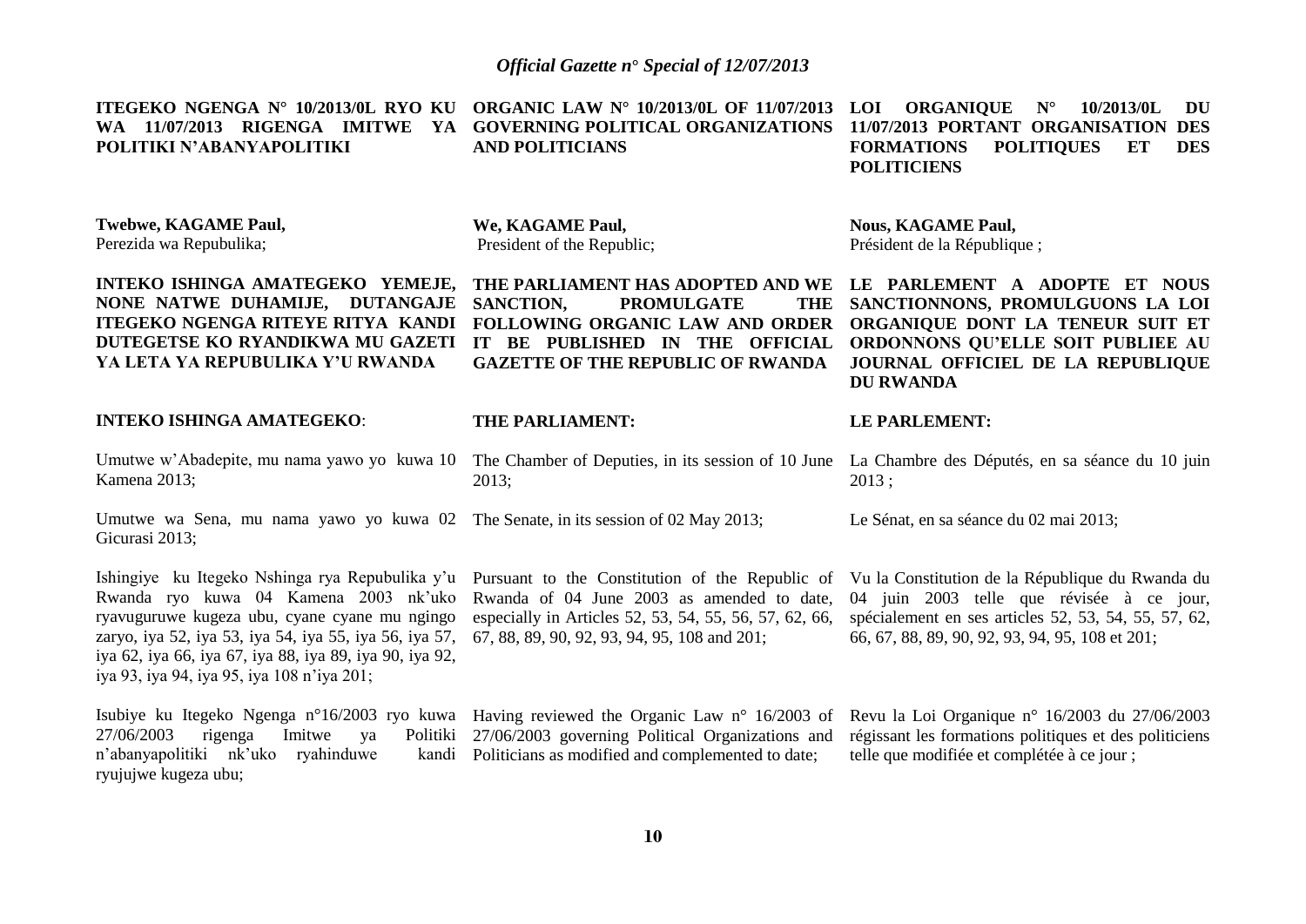**ITEGEKO NGENGA N° 10/2013/0L RYO KU WA 11/07/2013 RIGENGA IMITWE YA POLITIKI N'ABANYAPOLITIKI**

**Twebwe, KAGAME Paul,**
Perezida wa Repubulika;

**INTEKO ISHINGA AMATEGEKO YEMEJE, NONE NATWE DUHAMIJE, DUTANGAJE ITEGEKO NGENGA RITEYE RITYA KANDI DUTEGETSE KO RYANDIKWA MU GAZETI YA LETA YA REPUBULIKA Y'U RWANDA**

**INTEKO ISHINGA AMATEGEKO**:

Umutwe w'Abadepite, mu nama yawo yo kuwa 10 Kamena 2013;

Umutwe wa Sena, mu nama yawo yo kuwa 02 Gicurasi 2013;

Ishingiye ku Itegeko Nshinga rya Repubulika y'u Rwanda ryo kuwa 04 Kamena 2003 nk'uko ryavuguruwe kugeza ubu, cyane cyane mu ngingo zaryo, iya 52, iya 53, iya 54, iya 55, iya 56, iya 57, iya 62, iya 66, iya 67, iya 88, iya 89, iya 90, iya 92, iya 93, iya 94, iya 95, iya 108 n'iya 201;

Isubiye ku Itegeko Ngenga n°16/2003 ryo kuwa 27/06/2003 rigenga Imitwe ya Politiki n'abanyapolitiki nk'uko ryahinduwe kandi ryujujwe kugeza ubu;

**ORGANIC LAW N° 10/2013/0L OF 11/07/2013 GOVERNING POLITICAL ORGANIZATIONS AND POLITICIANS**

**We, KAGAME Paul,**
President of the Republic;

**THE PARLIAMENT HAS ADOPTED AND WE SANCTION, PROMULGATE THE FOLLOWING ORGANIC LAW AND ORDER IT BE PUBLISHED IN THE OFFICIAL GAZETTE OF THE REPUBLIC OF RWANDA**

**THE PARLIAMENT:**

The Chamber of Deputies, in its session of 10 June 2013;

The Senate, in its session of 02 May 2013;

Pursuant to the Constitution of the Republic of Rwanda of 04 June 2003 as amended to date, especially in Articles 52, 53, 54, 55, 56, 57, 62, 66, 67, 88, 89, 90, 92, 93, 94, 95, 108 and 201;

Having reviewed the Organic Law n° 16/2003 of 27/06/2003 governing Political Organizations and Politicians as modified and complemented to date;

**LOI ORGANIQUE N° 10/2013/0L DU 11/07/2013 PORTANT ORGANISATION DES FORMATIONS POLITIQUES ET DES POLITICIENS**

**Nous, KAGAME Paul,**
Président de la République ;

**LE PARLEMENT A ADOPTE ET NOUS SANCTIONNONS, PROMULGUONS LA LOI ORGANIQUE DONT LA TENEUR SUIT ET ORDONNONS QU'ELLE SOIT PUBLIEE AU JOURNAL OFFICIEL DE LA REPUBLIQUE DU RWANDA**

**LE PARLEMENT:**

La Chambre des Députés, en sa séance du 10 juin 2013 ;

Le Sénat, en sa séance du 02 mai 2013;

Vu la Constitution de la République du Rwanda du 04 juin 2003 telle que révisée à ce jour, spécialement en ses articles 52, 53, 54, 55, 57, 62, 66, 67, 88, 89, 90, 92, 93, 94, 95, 108 et 201;

Revu la Loi Organique n° 16/2003 du 27/06/2003 régissant les formations politiques et des politiciens telle que modifiée et complétée à ce jour ;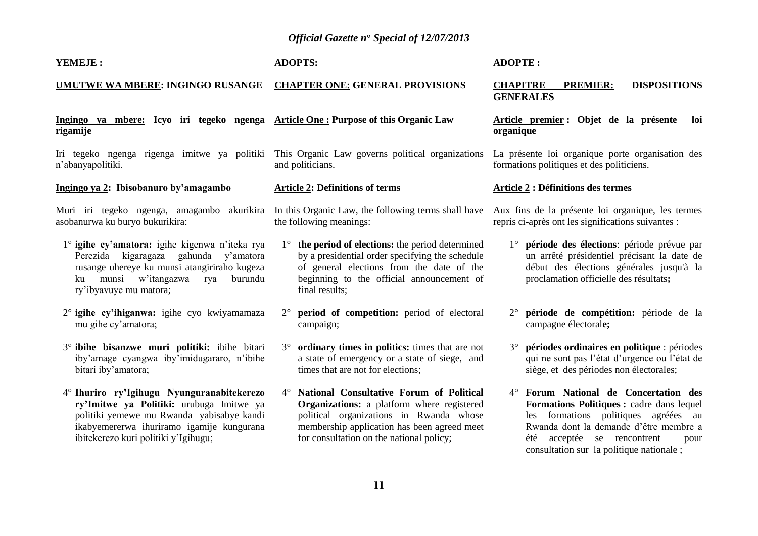**YEMEJE :**

**UMUTWE WA MBERE: INGINGO RUSANGE**

**Ingingo ya mbere: Icyo iri tegeko ngenga rigamije**

Iri tegeko ngenga rigenga imitwe ya politiki n'abanyapolitiki.

**Ingingo ya 2: Ibisobanuro by'amagambo**

Muri iri tegeko ngenga, amagambo akurikira asobanurwa ku buryo bukurikira:

1° **igihe cy'amatora:** igihe kigenwa n'iteka rya Perezida kigaragaza gahunda y'amatora rusange uhereye ku munsi atangiriraho kugeza ku munsi w'itangazwa rya burundu ry'ibyavuye mu matora;

2° **igihe cy'ihiganwa:** igihe cyo kwiyamamaza mu gihe cy'amatora;

3° **ibihe bisanzwe muri politiki:** ibihe bitari iby'amage cyangwa iby'imidugararo, n'ibihe bitari iby'amatora;

4° **Ihuriro ry'Igihugu Nyunguranabitekerezo ry'Imitwe ya Politiki:** urubuga Imitwe ya politiki yemewe mu Rwanda yabisabye kandi ikabyemererwa ihuriramo igamije kungurana ibitekerezo kuri politiki y'Igihugu;

**ADOPTS:**

**CHAPTER ONE: GENERAL PROVISIONS**

**Article One : Purpose of this Organic Law**

This Organic Law governs political organizations and politicians.

**Article 2: Definitions of terms**

In this Organic Law, the following terms shall have the following meanings:

1° **the period of elections:** the period determined by a presidential order specifying the schedule of general elections from the date of the beginning to the official announcement of final results;

2° **period of competition:** period of electoral campaign;

3° **ordinary times in politics:** times that are not a state of emergency or a state of siege, and times that are not for elections;

4° **National Consultative Forum of Political Organizations:** a platform where registered political organizations in Rwanda whose membership application has been agreed meet for consultation on the national policy;

**ADOPTE :**

**CHAPITRE PREMIER: DISPOSITIONS GENERALES**

**Article premier : Objet de la présente loi organique**

La présente loi organique porte organisation des formations politiques et des politiciens.

**Article 2 : Définitions des termes**

Aux fins de la présente loi organique, les termes repris ci-après ont les significations suivantes :

1° **période des élections**: période prévue par un arrêté présidentiel précisant la date de début des élections générales jusqu'à la proclamation officielle des résultats**;**

2° **période de compétition:** période de la campagne électoral**e;**

3° **périodes ordinaires en politique** : périodes qui ne sont pas l'état d'urgence ou l'état de siège, et des périodes non électorales;

4° **Forum National de Concertation des Formations Politiques :** cadre dans lequel les formations politiques agréées au Rwanda dont la demande d'être membre a été acceptée se rencontrent pour consultation sur la politique nationale ;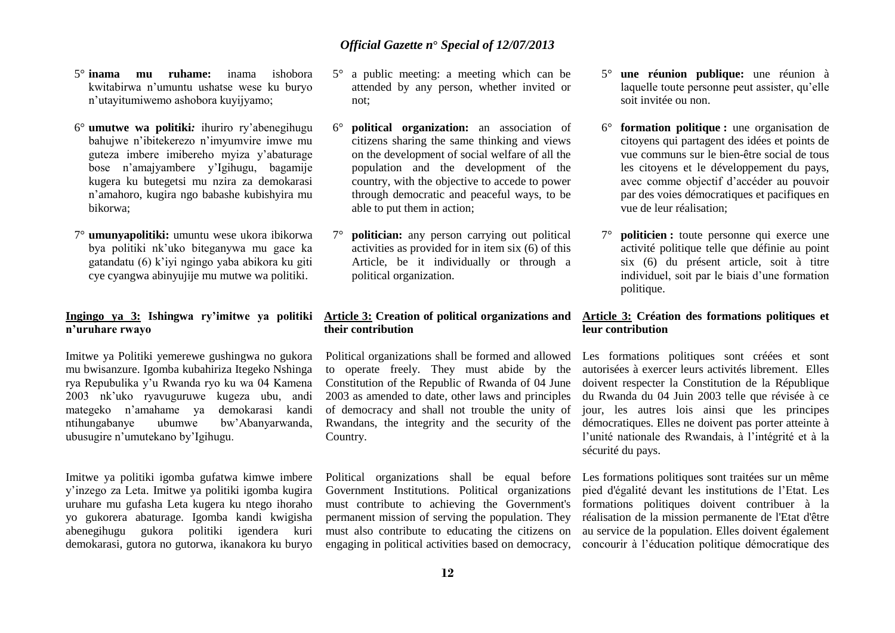5° **inama mu ruhame:** inama ishobora kwitabirwa n'umuntu ushatse wese ku buryo n'utayitumiwemo ashobora kuyijyamo;

6° **umutwe wa politiki:** ihuriro ry'abenegihugu bahujwe n'ibitekerezo n'imyumvire imwe mu guteza imbere imibereho myiza y'abaturage bose n'amajyambere y'Igihugu, bagamije kugera ku butegetsi mu nzira za demokarasi n'amahoro, kugira ngo babashe kubishyira mu bikorwa;

7° **umunyapolitiki:** umuntu wese ukora ibikorwa bya politiki nk'uko biteganywa mu gace ka gatandatu (6) k'iyi ngingo yaba abikora ku giti cye cyangwa abinyujije mu mutwe wa politiki.

**Ingingo ya 3: Ishingwa ry'imitwe ya politiki n'uruhare rwayo**

Imitwe ya Politiki yemerewe gushingwa no gukora mu bwisanzure. Igomba kubahiriza Itegeko Nshinga rya Repubulika y'u Rwanda ryo ku wa 04 Kamena 2003 nk'uko ryavuguruwe kugeza ubu, andi mategeko n'amahame ya demokarasi kandi ntihungabanye ubumwe bw'Abanyarwanda, ubusugire n'umutekano by'Igihugu.

Imitwe ya politiki igomba gufatwa kimwe imbere y'inzego za Leta. Imitwe ya politiki igomba kugira uruhare mu gufasha Leta kugera ku ntego ihoraho yo gukorera abaturage. Igomba kandi kwigisha abenegihugu gukora politiki igendera kuri demokarasi, gutora no gutorwa, ikanakora ku buryo

5° a public meeting: a meeting which can be attended by any person, whether invited or not;

6° **political organization:** an association of citizens sharing the same thinking and views on the development of social welfare of all the population and the development of the country, with the objective to accede to power through democratic and peaceful ways, to be able to put them in action;

7° **politician:** any person carrying out political activities as provided for in item six (6) of this Article, be it individually or through a political organization.

**Article 3: Creation of political organizations and their contribution**

Political organizations shall be formed and allowed to operate freely. They must abide by the Constitution of the Republic of Rwanda of 04 June 2003 as amended to date, other laws and principles of democracy and shall not trouble the unity of Rwandans, the integrity and the security of the Country.

Political organizations shall be equal before Government Institutions. Political organizations must contribute to achieving the Government's permanent mission of serving the population. They must also contribute to educating the citizens on engaging in political activities based on democracy,

5° **une réunion publique:** une réunion à laquelle toute personne peut assister, qu'elle soit invitée ou non.

6° **formation politique :** une organisation de citoyens qui partagent des idées et points de vue communs sur le bien-être social de tous les citoyens et le développement du pays, avec comme objectif d'accéder au pouvoir par des voies démocratiques et pacifiques en vue de leur réalisation;

7° **politicien :** toute personne qui exerce une activité politique telle que définie au point six (6) du présent article, soit à titre individuel, soit par le biais d'une formation politique.

**Article 3: Création des formations politiques et leur contribution**

Les formations politiques sont créées et sont autorisées à exercer leurs activités librement. Elles doivent respecter la Constitution de la République du Rwanda du 04 Juin 2003 telle que révisée à ce jour, les autres lois ainsi que les principes démocratiques. Elles ne doivent pas porter atteinte à l'unité nationale des Rwandais, à l'intégrité et à la sécurité du pays.

Les formations politiques sont traitées sur un même pied d'égalité devant les institutions de l'Etat. Les formations politiques doivent contribuer à la réalisation de la mission permanente de l'Etat d'être au service de la population. Elles doivent également concourir à l'éducation politique démocratique des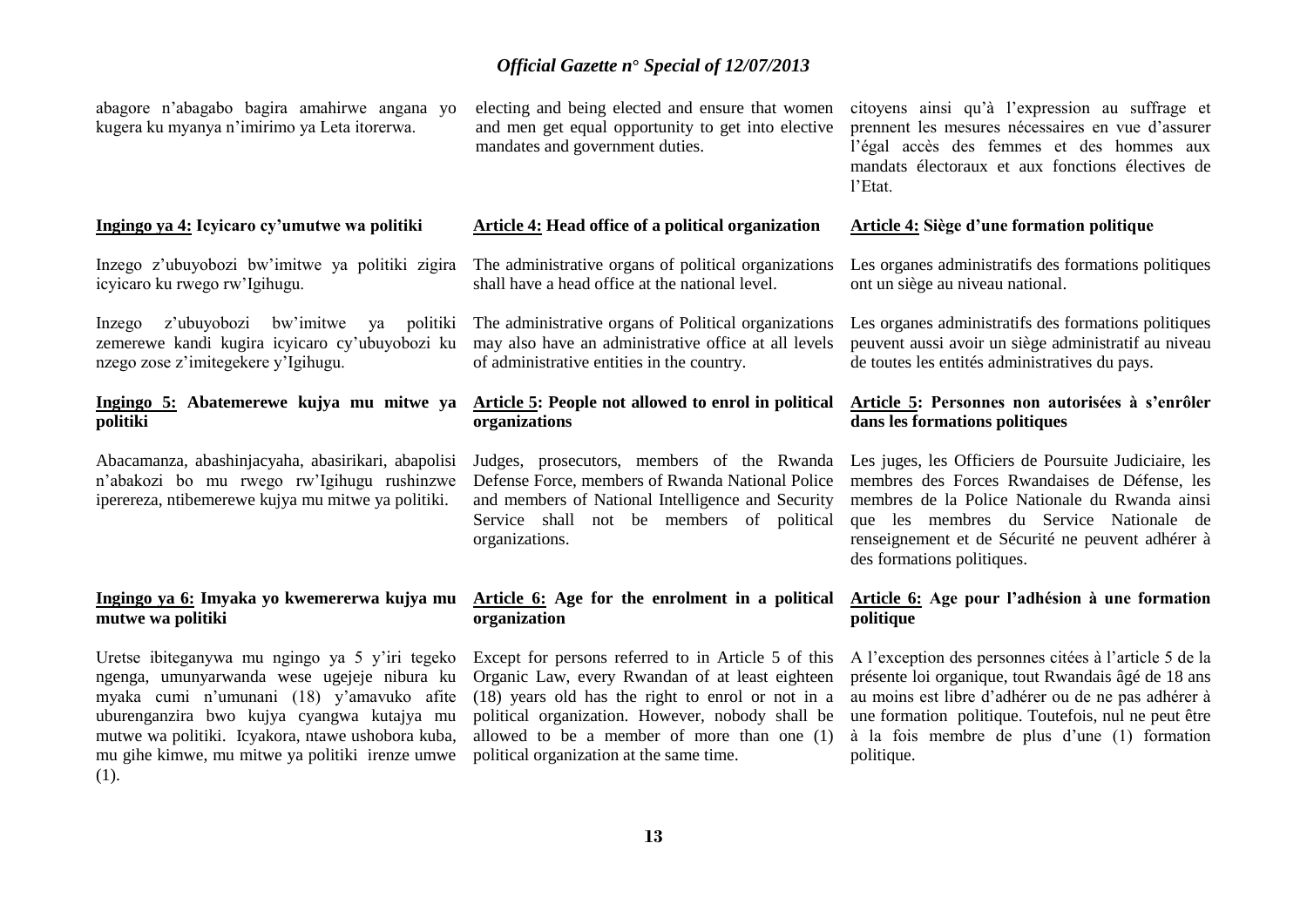abagore n'abagabo bagira amahirwe angana yo kugera ku myanya n'imirimo ya Leta itorerwa.

electing and being elected and ensure that women and men get equal opportunity to get into elective mandates and government duties.

citoyens ainsi qu'à l'expression au suffrage et prennent les mesures nécessaires en vue d'assurer l'égal accès des femmes et des hommes aux mandats électoraux et aux fonctions électives de l'Etat.

**Ingingo ya 4: Icyicaro cy'umutwe wa politiki**

Inzego z'ubuyobozi bw'imitwe ya politiki zigira icyicaro ku rwego rw'Igihugu.

Inzego z'ubuyobozi bw'imitwe ya politiki zemerewe kandi kugira icyicaro cy'ubuyobozi ku nzego zose z'imitegekere y'Igihugu.

**Article 4: Head office of a political organization**

The administrative organs of political organizations shall have a head office at the national level.

The administrative organs of Political organizations may also have an administrative office at all levels of administrative entities in the country.

**Article 4: Siège d'une formation politique**

Les organes administratifs des formations politiques ont un siège au niveau national.

Les organes administratifs des formations politiques peuvent aussi avoir un siège administratif au niveau de toutes les entités administratives du pays.

**Ingingo 5: Abatemerewe kujya mu mitwe ya politiki**

Abacamanza, abashinjacyaha, abasirikari, abapolisi n'abakozi bo mu rwego rw'Igihugu rushinzwe iperereza, ntibemerewe kujya mu mitwe ya politiki.

**Article 5: People not allowed to enrol in political organizations**

Judges, prosecutors, members of the Rwanda Defense Force, members of Rwanda National Police and members of National Intelligence and Security Service shall not be members of political organizations.

**Article 5: Personnes non autorisées à s'enrôler dans les formations politiques**

Les juges, les Officiers de Poursuite Judiciaire, les membres des Forces Rwandaises de Défense, les membres de la Police Nationale du Rwanda ainsi que les membres du Service Nationale de renseignement et de Sécurité ne peuvent adhérer à des formations politiques.

**Ingingo ya 6: Imyaka yo kwemererwa kujya mu mutwe wa politiki**

Uretse ibiteganywa mu ngingo ya 5 y'iri tegeko ngenga, umunyarwanda wese ugejeje nibura ku myaka cumi n'umunani (18) y'amavuko afite uburenganzira bwo kujya cyangwa kutajya mu mutwe wa politiki. Icyakora, ntawe ushobora kuba, mu gihe kimwe, mu mitwe ya politiki irenze umwe (1).

**Article 6: Age for the enrolment in a political organization**

Except for persons referred to in Article 5 of this Organic Law, every Rwandan of at least eighteen (18) years old has the right to enrol or not in a political organization. However, nobody shall be allowed to be a member of more than one (1) political organization at the same time.

**Article 6: Age pour l'adhésion à une formation politique**

A l'exception des personnes citées à l'article 5 de la présente loi organique, tout Rwandais âgé de 18 ans au moins est libre d'adhérer ou de ne pas adhérer à une formation politique. Toutefois, nul ne peut être à la fois membre de plus d'une (1) formation politique.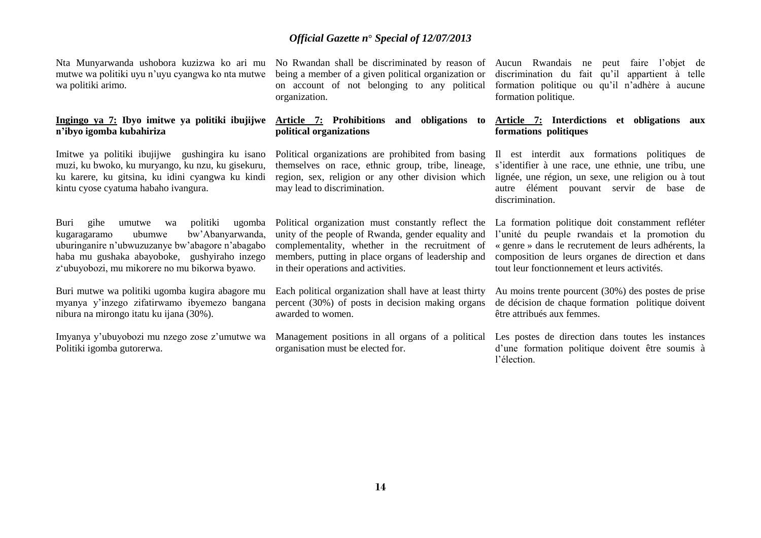Nta Munyarwanda ushobora kuzizwa ko ari mu mutwe wa politiki uyu n'uyu cyangwa ko nta mutwe wa politiki arimo.

**Ingingo ya 7: Ibyo imitwe ya politiki ibujijwe n'ibyo igomba kubahiriza**

Imitwe ya politiki ibujijwe gushingira ku isano muzi, ku bwoko, ku muryango, ku nzu, ku gisekuru, ku karere, ku gitsina, ku idini cyangwa ku kindi kintu cyose cyatuma habaho ivangura.

Buri gihe umutwe wa politiki ugomba kugaragaramo ubumwe bw'Abanyarwanda, uburinganire n'ubwuzuzanye bw'abagore n'abagabo haba mu gushaka abayoboke, gushyiraho inzego z'ubuyobozi, mu mikorere no mu bikorwa byawo.

Buri mutwe wa politiki ugomba kugira abagore mu myanya y'inzego zifatirwamo ibyemezo bangana nibura na mirongo itatu ku ijana (30%).

Imyanya y'ubuyobozi mu nzego zose z'umutwe wa Politiki igomba gutorerwa.

No Rwandan shall be discriminated by reason of being a member of a given political organization or on account of not belonging to any political organization.

**Article 7: Prohibitions and obligations to political organizations**

Political organizations are prohibited from basing themselves on race, ethnic group, tribe, lineage, region, sex, religion or any other division which may lead to discrimination.

Political organization must constantly reflect the unity of the people of Rwanda, gender equality and complementality, whether in the recruitment of members, putting in place organs of leadership and in their operations and activities.

Each political organization shall have at least thirty percent (30%) of posts in decision making organs awarded to women.

Management positions in all organs of a political organisation must be elected for.

Aucun Rwandais ne peut faire l'objet de discrimination du fait qu'il appartient à telle formation politique ou qu'il n'adhère à aucune formation politique.

**Article 7: Interdictions et obligations aux formations politiques**

Il est interdit aux formations politiques de s'identifier à une race, une ethnie, une tribu, une lignée, une région, un sexe, une religion ou à tout autre élément pouvant servir de base de discrimination.

La formation politique doit constamment refléter l'unité du peuple rwandais et la promotion du « genre » dans le recrutement de leurs adhérents, la composition de leurs organes de direction et dans tout leur fonctionnement et leurs activités.

Au moins trente pourcent (30%) des postes de prise de décision de chaque formation politique doivent être attribués aux femmes.

Les postes de direction dans toutes les instances d'une formation politique doivent être soumis à l'élection.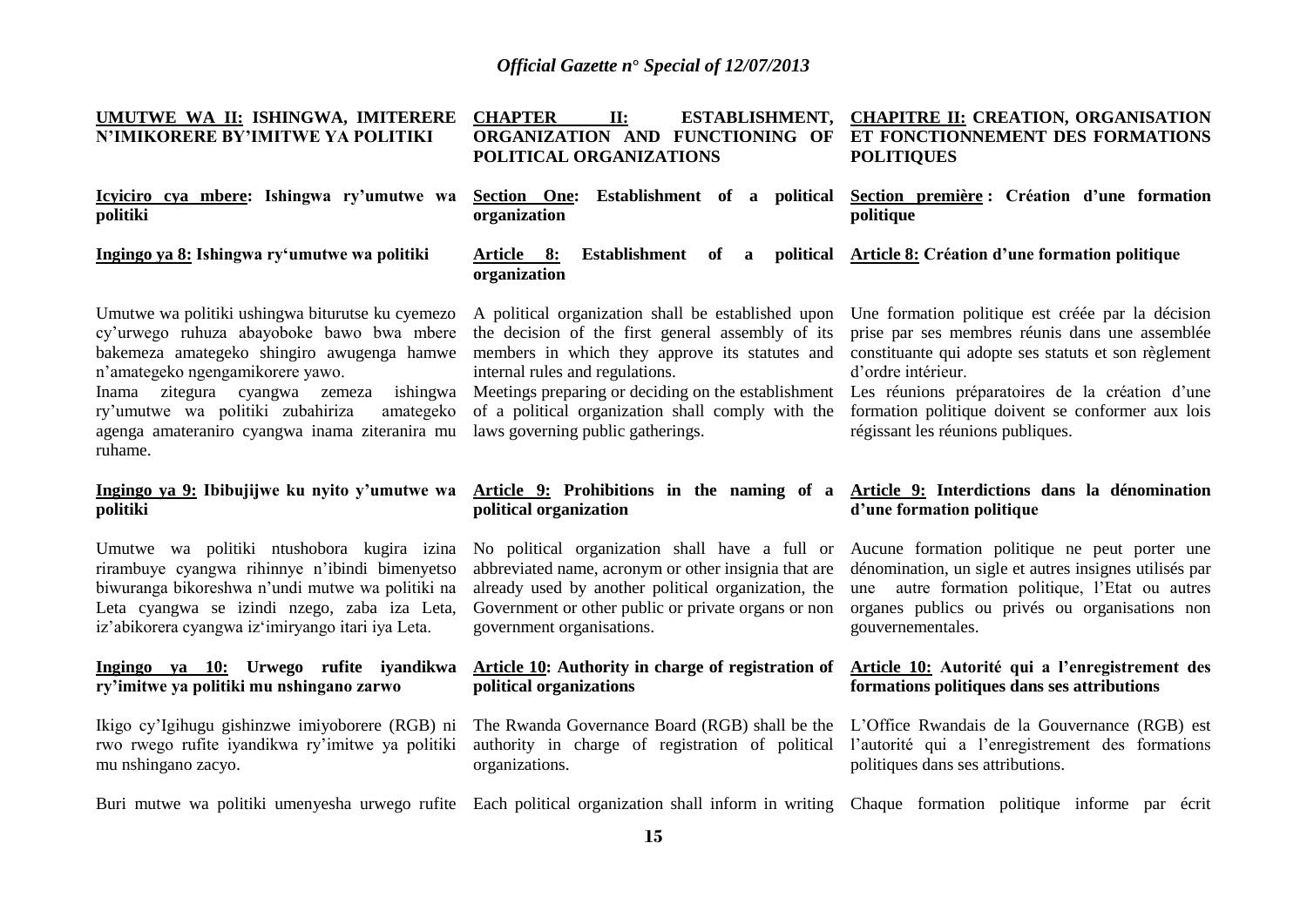**UMUTWE WA II: ISHINGWA, IMITERERE N'IMIKORERE BY'IMITWE YA POLITIKI**

**Icyiciro cya mbere: Ishingwa ry'umutwe wa politiki**

**Ingingo ya 8: Ishingwa ry'umutwe wa politiki**

Umutwe wa politiki ushingwa biturutse ku cyemezo cy'urwego ruhuza abayoboke bawo bwa mbere bakemeza amategeko shingiro awugenga hamwe n'amategeko ngengamikorere yawo.

Inama zitegura cyangwa zemeza ishingwa ry'umutwe wa politiki zubahiriza amategeko agenga amateraniro cyangwa inama ziteranira mu ruhame.

**Ingingo ya 9: Ibibujijwe ku nyito y'umutwe wa politiki**

Umutwe wa politiki ntushobora kugira izina rirambuye cyangwa rihinnye n'ibindi bimenyetso biwuranga bikoreshwa n'undi mutwe wa politiki na Leta cyangwa se izindi nzego, zaba iza Leta, iz'abikorera cyangwa iz'imiryango itari iya Leta.

**Ingingo ya 10: Urwego rufite iyandikwa ry'imitwe ya politiki mu nshingano zarwo**

Ikigo cy'Igihugu gishinzwe imiyoborere (RGB) ni rwo rwego rufite iyandikwa ry'imitwe ya politiki mu nshingano zacyo.

Buri mutwe wa politiki umenyesha urwego rufite

**CHAPTER II: ESTABLISHMENT, ORGANIZATION AND FUNCTIONING OF POLITICAL ORGANIZATIONS**

**Section One: Establishment of a political organization**

**Article 8: Establishment of a political organization**

A political organization shall be established upon the decision of the first general assembly of its members in which they approve its statutes and internal rules and regulations.

Meetings preparing or deciding on the establishment of a political organization shall comply with the laws governing public gatherings.

**Article 9: Prohibitions in the naming of a political organization**

No political organization shall have a full or abbreviated name, acronym or other insignia that are already used by another political organization, the Government or other public or private organs or non government organisations.

**Article 10: Authority in charge of registration of political organizations**

The Rwanda Governance Board (RGB) shall be the authority in charge of registration of political organizations.

Each political organization shall inform in writing

**CHAPITRE II: CREATION, ORGANISATION ET FONCTIONNEMENT DES FORMATIONS POLITIQUES**

**Section première : Création d'une formation politique**

**Article 8: Création d'une formation politique**

Une formation politique est créée par la décision prise par ses membres réunis dans une assemblée constituante qui adopte ses statuts et son règlement d'ordre intérieur.

Les réunions préparatoires de la création d'une formation politique doivent se conformer aux lois régissant les réunions publiques.

**Article 9: Interdictions dans la dénomination d'une formation politique**

Aucune formation politique ne peut porter une dénomination, un sigle et autres insignes utilisés par une autre formation politique, l'Etat ou autres organes publics ou privés ou organisations non gouvernementales.

**Article 10: Autorité qui a l'enregistrement des formations politiques dans ses attributions**

L'Office Rwandais de la Gouvernance (RGB) est l'autorité qui a l'enregistrement des formations politiques dans ses attributions.

Chaque formation politique informe par écrit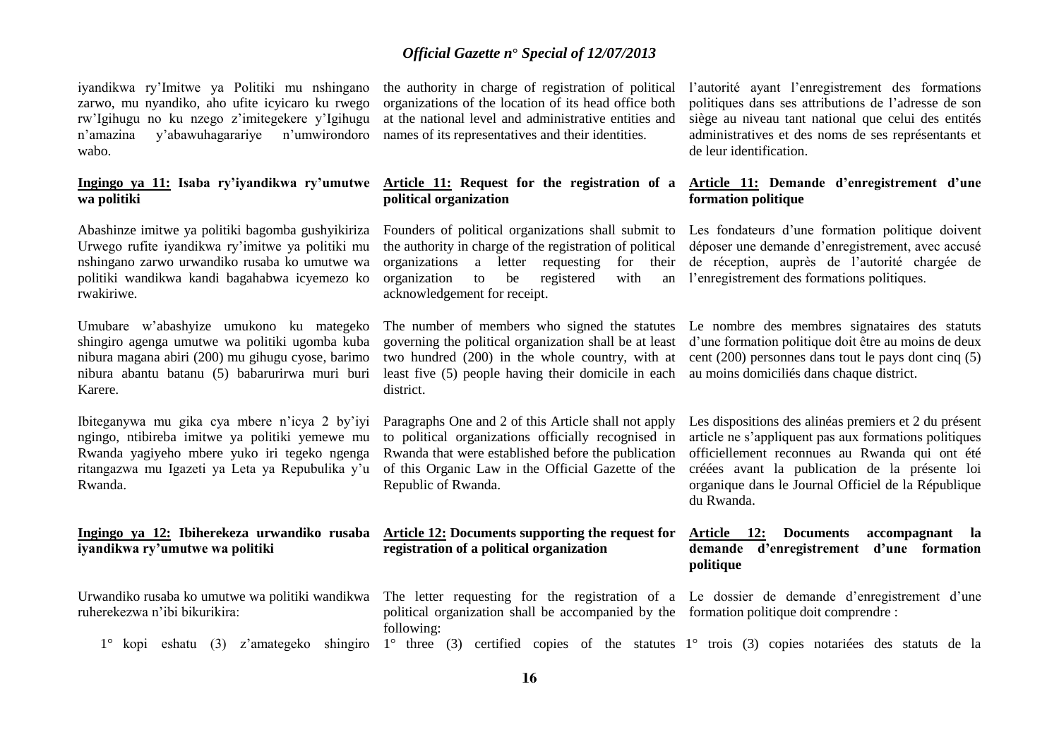iyandikwa ry'Imitwe ya Politiki mu nshingano zarwo, mu nyandiko, aho ufite icyicaro ku rwego rw'Igihugu no ku nzego z'imitegekere y'Igihugu n'amazina y'abawuhagarariye n'umwirondoro wabo.

the authority in charge of registration of political organizations of the location of its head office both at the national level and administrative entities and names of its representatives and their identities.

l'autorité ayant l'enregistrement des formations politiques dans ses attributions de l'adresse de son siège au niveau tant national que celui des entités administratives et des noms de ses représentants et de leur identification.

**Ingingo ya 11: Isaba ry'iyandikwa ry'umutwe wa politiki**

Abashinze imitwe ya politiki bagomba gushyikiriza Urwego rufite iyandikwa ry'imitwe ya politiki mu nshingano zarwo urwandiko rusaba ko umutwe wa politiki wandikwa kandi bagahabwa icyemezo ko rwakiriwe.

Umubare w'abashyize umukono ku mategeko shingiro agenga umutwe wa politiki ugomba kuba nibura magana abiri (200) mu gihugu cyose, barimo nibura abantu batanu (5) babarurirwa muri buri Karere.

Ibiteganywa mu gika cya mbere n'icya 2 by'iyi ngingo, ntibireba imitwe ya politiki yemewe mu Rwanda yagiyeho mbere yuko iri tegeko ngenga ritangazwa mu Igazeti ya Leta ya Repubulika y'u Rwanda.

**Article 11: Request for the registration of a political organization**

Founders of political organizations shall submit to the authority in charge of the registration of political organizations a letter requesting for their organization to be registered with an acknowledgement for receipt.

The number of members who signed the statutes governing the political organization shall be at least two hundred (200) in the whole country, with at least five (5) people having their domicile in each district.

Paragraphs One and 2 of this Article shall not apply to political organizations officially recognised in Rwanda that were established before the publication of this Organic Law in the Official Gazette of the Republic of Rwanda.

**Article 11: Demande d'enregistrement d'une formation politique**

Les fondateurs d'une formation politique doivent déposer une demande d'enregistrement, avec accusé de réception, auprès de l'autorité chargée de l'enregistrement des formations politiques.

Le nombre des membres signataires des statuts d'une formation politique doit être au moins de deux cent (200) personnes dans tout le pays dont cinq (5) au moins domiciliés dans chaque district.

Les dispositions des alinéas premiers et 2 du présent article ne s'appliquent pas aux formations politiques officiellement reconnues au Rwanda qui ont été créées avant la publication de la présente loi organique dans le Journal Officiel de la République du Rwanda.

**Ingingo ya 12: Ibiherekeza urwandiko rusaba iyandikwa ry'umutwe wa politiki**

Urwandiko rusaba ko umutwe wa politiki wandikwa ruherekezwa n'ibi bikurikira:

1° kopi eshatu (3) z'amategeko shingiro

**Article 12: Documents supporting the request for registration of a political organization**

The letter requesting for the registration of a political organization shall be accompanied by the following:

1° three (3) certified copies of the statutes

**Article 12: Documents accompagnant la demande d'enregistrement d'une formation politique**

Le dossier de demande d'enregistrement d'une formation politique doit comprendre :

1° trois (3) copies notariées des statuts de la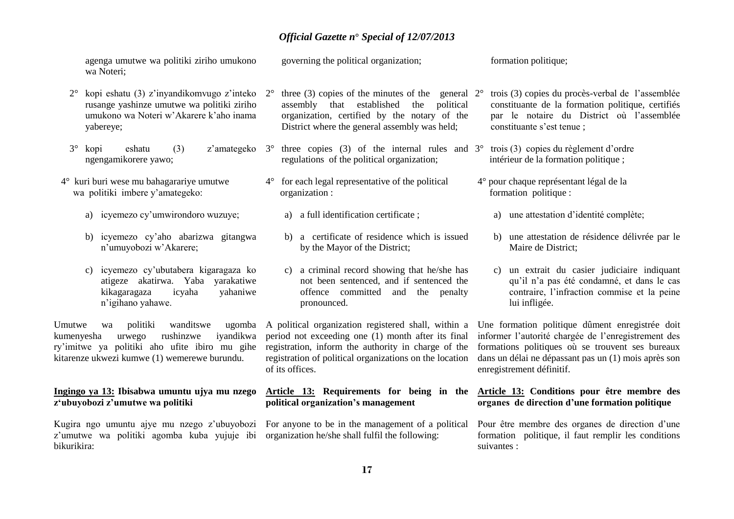agenga umutwe wa politiki ziriho umukono wa Noteri;

2° kopi eshatu (3) z'inyandikomvugo z'inteko rusange yashinze umutwe wa politiki ziriho umukono wa Noteri w'Akarere k'aho inama yabereye;

3° kopi eshatu (3) z'amategeko ngengamikorere yawo;

4° kuri buri wese mu bahagarariye umutwe wa politiki imbere y'amategeko:

a) icyemezo cy'umwirondoro wuzuye;

b) icyemezo cy'aho abarizwa gitangwa n'umuyobozi w'Akarere;

c) icyemezo cy'ubutabera kigaragaza ko atigeze akatirwa. Yaba yarakatiwe kikagaragaza icyaha yahaniwe n'igihano yahawe.

Umutwe wa politiki wanditswe ugomba kumenyesha urwego rushinzwe iyandikwa ry'imitwe ya politiki aho ufite ibiro mu gihe kitarenze ukwezi kumwe (1) wemerewe burundu.

**Ingingo ya 13: Ibisabwa umuntu ujya mu nzego z'ubuyobozi z'umutwe wa politiki**

Kugira ngo umuntu ajye mu nzego z'ubuyobozi z'umutwe wa politiki agomba kuba yujuje ibi bikurikira:

governing the political organization;

2° three (3) copies of the minutes of the general assembly that established the political organization, certified by the notary of the District where the general assembly was held;

3° three copies (3) of the internal rules and regulations of the political organization;

4° for each legal representative of the political organization :

a) a full identification certificate ;

b) a certificate of residence which is issued by the Mayor of the District;

c) a criminal record showing that he/she has not been sentenced, and if sentenced the offence committed and the penalty pronounced.

A political organization registered shall, within a period not exceeding one (1) month after its final registration, inform the authority in charge of the registration of political organizations on the location of its offices.

**Article 13: Requirements for being in the political organization's management**

For anyone to be in the management of a political organization he/she shall fulfil the following:

formation politique;

2° trois (3) copies du procès-verbal de l'assemblée constituante de la formation politique, certifiés par le notaire du District où l'assemblée constituante s'est tenue ;

3° trois (3) copies du règlement d'ordre intérieur de la formation politique ;

4° pour chaque représentant légal de la formation politique :

a) une attestation d'identité complète;

b) une attestation de résidence délivrée par le Maire de District;

c) un extrait du casier judiciaire indiquant qu'il n'a pas été condamné, et dans le cas contraire, l'infraction commise et la peine lui infligée.

Une formation politique dûment enregistrée doit informer l'autorité chargée de l'enregistrement des formations politiques où se trouvent ses bureaux dans un délai ne dépassant pas un (1) mois après son enregistrement définitif.

**Article 13: Conditions pour être membre des organes de direction d'une formation politique**

Pour être membre des organes de direction d'une formation politique, il faut remplir les conditions suivantes :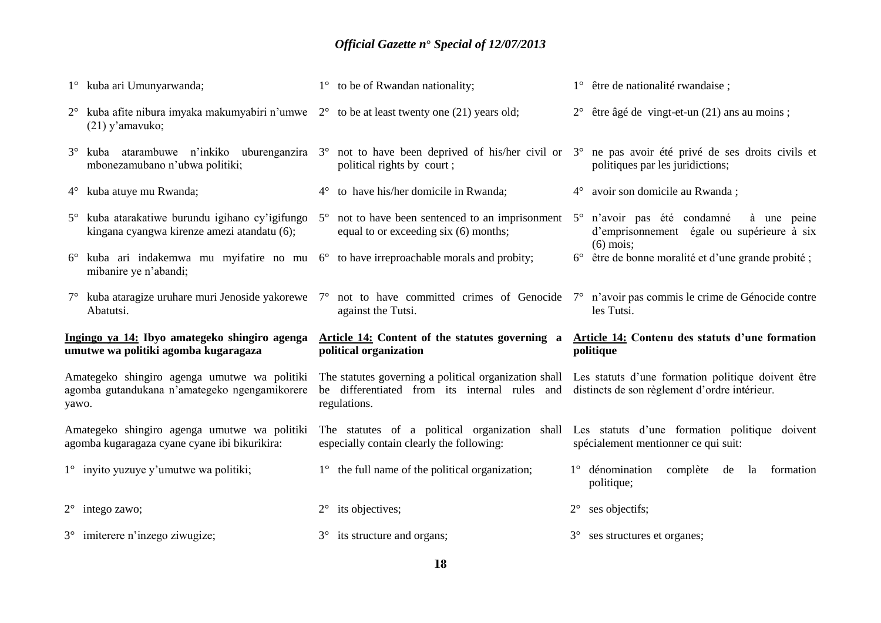1° kuba ari Umunyarwanda;

2° kuba afite nibura imyaka makumyabiri n'umwe (21) y'amavuko;

3° kuba atarambuwe n'inkiko uburenganzira mbonezamubano n'ubwa politiki;

4° kuba atuye mu Rwanda;

5° kuba atarakatiwe burundu igihano cy'igifungo kingana cyangwa kirenze amezi atandatu (6);

6° kuba ari indakemwa mu myifatire no mu mibanire ye n'abandi;

7° kuba ataragize uruhare muri Jenoside yakorewe Abatutsi.

**Ingingo ya 14: Ibyo amategeko shingiro agenga umutwe wa politiki agomba kugaragaza**

Amategeko shingiro agenga umutwe wa politiki agomba gutandukana n'amategeko ngengamikorere yawo.

Amategeko shingiro agenga umutwe wa politiki agomba kugaragaza cyane cyane ibi bikurikira:

1° inyito yuzuye y'umutwe wa politiki;

2° intego zawo;

3° imiterere n'inzego ziwugize;

1° to be of Rwandan nationality;

2° to be at least twenty one (21) years old;

3° not to have been deprived of his/her civil or political rights by court ;

4° to have his/her domicile in Rwanda;

5° not to have been sentenced to an imprisonment equal to or exceeding six (6) months;

6° to have irreproachable morals and probity;

7° not to have committed crimes of Genocide against the Tutsi.

**Article 14: Content of the statutes governing a political organization**

The statutes governing a political organization shall be differentiated from its internal rules and regulations.

The statutes of a political organization shall especially contain clearly the following:

1° the full name of the political organization;

2° its objectives;

3° its structure and organs;

1° être de nationalité rwandaise ;

2° être âgé de vingt-et-un (21) ans au moins ;

3° ne pas avoir été privé de ses droits civils et politiques par les juridictions;

4° avoir son domicile au Rwanda ;

5° n'avoir pas été condamné à une peine d'emprisonnement égale ou supérieure à six (6) mois;

6° être de bonne moralité et d'une grande probité ;

7° n'avoir pas commis le crime de Génocide contre les Tutsi.

**Article 14: Contenu des statuts d'une formation politique**

Les statuts d'une formation politique doivent être distincts de son règlement d'ordre intérieur.

Les statuts d'une formation politique doivent spécialement mentionner ce qui suit:

1° dénomination complète de la formation politique;

2° ses objectifs;

3° ses structures et organes;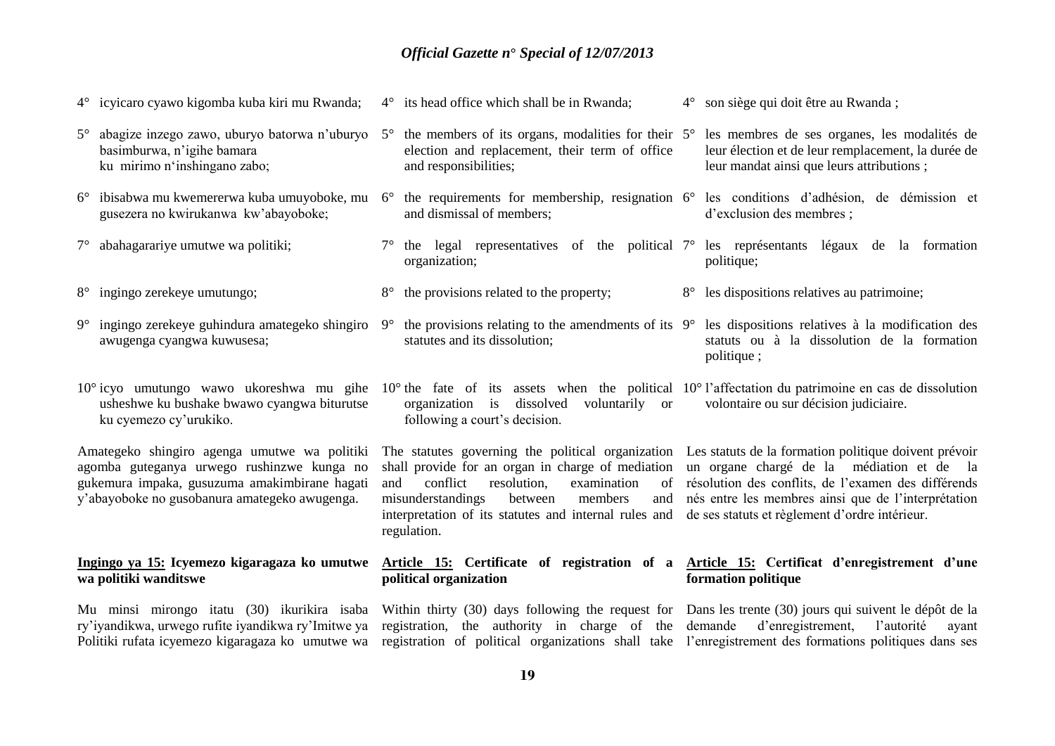4° icyicaro cyawo kigomba kuba kiri mu Rwanda;

5° abagize inzego zawo, uburyo batorwa n'uburyo basimburwa, n'igihe bamara ku mirimo n'inshingano zabo;

6° ibisabwa mu kwemererwa kuba umuyoboke, mu gusezera no kwirukanwa kw'abayoboke;

7° abahagarariye umutwe wa politiki;

8° ingingo zerekeye umutungo;

9° ingingo zerekeye guhindura amategeko shingiro awugenga cyangwa kuwusesa;

10° icyo umutungo wawo ukoreshwa mu gihe usheshwe ku bushake bwawo cyangwa biturutse ku cyemezo cy'urukiko.

Amategeko shingiro agenga umutwe wa politiki agomba guteganya urwego rushinzwe kunga no gukemura impaka, gusuzuma amakimbirane hagati y'abayoboke no gusobanura amategeko awugenga.

**Ingingo ya 15: Icyemezo kigaragaza ko umutwe wa politiki wanditswe**

Mu minsi mirongo itatu (30) ikurikira isaba ry'iyandikwa, urwego rufite iyandikwa ry'Imitwe ya Politiki rufata icyemezo kigaragaza ko umutwe wa

4° its head office which shall be in Rwanda;

5° the members of its organs, modalities for their election and replacement, their term of office and responsibilities;

6° the requirements for membership, resignation and dismissal of members;

7° the legal representatives of the political organization;

8° the provisions related to the property;

9° the provisions relating to the amendments of its statutes and its dissolution;

10° the fate of its assets when the political organization is dissolved voluntarily or following a court's decision.

The statutes governing the political organization shall provide for an organ in charge of mediation and conflict resolution, examination of misunderstandings between members and interpretation of its statutes and internal rules and regulation.

**Article 15: Certificate of registration of a political organization**

Within thirty (30) days following the request for registration, the authority in charge of the registration of political organizations shall take

4° son siège qui doit être au Rwanda ;

5° les membres de ses organes, les modalités de leur élection et de leur remplacement, la durée de leur mandat ainsi que leurs attributions ;

6° les conditions d'adhésion, de démission et d'exclusion des membres ;

7° les représentants légaux de la formation politique;

8° les dispositions relatives au patrimoine;

9° les dispositions relatives à la modification des statuts ou à la dissolution de la formation politique ;

10° l'affectation du patrimoine en cas de dissolution volontaire ou sur décision judiciaire.

Les statuts de la formation politique doivent prévoir un organe chargé de la médiation et de la résolution des conflits, de l'examen des différends nés entre les membres ainsi que de l'interprétation de ses statuts et règlement d'ordre intérieur.

**Article 15: Certificat d'enregistrement d'une formation politique**

Dans les trente (30) jours qui suivent le dépôt de la demande d'enregistrement, l'autorité ayant l'enregistrement des formations politiques dans ses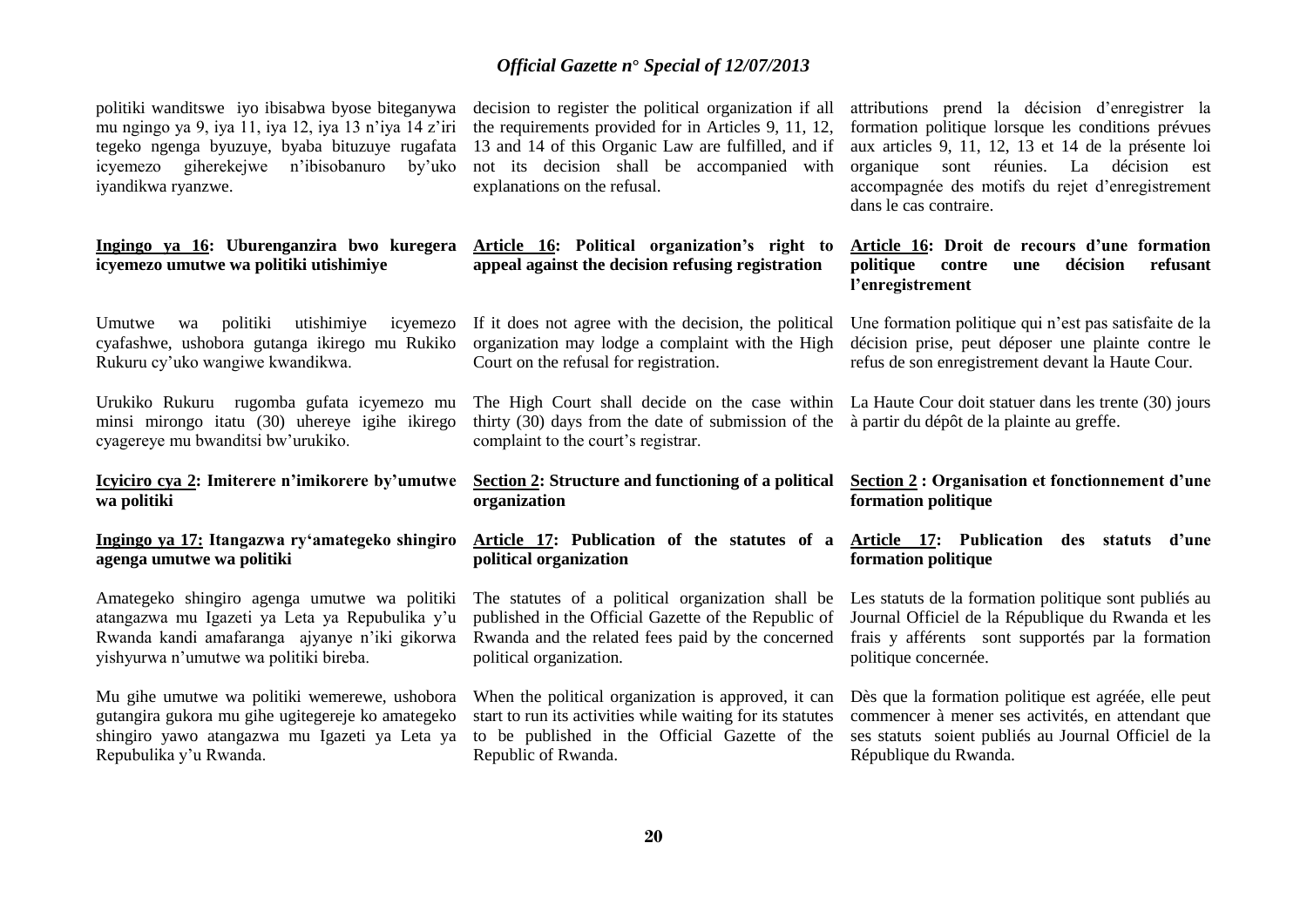politiki wanditswe iyo ibisabwa byose biteganywa mu ngingo ya 9, iya 11, iya 12, iya 13 n'iya 14 z'iri tegeko ngenga byuzuye, byaba bituzuye rugafata icyemezo giherekejwe n'ibisobanuro by'uko iyandikwa ryanzwe.

**Ingingo ya 16: Uburenganzira bwo kuregera icyemezo umutwe wa politiki utishimiye**

Umutwe wa politiki utishimiye icyemezo cyafashwe, ushobora gutanga ikirego mu Rukiko Rukuru cy'uko wangiwe kwandikwa.

Urukiko Rukuru rugomba gufata icyemezo mu minsi mirongo itatu (30) uhereye igihe ikirego cyagereye mu bwanditsi bw'urukiko.

**Icyiciro cya 2: Imiterere n'imikorere by'umutwe wa politiki**

**Ingingo ya 17: Itangazwa ry'amategeko shingiro agenga umutwe wa politiki**

Amategeko shingiro agenga umutwe wa politiki atangazwa mu Igazeti ya Leta ya Repubulika y'u Rwanda kandi amafaranga ajyanye n'iki gikorwa yishyurwa n'umutwe wa politiki bireba.

Mu gihe umutwe wa politiki wemerewe, ushobora gutangira gukora mu gihe ugitegereje ko amategeko shingiro yawo atangazwa mu Igazeti ya Leta ya Repubulika y'u Rwanda.

decision to register the political organization if all the requirements provided for in Articles 9, 11, 12, 13 and 14 of this Organic Law are fulfilled, and if not its decision shall be accompanied with explanations on the refusal.

**Article 16: Political organization's right to appeal against the decision refusing registration**

If it does not agree with the decision, the political organization may lodge a complaint with the High Court on the refusal for registration.

The High Court shall decide on the case within thirty (30) days from the date of submission of the complaint to the court's registrar.

**Section 2: Structure and functioning of a political organization**

**Article 17: Publication of the statutes of a political organization**

The statutes of a political organization shall be published in the Official Gazette of the Republic of Rwanda and the related fees paid by the concerned political organization.

When the political organization is approved, it can start to run its activities while waiting for its statutes to be published in the Official Gazette of the Republic of Rwanda.

attributions prend la décision d'enregistrer la formation politique lorsque les conditions prévues aux articles 9, 11, 12, 13 et 14 de la présente loi organique sont réunies. La décision est accompagnée des motifs du rejet d'enregistrement dans le cas contraire.

**Article 16: Droit de recours d'une formation politique contre une décision refusant l'enregistrement**

Une formation politique qui n'est pas satisfaite de la décision prise, peut déposer une plainte contre le refus de son enregistrement devant la Haute Cour.

La Haute Cour doit statuer dans les trente (30) jours à partir du dépôt de la plainte au greffe.

**Section 2 : Organisation et fonctionnement d'une formation politique**

**Article 17: Publication des statuts d'une formation politique**

Les statuts de la formation politique sont publiés au Journal Officiel de la République du Rwanda et les frais y afférents sont supportés par la formation politique concernée.

Dès que la formation politique est agréée, elle peut commencer à mener ses activités, en attendant que ses statuts soient publiés au Journal Officiel de la République du Rwanda.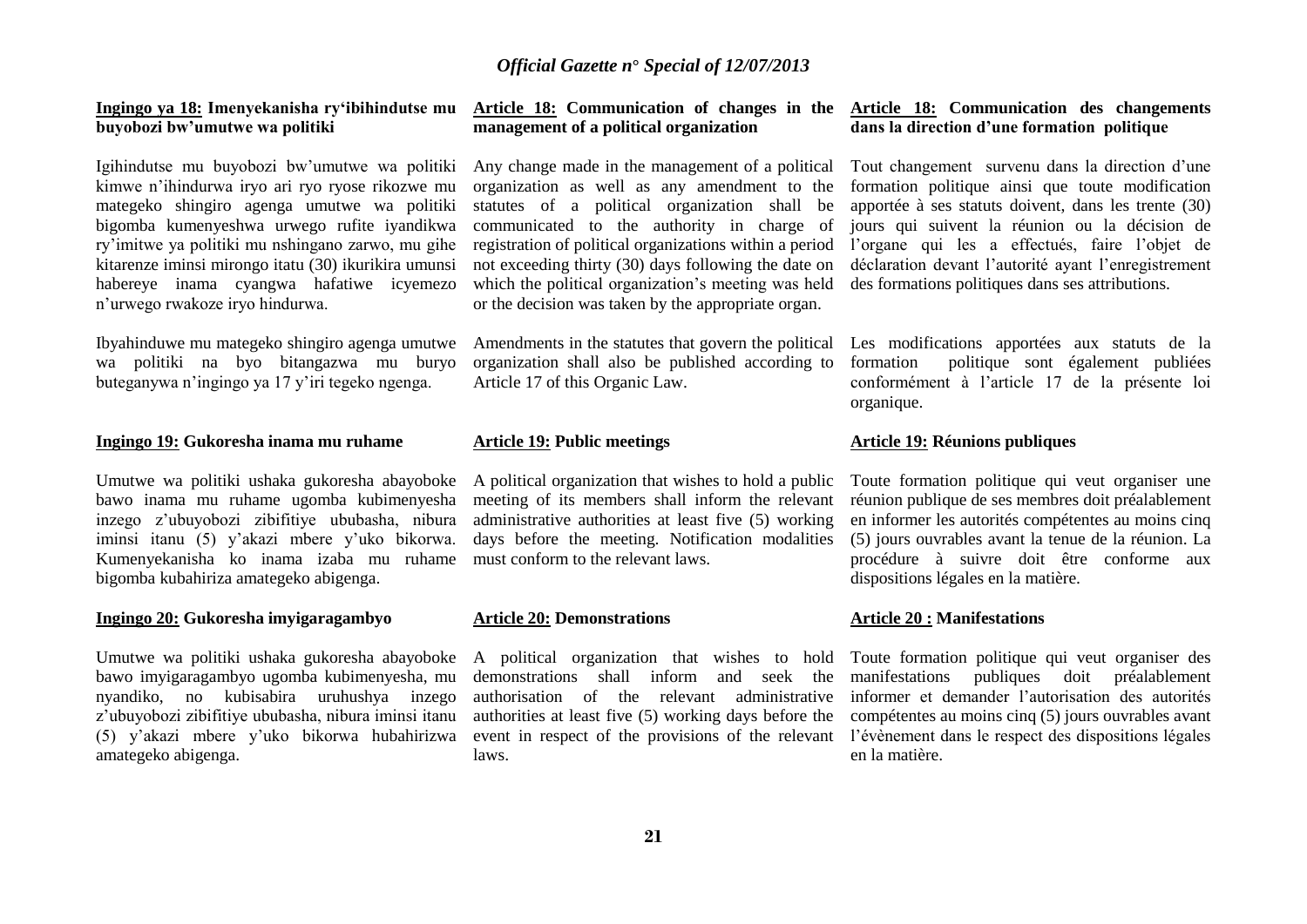**Ingingo ya 18: Imenyekanisha ry'ibihindutse mu buyobozi bw'umutwe wa politiki**

Igihindutse mu buyobozi bw'umutwe wa politiki kimwe n'ihindurwa iryo ari ryo ryose rikozwe mu mategeko shingiro agenga umutwe wa politiki bigomba kumenyeshwa urwego rufite iyandikwa ry'imitwe ya politiki mu nshingano zarwo, mu gihe kitarenze iminsi mirongo itatu (30) ikurikira umunsi habereye inama cyangwa hafatiwe icyemezo n'urwego rwakoze iryo hindurwa.

Ibyahinduwe mu mategeko shingiro agenga umutwe wa politiki na byo bitangazwa mu buryo buteganywa n'ingingo ya 17 y'iri tegeko ngenga.

**Ingingo 19: Gukoresha inama mu ruhame**

Umutwe wa politiki ushaka gukoresha abayoboke bawo inama mu ruhame ugomba kubimenyesha inzego z'ubuyobozi zibifitiye ububasha, nibura iminsi itanu (5) y'akazi mbere y'uko bikorwa. Kumenyekanisha ko inama izaba mu ruhame bigomba kubahiriza amategeko abigenga.

**Ingingo 20: Gukoresha imyigaragambyo**

Umutwe wa politiki ushaka gukoresha abayoboke bawo imyigaragambyo ugomba kubimenyesha, mu nyandiko, no kubisabira uruhushya inzego z'ubuyobozi zibifitiye ububasha, nibura iminsi itanu (5) y'akazi mbere y'uko bikorwa hubahirizwa amategeko abigenga.

**Article 18: Communication of changes in the management of a political organization**

Any change made in the management of a political organization as well as any amendment to the statutes of a political organization shall be communicated to the authority in charge of registration of political organizations within a period not exceeding thirty (30) days following the date on which the political organization's meeting was held or the decision was taken by the appropriate organ.

Amendments in the statutes that govern the political organization shall also be published according to Article 17 of this Organic Law.

**Article 19: Public meetings**

A political organization that wishes to hold a public meeting of its members shall inform the relevant administrative authorities at least five (5) working days before the meeting. Notification modalities must conform to the relevant laws.

**Article 20: Demonstrations**

A political organization that wishes to hold demonstrations shall inform and seek the authorisation of the relevant administrative authorities at least five (5) working days before the event in respect of the provisions of the relevant laws.

**Article 18: Communication des changements dans la direction d'une formation politique**

Tout changement survenu dans la direction d'une formation politique ainsi que toute modification apportée à ses statuts doivent, dans les trente (30) jours qui suivent la réunion ou la décision de l'organe qui les a effectués, faire l'objet de déclaration devant l'autorité ayant l'enregistrement des formations politiques dans ses attributions.

Les modifications apportées aux statuts de la formation politique sont également publiées conformément à l'article 17 de la présente loi organique.

**Article 19: Réunions publiques**

Toute formation politique qui veut organiser une réunion publique de ses membres doit préalablement en informer les autorités compétentes au moins cinq (5) jours ouvrables avant la tenue de la réunion. La procédure à suivre doit être conforme aux dispositions légales en la matière.

**Article 20 : Manifestations**

Toute formation politique qui veut organiser des manifestations publiques doit préalablement informer et demander l'autorisation des autorités compétentes au moins cinq (5) jours ouvrables avant l'évènement dans le respect des dispositions légales en la matière.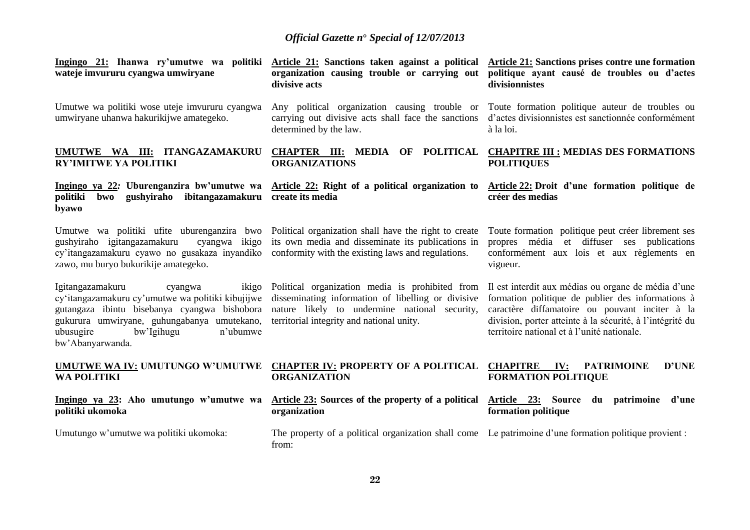**Ingingo 21: Ihanwa ry'umutwe wa politiki wateje imvururu cyangwa umwiryane**

Umutwe wa politiki wose uteje imvururu cyangwa umwiryane uhanwa hakurikijwe amategeko.

**UMUTWE WA III: ITANGAZAMAKURU RY'IMITWE YA POLITIKI**

**Ingingo ya 22: Uburenganzira bw'umutwe wa politiki bwo gushyiraho ibitangazamakuru byawo**

Umutwe wa politiki ufite uburenganzira bwo gushyiraho igitangazamakuru cyangwa ikigo cy'itangazamakuru cyawo no gusakaza inyandiko zawo, mu buryo bukurikije amategeko.

Igitangazamakuru cyangwa ikigo cy'itangazamakuru cy'umutwe wa politiki kibujijwe gutangaza ibintu bisebanya cyangwa bishobora gukurura umwiryane, guhungabanya umutekano, ubusugire bw'Igihugu n'ubumwe bw'Abanyarwanda.

**UMUTWE WA IV: UMUTUNGO W'UMUTWE WA POLITIKI**

**Ingingo ya 23: Aho umutungo w'umutwe wa politiki ukomoka**

Umutungo w'umutwe wa politiki ukomoka:

**Article 21: Sanctions taken against a political organization causing trouble or carrying out divisive acts**

Any political organization causing trouble or carrying out divisive acts shall face the sanctions determined by the law.

**CHAPTER III: MEDIA OF POLITICAL ORGANIZATIONS**

**Article 22: Right of a political organization to create its media**

Political organization shall have the right to create its own media and disseminate its publications in conformity with the existing laws and regulations.

Political organization media is prohibited from disseminating information of libelling or divisive nature likely to undermine national security, territorial integrity and national unity.

**CHAPTER IV: PROPERTY OF A POLITICAL ORGANIZATION**

**Article 23: Sources of the property of a political organization**

The property of a political organization shall come from:

**Article 21: Sanctions prises contre une formation politique ayant causé de troubles ou d'actes divisionnistes**

Toute formation politique auteur de troubles ou d'actes divisionnistes est sanctionnée conformément à la loi.

**CHAPITRE III : MEDIAS DES FORMATIONS POLITIQUES**

**Article 22: Droit d'une formation politique de créer des medias**

Toute formation politique peut créer librement ses propres média et diffuser ses publications conformément aux lois et aux règlements en vigueur.

Il est interdit aux médias ou organe de média d'une formation politique de publier des informations à caractère diffamatoire ou pouvant inciter à la division, porter atteinte à la sécurité, à l'intégrité du territoire national et à l'unité nationale.

**CHAPITRE IV: PATRIMOINE D'UNE FORMATION POLITIQUE**

**Article 23: Source du patrimoine d'une formation politique**

Le patrimoine d'une formation politique provient :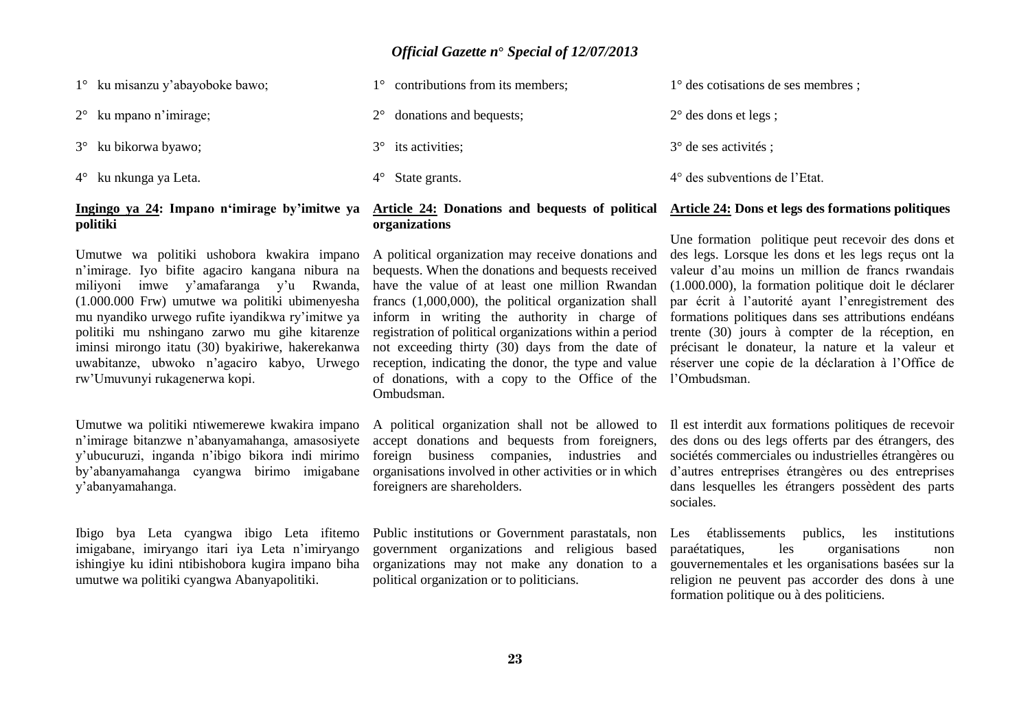1° ku misanzu y'abayoboke bawo;

2° ku mpano n'imirage;

3° ku bikorwa byawo;

4° ku nkunga ya Leta.

**Ingingo ya 24: Impano n'imirage by'imitwe ya politiki**

Umutwe wa politiki ushobora kwakira impano n'imirage. Iyo bifite agaciro kangana nibura na miliyoni imwe y'amafaranga y'u Rwanda, (1.000.000 Frw) umutwe wa politiki ubimenyesha mu nyandiko urwego rufite iyandikwa ry'imitwe ya politiki mu nshingano zarwo mu gihe kitarenze iminsi mirongo itatu (30) byakiriwe, hakerekanwa uwabitanze, ubwoko n'agaciro kabyo, Urwego rw'Umuvunyi rukagenerwa kopi.

Umutwe wa politiki ntiwemerewe kwakira impano n'imirage bitanzwe n'abanyamahanga, amasosiyete y'ubucuruzi, inganda n'ibigo bikora indi mirimo by'abanyamahanga cyangwa birimo imigabane y'abanyamahanga.

Ibigo bya Leta cyangwa ibigo Leta ifitemo imigabane, imiryango itari iya Leta n'imiryango ishingiye ku idini ntibishobora kugira impano biha umutwe wa politiki cyangwa Abanyapolitiki.

1° contributions from its members;

2° donations and bequests;

3° its activities;

4° State grants.

**Article 24: Donations and bequests of political organizations**

A political organization may receive donations and bequests. When the donations and bequests received have the value of at least one million Rwandan francs (1,000,000), the political organization shall inform in writing the authority in charge of registration of political organizations within a period not exceeding thirty (30) days from the date of reception, indicating the donor, the type and value of donations, with a copy to the Office of the Ombudsman.

A political organization shall not be allowed to accept donations and bequests from foreigners, foreign business companies, industries and organisations involved in other activities or in which foreigners are shareholders.

Public institutions or Government parastatals, non government organizations and religious based organizations may not make any donation to a political organization or to politicians.

1° des cotisations de ses membres ;

2° des dons et legs ;

3° de ses activités ;

4° des subventions de l'Etat.

**Article 24: Dons et legs des formations politiques**

Une formation politique peut recevoir des dons et des legs. Lorsque les dons et les legs reçus ont la valeur d'au moins un million de francs rwandais (1.000.000), la formation politique doit le déclarer par écrit à l'autorité ayant l'enregistrement des formations politiques dans ses attributions endéans trente (30) jours à compter de la réception, en précisant le donateur, la nature et la valeur et réserver une copie de la déclaration à l'Office de l'Ombudsman.

Il est interdit aux formations politiques de recevoir des dons ou des legs offerts par des étrangers, des sociétés commerciales ou industrielles étrangères ou d'autres entreprises étrangères ou des entreprises dans lesquelles les étrangers possèdent des parts sociales.

Les établissements publics, les institutions paraétatiques, les organisations non gouvernementales et les organisations basées sur la religion ne peuvent pas accorder des dons à une formation politique ou à des politiciens.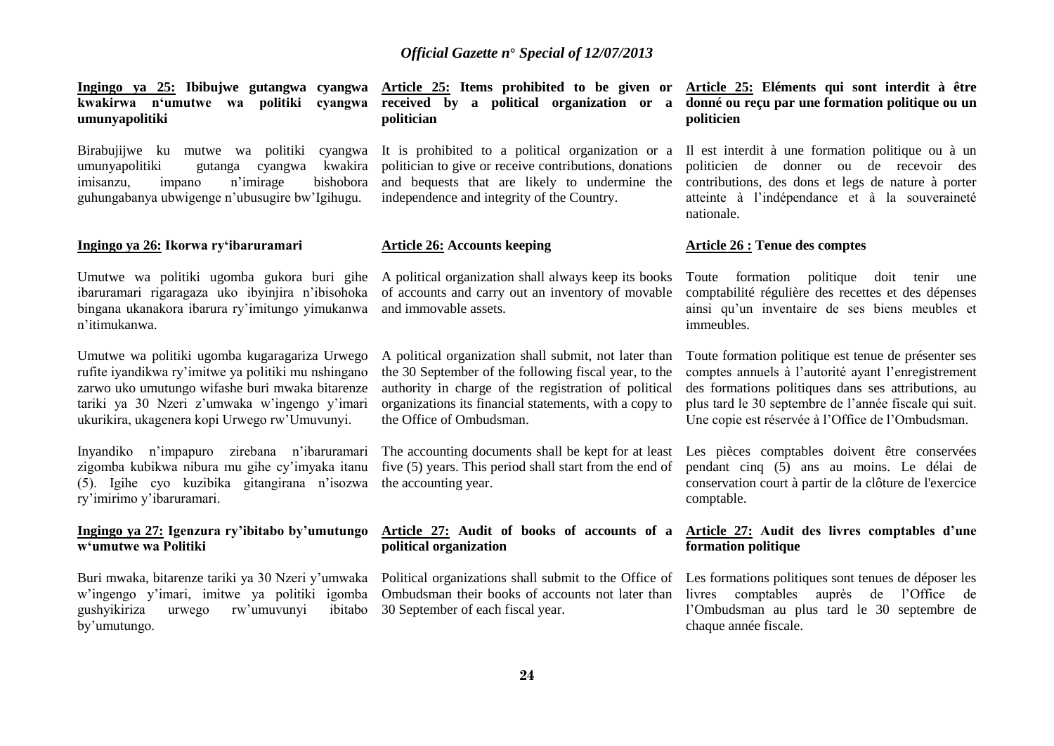**Ingingo ya 25: Ibibujwe gutangwa cyangwa kwakirwa n'umutwe wa politiki cyangwa umunyapolitiki**

Birabujijwe ku mutwe wa politiki cyangwa umunyapolitiki gutanga cyangwa kwakira imisanzu, impano n'imirage bishobora guhungabanya ubwigenge n'ubusugire bw'Igihugu.

**Ingingo ya 26: Ikorwa ry'ibaruramari**

Umutwe wa politiki ugomba gukora buri gihe ibaruramari rigaragaza uko ibyinjira n'ibisohoka bingana ukanakora ibarura ry'imitungo yimukanwa n'itimukanwa.

Umutwe wa politiki ugomba kugaragariza Urwego rufite iyandikwa ry'imitwe ya politiki mu nshingano zarwo uko umutungo wifashe buri mwaka bitarenze tariki ya 30 Nzeri z'umwaka w'ingengo y'imari ukurikira, ukagenera kopi Urwego rw'Umuvunyi.

Inyandiko n'impapuro zirebana n'ibaruramari zigomba kubikwa nibura mu gihe cy'imyaka itanu (5). Igihe cyo kuzibika gitangirana n'isozwa ry'imirimo y'ibaruramari.

**Ingingo ya 27: Igenzura ry'ibitabo by'umutungo w'umutwe wa Politiki**

Buri mwaka, bitarenze tariki ya 30 Nzeri y'umwaka w'ingengo y'imari, imitwe ya politiki igomba gushyikiriza urwego rw'umuvunyi ibitabo by'umutungo.

**Article 25: Items prohibited to be given or received by a political organization or a politician**

It is prohibited to a political organization or a politician to give or receive contributions, donations and bequests that are likely to undermine the independence and integrity of the Country.

**Article 26: Accounts keeping**

A political organization shall always keep its books of accounts and carry out an inventory of movable and immovable assets.

A political organization shall submit, not later than the 30 September of the following fiscal year, to the authority in charge of the registration of political organizations its financial statements, with a copy to the Office of Ombudsman.

The accounting documents shall be kept for at least five (5) years. This period shall start from the end of the accounting year.

**Article 27: Audit of books of accounts of a political organization**

Political organizations shall submit to the Office of Ombudsman their books of accounts not later than 30 September of each fiscal year.

**Article 25: Eléments qui sont interdit à être donné ou reçu par une formation politique ou un politicien**

Il est interdit à une formation politique ou à un politicien de donner ou de recevoir des contributions, des dons et legs de nature à porter atteinte à l'indépendance et à la souveraineté nationale.

**Article 26 : Tenue des comptes**

Toute formation politique doit tenir une comptabilité régulière des recettes et des dépenses ainsi qu'un inventaire de ses biens meubles et immeubles.

Toute formation politique est tenue de présenter ses comptes annuels à l'autorité ayant l'enregistrement des formations politiques dans ses attributions, au plus tard le 30 septembre de l'année fiscale qui suit. Une copie est réservée à l'Office de l'Ombudsman.

Les pièces comptables doivent être conservées pendant cinq (5) ans au moins. Le délai de conservation court à partir de la clôture de l'exercice comptable.

**Article 27: Audit des livres comptables d'une formation politique**

Les formations politiques sont tenues de déposer les livres comptables auprès de l'Office de l'Ombudsman au plus tard le 30 septembre de chaque année fiscale.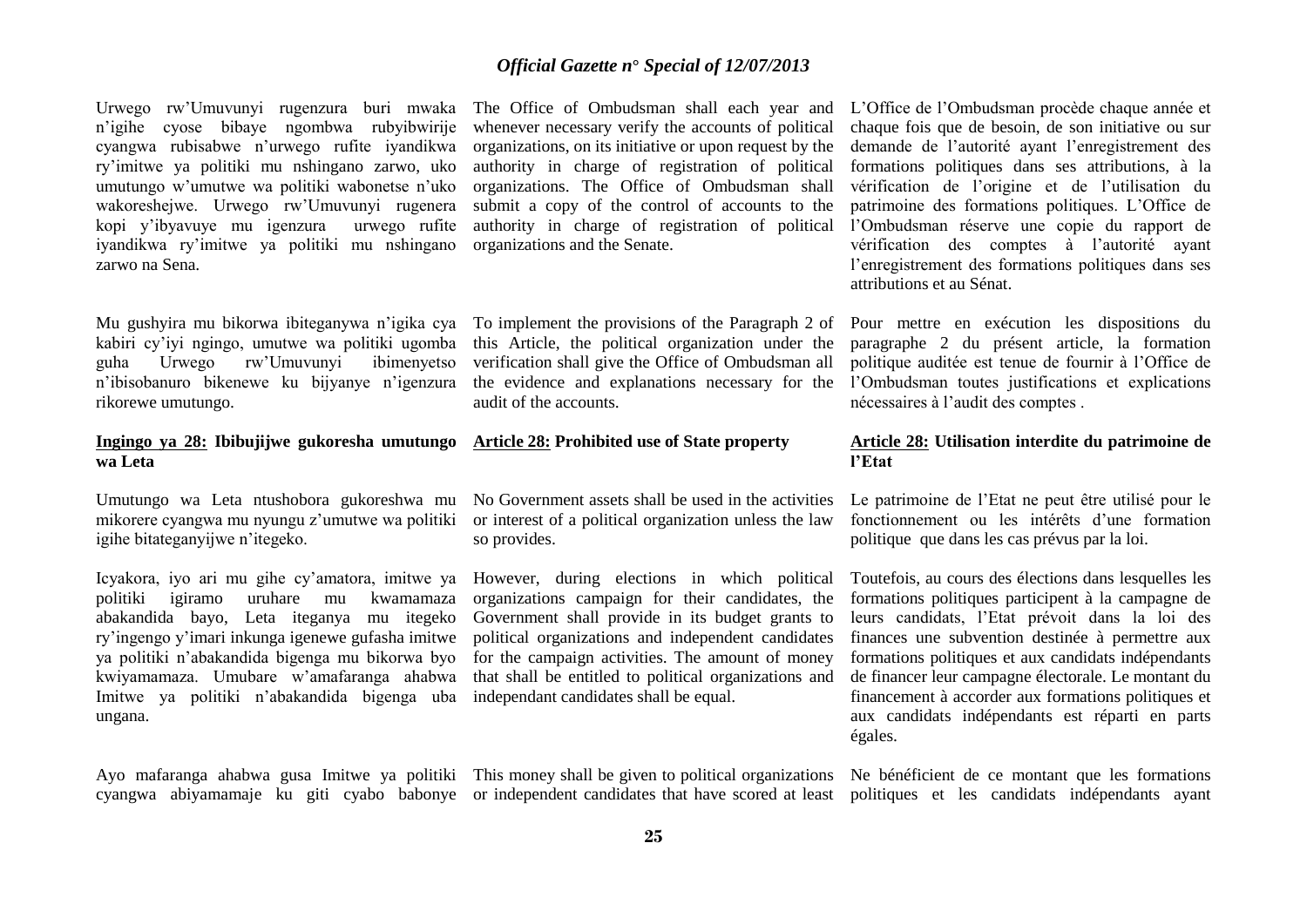Urwego rw'Umuvunyi rugenzura buri mwaka n'igihe cyose bibaye ngombwa rubyibwirije cyangwa rubisabwe n'urwego rufite iyandikwa ry'imitwe ya politiki mu nshingano zarwo, uko umutungo w'umutwe wa politiki wabonetse n'uko wakoreshejwe. Urwego rw'Umuvunyi rugenera kopi y'ibyavuye mu igenzura urwego rufite iyandikwa ry'imitwe ya politiki mu nshingano zarwo na Sena.

Mu gushyira mu bikorwa ibiteganywa n'igika cya kabiri cy'iyi ngingo, umutwe wa politiki ugomba guha Urwego rw'Umuvunyi ibimenyetso n'ibisobanuro bikenewe ku bijyanye n'igenzura rikorewe umutungo.

**Ingingo ya 28: Ibibujijwe gukoresha umutungo wa Leta**

Umutungo wa Leta ntushobora gukoreshwa mu mikorere cyangwa mu nyungu z'umutwe wa politiki igihe bitateganyijwe n'itegeko.

Icyakora, iyo ari mu gihe cy'amatora, imitwe ya politiki igiramo uruhare mu kwamamaza abakandida bayo, Leta iteganya mu itegeko ry'ingengo y'imari inkunga igenewe gufasha imitwe ya politiki n'abakandida bigenga mu bikorwa byo kwiyamamaza. Umubare w'amafaranga ahabwa Imitwe ya politiki n'abakandida bigenga uba ungana.

Ayo mafaranga ahabwa gusa Imitwe ya politiki cyangwa abiyamamaje ku giti cyabo babonye

The Office of Ombudsman shall each year and whenever necessary verify the accounts of political organizations, on its initiative or upon request by the authority in charge of registration of political organizations. The Office of Ombudsman shall submit a copy of the control of accounts to the authority in charge of registration of political organizations and the Senate.

To implement the provisions of the Paragraph 2 of this Article, the political organization under the verification shall give the Office of Ombudsman all the evidence and explanations necessary for the audit of the accounts.

**Article 28: Prohibited use of State property**

No Government assets shall be used in the activities or interest of a political organization unless the law so provides.

However, during elections in which political organizations campaign for their candidates, the Government shall provide in its budget grants to political organizations and independent candidates for the campaign activities. The amount of money that shall be entitled to political organizations and independant candidates shall be equal.

This money shall be given to political organizations or independent candidates that have scored at least

L'Office de l'Ombudsman procède chaque année et chaque fois que de besoin, de son initiative ou sur demande de l'autorité ayant l'enregistrement des formations politiques dans ses attributions, à la vérification de l'origine et de l'utilisation du patrimoine des formations politiques. L'Office de l'Ombudsman réserve une copie du rapport de vérification des comptes à l'autorité ayant l'enregistrement des formations politiques dans ses attributions et au Sénat.

Pour mettre en exécution les dispositions du paragraphe 2 du présent article, la formation politique auditée est tenue de fournir à l'Office de l'Ombudsman toutes justifications et explications nécessaires à l'audit des comptes .

**Article 28: Utilisation interdite du patrimoine de l'Etat**

Le patrimoine de l'Etat ne peut être utilisé pour le fonctionnement ou les intérêts d'une formation politique que dans les cas prévus par la loi.

Toutefois, au cours des élections dans lesquelles les formations politiques participent à la campagne de leurs candidats, l'Etat prévoit dans la loi des finances une subvention destinée à permettre aux formations politiques et aux candidats indépendants de financer leur campagne électorale. Le montant du financement à accorder aux formations politiques et aux candidats indépendants est réparti en parts égales.

Ne bénéficient de ce montant que les formations politiques et les candidats indépendants ayant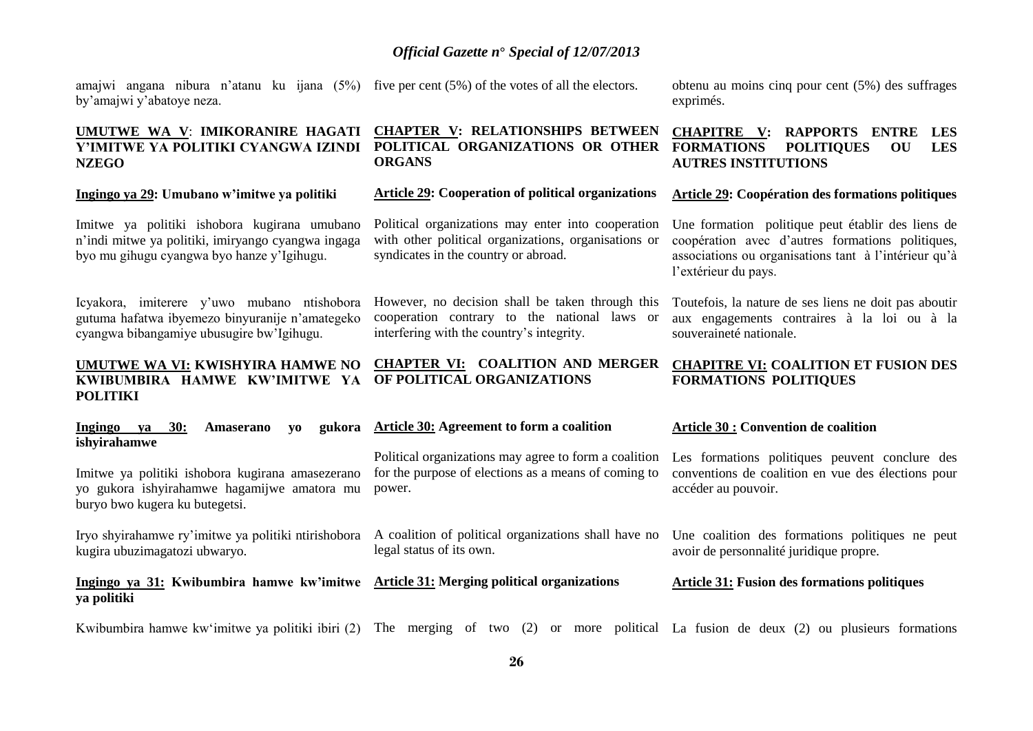amajwi angana nibura n'atanu ku ijana (5%) by'amajwi y'abatoye neza.

five per cent (5%) of the votes of all the electors.

obtenu au moins cinq pour cent (5%) des suffrages exprimés.

## UMUTWE WA V: IMIKORANIRE HAGATI Y'IMITWE YA POLITIKI CYANGWA IZINDI NZEGO

## CHAPTER V: RELATIONSHIPS BETWEEN POLITICAL ORGANIZATIONS OR OTHER ORGANS

## CHAPITRE V: RAPPORTS ENTRE LES FORMATIONS POLITIQUES OU LES AUTRES INSTITUTIONS

### Ingingo ya 29: Umubano w'imitwe ya politiki

Imitwe ya politiki ishobora kugirana umubano n'indi mitwe ya politiki, imiryango cyangwa ingaga byo mu gihugu cyangwa byo hanze y'Igihugu.

Icyakora, imiterere y'uwo mubano ntishobora gutuma hafatwa ibyemezo binyuranije n'amategeko cyangwa bibangamiye ubusugire bw'Igihugu.

### Article 29: Cooperation of political organizations

Political organizations may enter into cooperation with other political organizations, organisations or syndicates in the country or abroad.

However, no decision shall be taken through this cooperation contrary to the national laws or interfering with the country's integrity.

### Article 29: Coopération des formations politiques

Une formation politique peut établir des liens de coopération avec d'autres formations politiques, associations ou organisations tant à l'intérieur qu'à l'extérieur du pays.

Toutefois, la nature de ses liens ne doit pas aboutir aux engagements contraires à la loi ou à la souveraineté nationale.

## UMUTWE WA VI: KWISHYIRA HAMWE NO KWIBUMBIRA HAMWE KW'IMITWE YA POLITIKI

## CHAPTER VI: COALITION AND MERGER OF POLITICAL ORGANIZATIONS

## CHAPITRE VI: COALITION ET FUSION DES FORMATIONS POLITIQUES

### Ingingo ya 30: Amaserano yo gukora ishyirahamwe

Imitwe ya politiki ishobora kugirana amasezerano yo gukora ishyirahamwe hagamijwe amatora mu buryo bwo kugera ku butegetsi.

Iryo shyirahamwe ry'imitwe ya politiki ntirishobora kugira ubuzimagatozi ubwaryo.

### Article 30: Agreement to form a coalition

Political organizations may agree to form a coalition for the purpose of elections as a means of coming to power.

A coalition of political organizations shall have no legal status of its own.

### Article 30 : Convention de coalition

Les formations politiques peuvent conclure des conventions de coalition en vue des élections pour accéder au pouvoir.

Une coalition des formations politiques ne peut avoir de personnalité juridique propre.

### Ingingo ya 31: Kwibumbira hamwe kw'imitwe ya politiki

Kwibumbira hamwe kw'imitwe ya politiki ibiri (2)

### Article 31: Merging political organizations

The merging of two (2) or more political

### Article 31: Fusion des formations politiques

La fusion de deux (2) ou plusieurs formations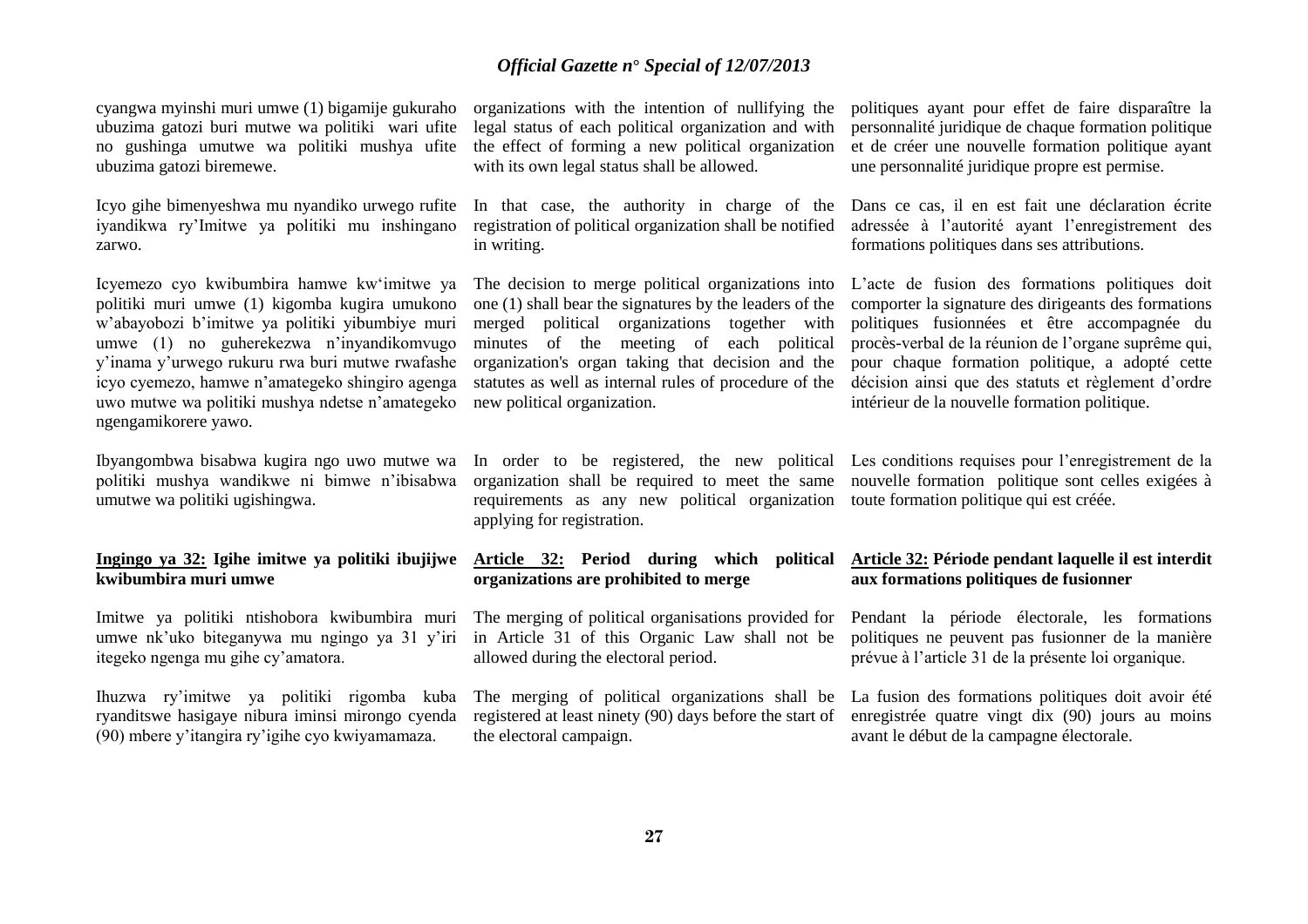cyangwa myinshi muri umwe (1) bigamije gukuraho ubuzima gatozi buri mutwe wa politiki wari ufite no gushinga umutwe wa politiki mushya ufite ubuzima gatozi biremewe.

Icyo gihe bimenyeshwa mu nyandiko urwego rufite iyandikwa ry'Imitwe ya politiki mu inshingano zarwo.

Icyemezo cyo kwibumbira hamwe kw'imitwe ya politiki muri umwe (1) kigomba kugira umukono w'abayobozi b'imitwe ya politiki yibumbiye muri umwe (1) no guherekezwa n'inyandikomvugo y'inama y'urwego rukuru rwa buri mutwe rwafashe icyo cyemezo, hamwe n'amategeko shingiro agenga uwo mutwe wa politiki mushya ndetse n'amategeko ngengamikorere yawo.

Ibyangombwa bisabwa kugira ngo uwo mutwe wa politiki mushya wandikwe ni bimwe n'ibisabwa umutwe wa politiki ugishingwa.

**Ingingo ya 32: Igihe imitwe ya politiki ibujijwe kwibumbira muri umwe**

Imitwe ya politiki ntishobora kwibumbira muri umwe nk'uko biteganywa mu ngingo ya 31 y'iri itegeko ngenga mu gihe cy'amatora.

Ihuzwa ry'imitwe ya politiki rigomba kuba ryanditswe hasigaye nibura iminsi mirongo cyenda (90) mbere y'itangira ry'igihe cyo kwiyamamaza.

organizations with the intention of nullifying the legal status of each political organization and with the effect of forming a new political organization with its own legal status shall be allowed.

In that case, the authority in charge of the registration of political organization shall be notified in writing.

The decision to merge political organizations into one (1) shall bear the signatures by the leaders of the merged political organizations together with minutes of the meeting of each political organization's organ taking that decision and the statutes as well as internal rules of procedure of the new political organization.

In order to be registered, the new political organization shall be required to meet the same requirements as any new political organization applying for registration.

**Article 32: Period during which political organizations are prohibited to merge**

The merging of political organisations provided for in Article 31 of this Organic Law shall not be allowed during the electoral period.

The merging of political organizations shall be registered at least ninety (90) days before the start of the electoral campaign.

politiques ayant pour effet de faire disparaître la personnalité juridique de chaque formation politique et de créer une nouvelle formation politique ayant une personnalité juridique propre est permise.

Dans ce cas, il en est fait une déclaration écrite adressée à l'autorité ayant l'enregistrement des formations politiques dans ses attributions.

L'acte de fusion des formations politiques doit comporter la signature des dirigeants des formations politiques fusionnées et être accompagnée du procès-verbal de la réunion de l'organe suprême qui, pour chaque formation politique, a adopté cette décision ainsi que des statuts et règlement d'ordre intérieur de la nouvelle formation politique.

Les conditions requises pour l'enregistrement de la nouvelle formation politique sont celles exigées à toute formation politique qui est créée.

**Article 32: Période pendant laquelle il est interdit aux formations politiques de fusionner**

Pendant la période électorale, les formations politiques ne peuvent pas fusionner de la manière prévue à l'article 31 de la présente loi organique.

La fusion des formations politiques doit avoir été enregistrée quatre vingt dix (90) jours au moins avant le début de la campagne électorale.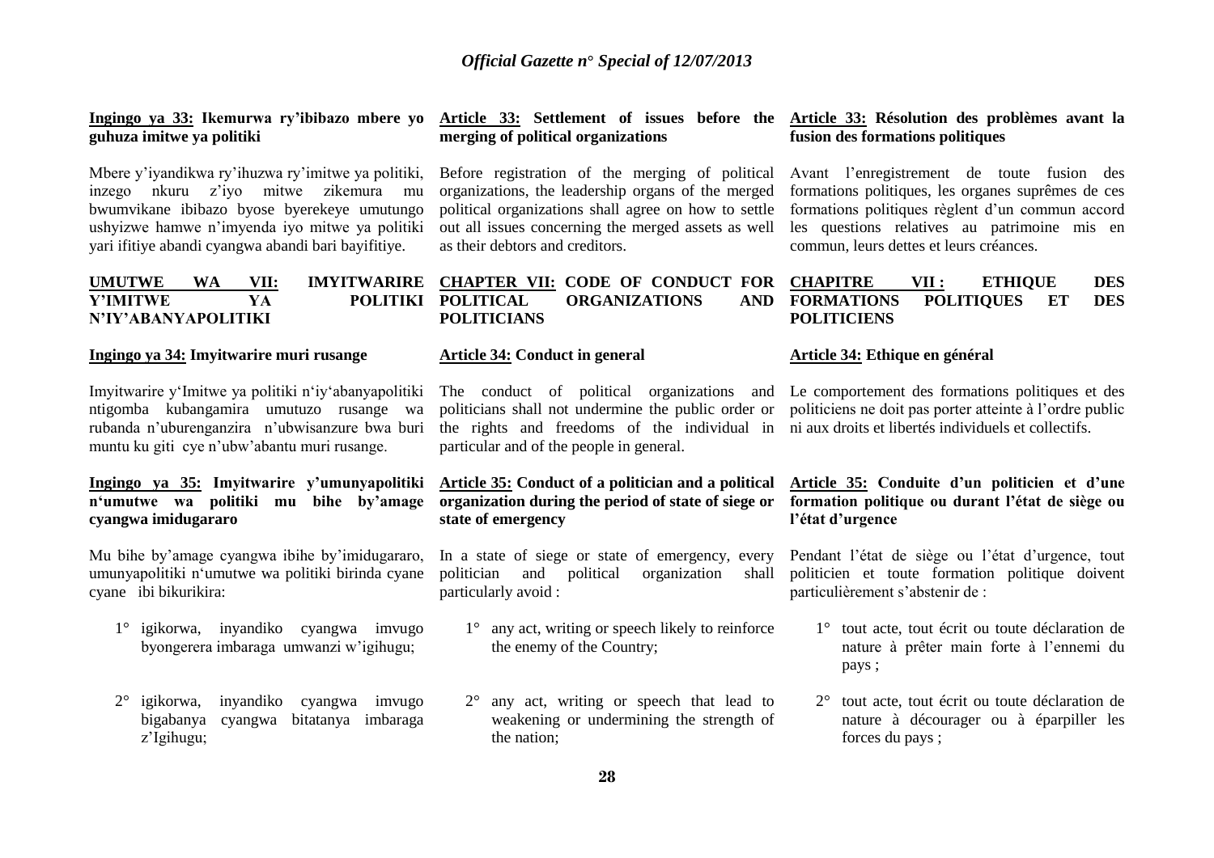**Ingingo ya 33: Ikemurwa ry'ibibazo mbere yo guhuza imitwe ya politiki**

Mbere y'iyandikwa ry'ihuzwa ry'imitwe ya politiki, inzego nkuru z'iyo mitwe zikemura mu bwumvikane ibibazo byose byerekeye umutungo ushyizwe hamwe n'imyenda iyo mitwe ya politiki yari ifitiye abandi cyangwa abandi bari bayifitiye.

**UMUTWE WA VII: IMYITWARIRE Y'IMITWE YA POLITIKI N'IY'ABANYAPOLITIKI**

**Ingingo ya 34: Imyitwarire muri rusange**

Imyitwarire y'Imitwe ya politiki n'iy'abanyapolitiki ntigomba kubangamira umutuzo rusange wa rubanda n'uburenganzira n'ubwisanzure bwa buri muntu ku giti cye n'ubw'abantu muri rusange.

**Ingingo ya 35: Imyitwarire y'umunyapolitiki n'umutwe wa politiki mu bihe by'amage cyangwa imidugararo**

Mu bihe by'amage cyangwa ibihe by'imidugararo, umunyapolitiki n'umutwe wa politiki birinda cyane cyane ibi bikurikira:

1° igikorwa, inyandiko cyangwa imvugo byongerera imbaraga umwanzi w'igihugu;

2° igikorwa, inyandiko cyangwa imvugo bigabanya cyangwa bitatanya imbaraga z'Igihugu;

**Article 33: Settlement of issues before the merging of political organizations**

Before registration of the merging of political organizations, the leadership organs of the merged political organizations shall agree on how to settle out all issues concerning the merged assets as well as their debtors and creditors.

**CHAPTER VII: CODE OF CONDUCT FOR POLITICAL ORGANIZATIONS AND POLITICIANS**

**Article 34: Conduct in general**

The conduct of political organizations and politicians shall not undermine the public order or the rights and freedoms of the individual in particular and of the people in general.

**Article 35: Conduct of a politician and a political organization during the period of state of siege or state of emergency**

In a state of siege or state of emergency, every politician and political organization shall particularly avoid :

1° any act, writing or speech likely to reinforce the enemy of the Country;

2° any act, writing or speech that lead to weakening or undermining the strength of the nation;

**Article 33: Résolution des problèmes avant la fusion des formations politiques**

Avant l'enregistrement de toute fusion des formations politiques, les organes suprêmes de ces formations politiques règlent d'un commun accord les questions relatives au patrimoine mis en commun, leurs dettes et leurs créances.

**CHAPITRE VII : ETHIQUE DES FORMATIONS POLITIQUES ET DES POLITICIENS**

**Article 34: Ethique en général**

Le comportement des formations politiques et des politiciens ne doit pas porter atteinte à l'ordre public ni aux droits et libertés individuels et collectifs.

**Article 35: Conduite d'un politicien et d'une formation politique ou durant l'état de siège ou l'état d'urgence**

Pendant l'état de siège ou l'état d'urgence, tout politicien et toute formation politique doivent particulièrement s'abstenir de :

1° tout acte, tout écrit ou toute déclaration de nature à prêter main forte à l'ennemi du pays ;

2° tout acte, tout écrit ou toute déclaration de nature à décourager ou à éparpiller les forces du pays ;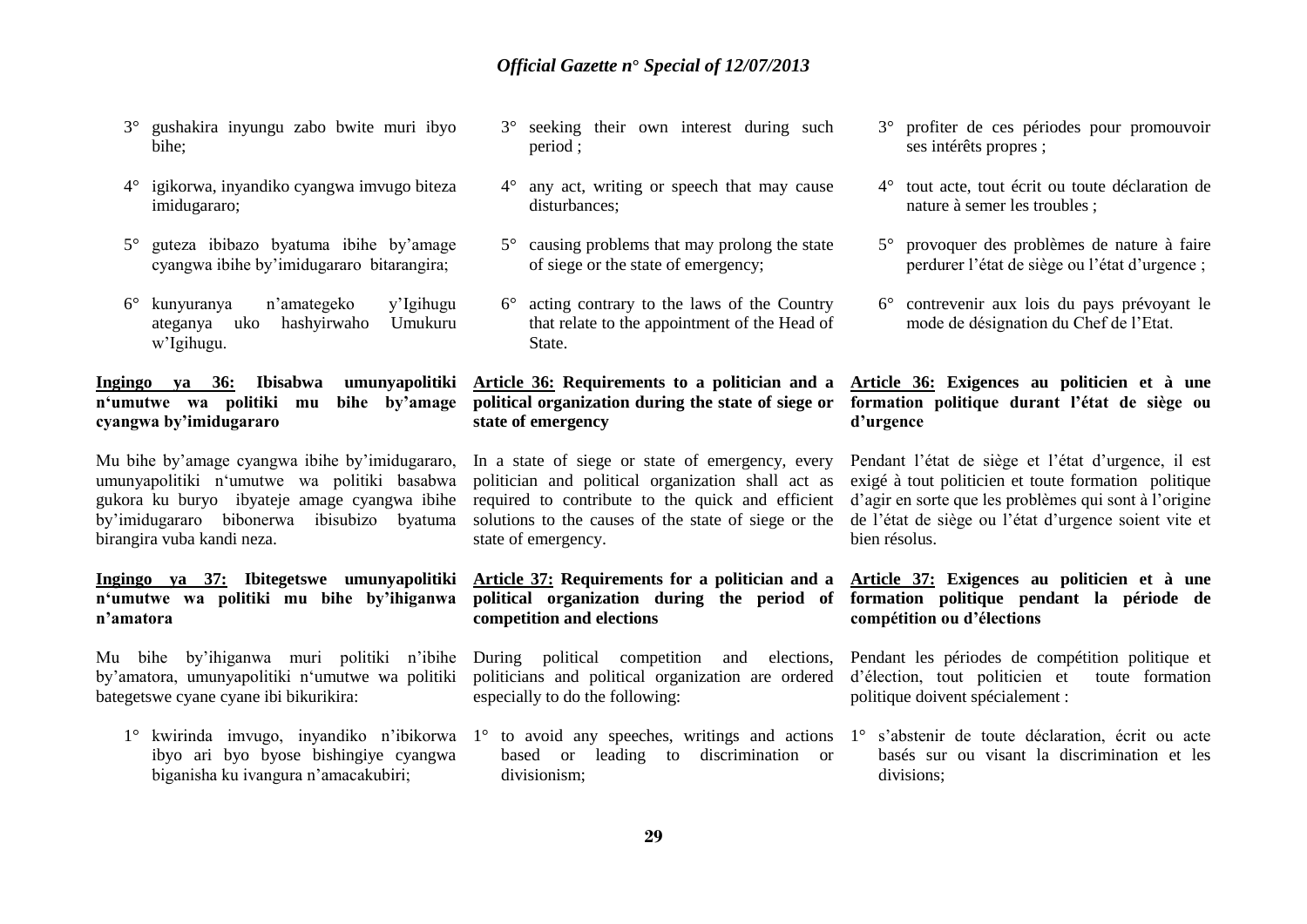3° gushakira inyungu zabo bwite muri ibyo bihe;

4° igikorwa, inyandiko cyangwa imvugo biteza imidugararo;

5° guteza ibibazo byatuma ibihe by'amage cyangwa ibihe by'imidugararo bitarangira;

6° kunyuranya n'amategeko y'Igihugu ateganya uko hashyirwaho Umukuru w'Igihugu.

**Ingingo ya 36: Ibisabwa umunyapolitiki n'umutwe wa politiki mu bihe by'amage cyangwa by'imidugararo**

Mu bihe by'amage cyangwa ibihe by'imidugararo, umunyapolitiki n'umutwe wa politiki basabwa gukora ku buryo ibyateje amage cyangwa ibihe by'imidugararo bibonerwa ibisubizo byatuma birangira vuba kandi neza.

**Ingingo ya 37: Ibitegetswe umunyapolitiki n'umutwe wa politiki mu bihe by'ihiganwa n'amatora**

Mu bihe by'ihiganwa muri politiki n'ibihe by'amatora, umunyapolitiki n'umutwe wa politiki bategetswe cyane cyane ibi bikurikira:

1° kwirinda imvugo, inyandiko n'ibikorwa ibyo ari byo byose bishingiye cyangwa biganisha ku ivangura n'amacakubiri;

3° seeking their own interest during such period ;

4° any act, writing or speech that may cause disturbances;

5° causing problems that may prolong the state of siege or the state of emergency;

6° acting contrary to the laws of the Country that relate to the appointment of the Head of State.

**Article 36: Requirements to a politician and a political organization during the state of siege or state of emergency**

In a state of siege or state of emergency, every politician and political organization shall act as required to contribute to the quick and efficient solutions to the causes of the state of siege or the state of emergency.

**Article 37: Requirements for a politician and a political organization during the period of competition and elections**

During political competition and elections, politicians and political organization are ordered especially to do the following:

1° to avoid any speeches, writings and actions based or leading to discrimination or divisionism;

3° profiter de ces périodes pour promouvoir ses intérêts propres ;

4° tout acte, tout écrit ou toute déclaration de nature à semer les troubles ;

5° provoquer des problèmes de nature à faire perdurer l'état de siège ou l'état d'urgence ;

6° contrevenir aux lois du pays prévoyant le mode de désignation du Chef de l'Etat.

**Article 36: Exigences au politicien et à une formation politique durant l'état de siège ou d'urgence**

Pendant l'état de siège et l'état d'urgence, il est exigé à tout politicien et toute formation politique d'agir en sorte que les problèmes qui sont à l'origine de l'état de siège ou l'état d'urgence soient vite et bien résolus.

**Article 37: Exigences au politicien et à une formation politique pendant la période de compétition ou d'élections**

Pendant les périodes de compétition politique et d'élection, tout politicien et toute formation politique doivent spécialement :

1° s'abstenir de toute déclaration, écrit ou acte basés sur ou visant la discrimination et les divisions;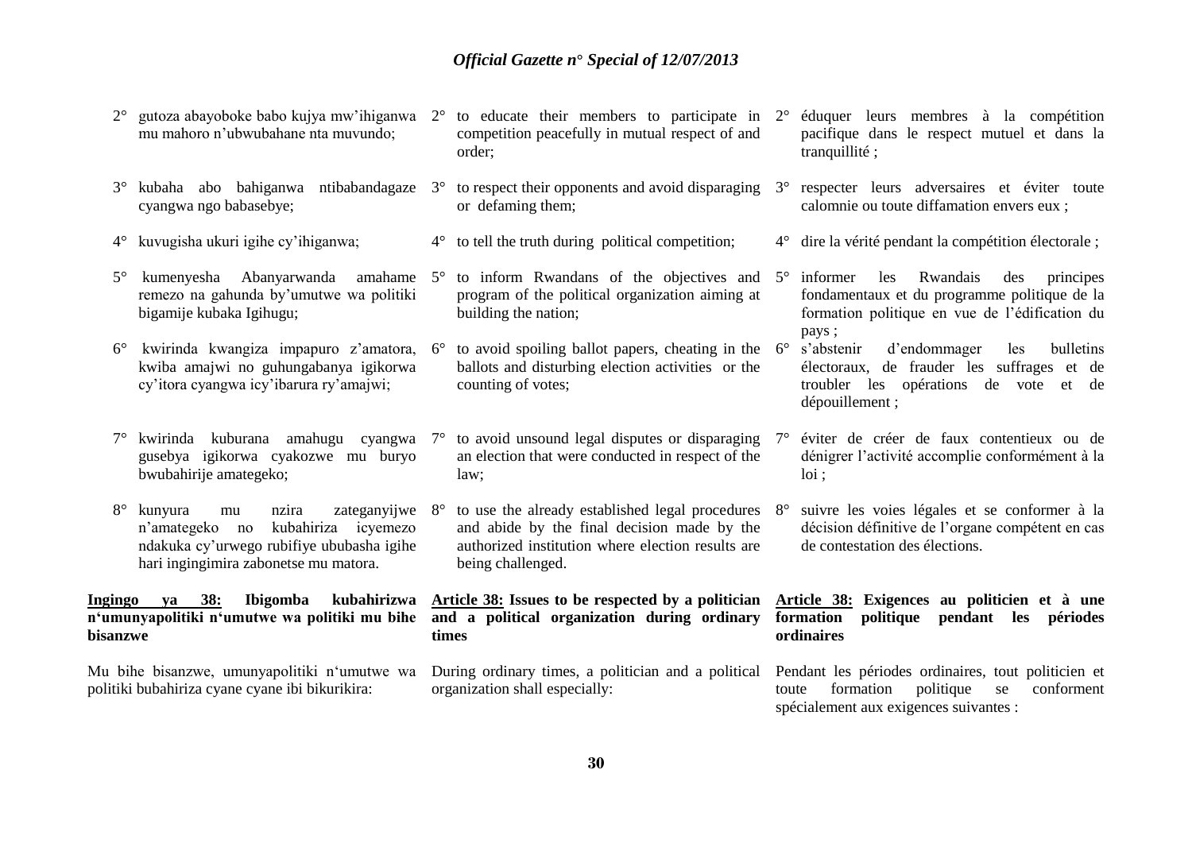2° gutoza abayoboke babo kujya mw'ihiganwa mu mahoro n'ubwubahane nta muvundo;

3° kubaha abo bahiganwa ntibabandagaze cyangwa ngo babasebye;

4° kuvugisha ukuri igihe cy'ihiganwa;

5° kumenyesha Abanyarwanda amahame remezo na gahunda by'umutwe wa politiki bigamije kubaka Igihugu;

6° kwirinda kwangiza impapuro z'amatora, kwiba amajwi no guhungabanya igikorwa cy'itora cyangwa icy'ibarura ry'amajwi;

7° kwirinda kuburana amahugu cyangwa gusebya igikorwa cyakozwe mu buryo bwubahirije amategeko;

8° kunyura mu nzira zateganyijwe n'amategeko no kubahiriza icyemezo ndakuka cy'urwego rubifiye ububasha igihe hari ingingimira zabonetse mu matora.

**Ingingo ya 38: Ibigomba kubahirizwa n'umunyapolitiki n'umutwe wa politiki mu bihe bisanzwe**

Mu bihe bisanzwe, umunyapolitiki n'umutwe wa politiki bubahiriza cyane cyane ibi bikurikira:

2° to educate their members to participate in competition peacefully in mutual respect of and order;

3° to respect their opponents and avoid disparaging or defaming them;

4° to tell the truth during political competition;

5° to inform Rwandans of the objectives and program of the political organization aiming at building the nation;

6° to avoid spoiling ballot papers, cheating in the ballots and disturbing election activities or the counting of votes;

7° to avoid unsound legal disputes or disparaging an election that were conducted in respect of the law;

8° to use the already established legal procedures and abide by the final decision made by the authorized institution where election results are being challenged.

**Article 38: Issues to be respected by a politician and a political organization during ordinary times**

During ordinary times, a politician and a political organization shall especially:

2° éduquer leurs membres à la compétition pacifique dans le respect mutuel et dans la tranquillité ;

3° respecter leurs adversaires et éviter toute calomnie ou toute diffamation envers eux ;

4° dire la vérité pendant la compétition électorale ;

5° informer les Rwandais des principes fondamentaux et du programme politique de la formation politique en vue de l'édification du pays ;

6° s'abstenir d'endommager les bulletins électoraux, de frauder les suffrages et de troubler les opérations de vote et de dépouillement ;

7° éviter de créer de faux contentieux ou de dénigrer l'activité accomplie conformément à la loi ;

8° suivre les voies légales et se conformer à la décision définitive de l'organe compétent en cas de contestation des élections.

**Article 38: Exigences au politicien et à une formation politique pendant les périodes ordinaires**

Pendant les périodes ordinaires, tout politicien et toute formation politique se conforment spécialement aux exigences suivantes :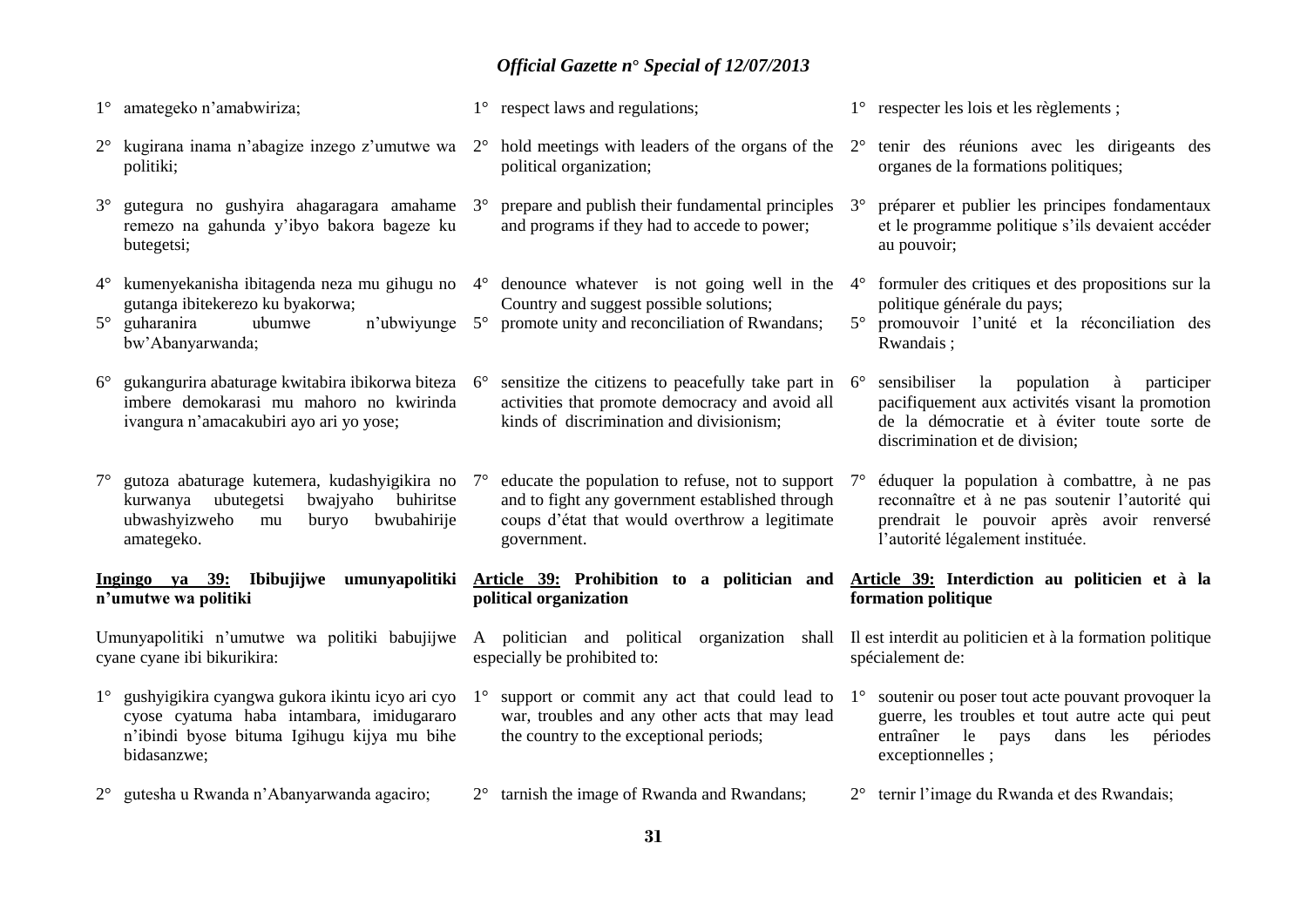1° amategeko n'amabwiriza;

2° kugirana inama n'abagize inzego z'umutwe wa politiki;

3° gutegura no gushyira ahagaragara amahame remezo na gahunda y'ibyo bakora bageze ku butegetsi;

4° kumenyekanisha ibitagenda neza mu gihugu no gutanga ibitekerezo ku byakorwa;

5° guharanira ubumwe n'ubwiyunge bw'Abanyarwanda;

6° gukangurira abaturage kwitabira ibikorwa biteza imbere demokarasi mu mahoro no kwirinda ivangura n'amacakubiri ayo ari yo yose;

7° gutoza abaturage kutemera, kudashyigikira no kurwanya ubutegetsi bwajyaho buhiritse ubwashyizweho mu buryo bwubahirije amategeko.

**Ingingo ya 39: Ibibujijwe umunyapolitiki n'umutwe wa politiki**

Umunyapolitiki n'umutwe wa politiki babujijwe cyane cyane ibi bikurikira:

1° gushyigikira cyangwa gukora ikintu icyo ari cyo cyose cyatuma haba intambara, imidugararo n'ibindi byose bituma Igihugu kijya mu bihe bidasanzwe;

2° gutesha u Rwanda n'Abanyarwanda agaciro;

1° respect laws and regulations;

2° hold meetings with leaders of the organs of the political organization;

3° prepare and publish their fundamental principles and programs if they had to accede to power;

4° denounce whatever is not going well in the Country and suggest possible solutions;

5° promote unity and reconciliation of Rwandans;

6° sensitize the citizens to peacefully take part in activities that promote democracy and avoid all kinds of discrimination and divisionism;

7° educate the population to refuse, not to support and to fight any government established through coups d'état that would overthrow a legitimate government.

**Article 39: Prohibition to a politician and political organization**

A politician and political organization shall especially be prohibited to:

1° support or commit any act that could lead to war, troubles and any other acts that may lead the country to the exceptional periods;

2° tarnish the image of Rwanda and Rwandans;

1° respecter les lois et les règlements ;

2° tenir des réunions avec les dirigeants des organes de la formations politiques;

3° préparer et publier les principes fondamentaux et le programme politique s'ils devaient accéder au pouvoir;

4° formuler des critiques et des propositions sur la politique générale du pays;

5° promouvoir l'unité et la réconciliation des Rwandais ;

6° sensibiliser la population à participer pacifiquement aux activités visant la promotion de la démocratie et à éviter toute sorte de discrimination et de division;

7° éduquer la population à combattre, à ne pas reconnaître et à ne pas soutenir l'autorité qui prendrait le pouvoir après avoir renversé l'autorité légalement instituée.

**Article 39: Interdiction au politicien et à la formation politique**

Il est interdit au politicien et à la formation politique spécialement de:

1° soutenir ou poser tout acte pouvant provoquer la guerre, les troubles et tout autre acte qui peut entraîner le pays dans les périodes exceptionnelles ;

2° ternir l'image du Rwanda et des Rwandais;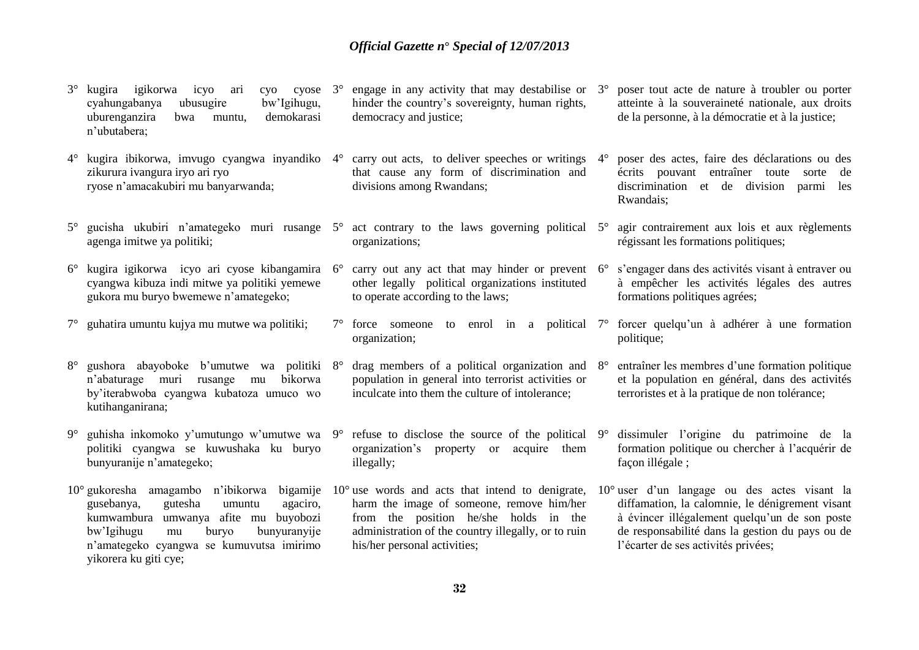3° kugira igikorwa icyo ari cyo cyose cyahungabanya ubusugire bw'Igihugu, uburenganzira bwa muntu, demokarasi n'ubutabera;

4° kugira ibikorwa, imvugo cyangwa inyandiko zikurura ivangura iryo ari ryo ryose n'amacakubiri mu banyarwanda;

5° gucisha ukubiri n'amategeko muri rusange agenga imitwe ya politiki;

6° kugira igikorwa icyo ari cyose kibangamira cyangwa kibuza indi mitwe ya politiki yemewe gukora mu buryo bwemewe n'amategeko;

7° guhatira umuntu kujya mu mutwe wa politiki;

8° gushora abayoboke b'umutwe wa politiki n'abaturage muri rusange mu bikorwa by'iterabwoba cyangwa kubatoza umuco wo kutihanganirana;

9° guhisha inkomoko y'umutungo w'umutwe wa politiki cyangwa se kuwushaka ku buryo bunyuranije n'amategeko;

10° gukoresha amagambo n'ibikorwa bigamije gusebanya, gutesha umuntu agaciro, kumwambura umwanya afite mu buyobozi bw'Igihugu mu buryo bunyuranyije n'amategeko cyangwa se kumuvutsa imirimo yikorera ku giti cye;

3° engage in any activity that may destabilise or hinder the country's sovereignty, human rights, democracy and justice;

4° carry out acts, to deliver speeches or writings that cause any form of discrimination and divisions among Rwandans;

5° act contrary to the laws governing political organizations;

6° carry out any act that may hinder or prevent other legally political organizations instituted to operate according to the laws;

7° force someone to enrol in a political organization;

8° drag members of a political organization and population in general into terrorist activities or inculcate into them the culture of intolerance;

9° refuse to disclose the source of the political organization's property or acquire them illegally;

10° use words and acts that intend to denigrate, harm the image of someone, remove him/her from the position he/she holds in the administration of the country illegally, or to ruin his/her personal activities;

3° poser tout acte de nature à troubler ou porter atteinte à la souveraineté nationale, aux droits de la personne, à la démocratie et à la justice;

4° poser des actes, faire des déclarations ou des écrits pouvant entraîner toute sorte de discrimination et de division parmi les Rwandais;

5° agir contrairement aux lois et aux règlements régissant les formations politiques;

6° s'engager dans des activités visant à entraver ou à empêcher les activités légales des autres formations politiques agrées;

7° forcer quelqu'un à adhérer à une formation politique;

8° entraîner les membres d'une formation politique et la population en général, dans des activités terroristes et à la pratique de non tolérance;

9° dissimuler l'origine du patrimoine de la formation politique ou chercher à l'acquérir de façon illégale ;

10° user d'un langage ou des actes visant la diffamation, la calomnie, le dénigrement visant à évincer illégalement quelqu'un de son poste de responsabilité dans la gestion du pays ou de l'écarter de ses activités privées;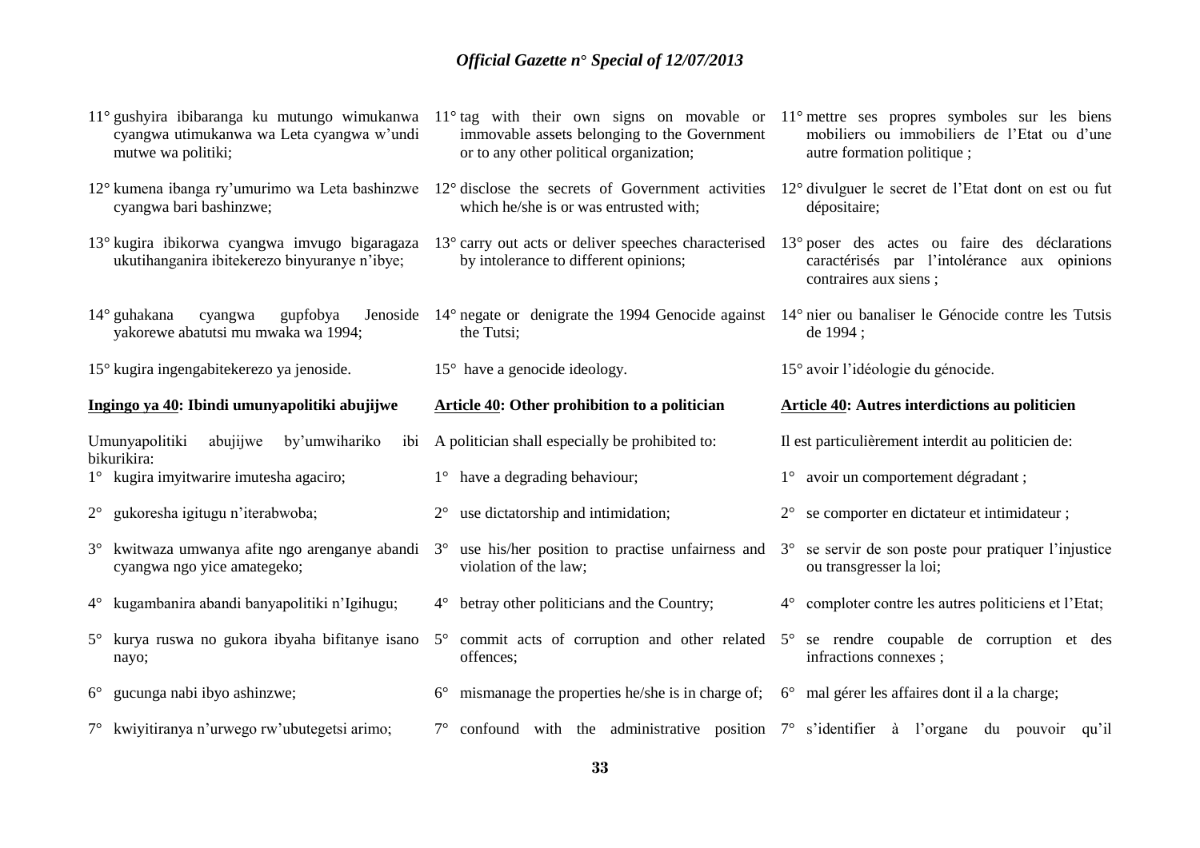11° gushyira ibibaranga ku mutungo wimukanwa cyangwa utimukanwa wa Leta cyangwa w'undi mutwe wa politiki;

12° kumena ibanga ry'umurimo wa Leta bashinzwe cyangwa bari bashinzwe;

13° kugira ibikorwa cyangwa imvugo bigaragaza ukutihanganira ibitekerezo binyuranye n'ibye;

14° guhakana cyangwa gupfobya Jenoside yakorewe abatutsi mu mwaka wa 1994;

15° kugira ingengabitekerezo ya jenoside.

**Ingingo ya 40: Ibindi umunyapolitiki abujijwe**

Umunyapolitiki abujijwe by'umwihariko ibi bikurikira:

1° kugira imyitwarire imutesha agaciro;

2° gukoresha igitugu n'iterabwoba;

3° kwitwaza umwanya afite ngo arenganye abandi cyangwa ngo yice amategeko;

4° kugambanira abandi banyapolitiki n'Igihugu;

5° kurya ruswa no gukora ibyaha bifitanye isano nayo;

6° gucunga nabi ibyo ashinzwe;

7° kwiyitiranya n'urwego rw'ubutegetsi arimo;

11° tag with their own signs on movable or immovable assets belonging to the Government or to any other political organization;

12° disclose the secrets of Government activities which he/she is or was entrusted with;

13° carry out acts or deliver speeches characterised by intolerance to different opinions;

14° negate or denigrate the 1994 Genocide against the Tutsi;

15° have a genocide ideology.

**Article 40: Other prohibition to a politician**

A politician shall especially be prohibited to:

1° have a degrading behaviour;

2° use dictatorship and intimidation;

3° use his/her position to practise unfairness and violation of the law;

4° betray other politicians and the Country;

5° commit acts of corruption and other related offences;

6° mismanage the properties he/she is in charge of;

7° confound with the administrative position

11° mettre ses propres symboles sur les biens mobiliers ou immobiliers de l'Etat ou d'une autre formation politique ;

12° divulguer le secret de l'Etat dont on est ou fut dépositaire;

13° poser des actes ou faire des déclarations caractérisés par l'intolérance aux opinions contraires aux siens ;

14° nier ou banaliser le Génocide contre les Tutsis de 1994 ;

15° avoir l'idéologie du génocide.

**Article 40: Autres interdictions au politicien**

Il est particulièrement interdit au politicien de:

1° avoir un comportement dégradant ;

2° se comporter en dictateur et intimidateur ;

3° se servir de son poste pour pratiquer l'injustice ou transgresser la loi;

4° comploter contre les autres politiciens et l'Etat;

5° se rendre coupable de corruption et des infractions connexes ;

6° mal gérer les affaires dont il a la charge;

7° s'identifier à l'organe du pouvoir qu'il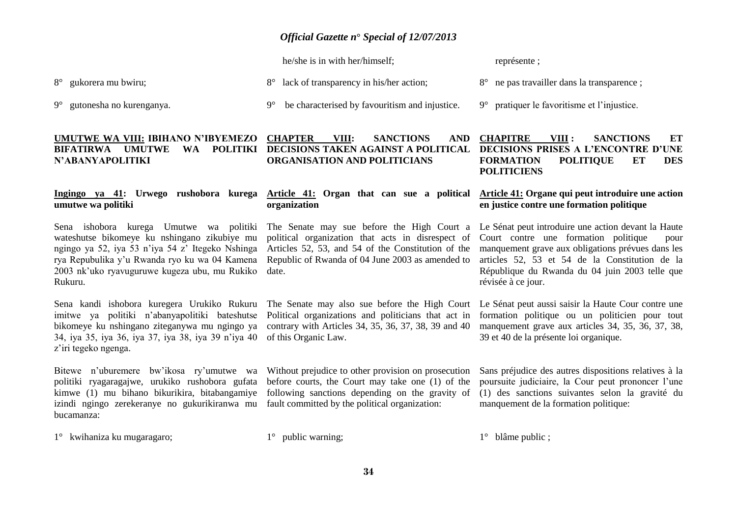he/she is in with her/himself;

représente ;

8° gukorera mu bwiru;

8° lack of transparency in his/her action;

8° ne pas travailler dans la transparence ;

9° gutonesha no kurenganya.

9° be characterised by favouritism and injustice.

9° pratiquer le favoritisme et l'injustice.

## UMUTWE WA VIII: IBIHANO N'IBYEMEZO BIFATIRWA UMUTWE WA POLITIKI N'ABANYAPOLITIKI

## CHAPTER VIII: SANCTIONS AND DECISIONS TAKEN AGAINST A POLITICAL ORGANISATION AND POLITICIANS

## CHAPITRE VIII : SANCTIONS ET DECISIONS PRISES A L'ENCONTRE D'UNE FORMATION POLITIQUE ET DES POLITICIENS

### Ingingo ya 41: Urwego rushobora kurega umutwe wa politiki

Sena ishobora kurega Umutwe wa politiki wateshutse bikomeye ku nshingano zikubiye mu ngingo ya 52, iya 53 n'iya 54 z' Itegeko Nshinga rya Repubulika y'u Rwanda ryo ku wa 04 Kamena 2003 nk'uko ryavuguruwe kugeza ubu, mu Rukiko Rukuru.

Sena kandi ishobora kuregera Urukiko Rukuru imitwe ya politiki n'abanyapolitiki bateshutse bikomeye ku nshingano ziteganywa mu ngingo ya 34, iya 35, iya 36, iya 37, iya 38, iya 39 n'iya 40 z'iri tegeko ngenga.

Bitewe n'uburemere bw'ikosa ry'umutwe wa politiki ryagaragajwe, urukiko rushobora gufata kimwe (1) mu bihano bikurikira, bitabangamiye izindi ngingo zerekeranye no gukurikiranwa mu bucamanza:

1° kwihaniza ku mugaragaro;

### Article 41: Organ that can sue a political organization

The Senate may sue before the High Court a political organization that acts in disrespect of Articles 52, 53, and 54 of the Constitution of the Republic of Rwanda of 04 June 2003 as amended to date.

The Senate may also sue before the High Court Political organizations and politicians that act in contrary with Articles 34, 35, 36, 37, 38, 39 and 40 of this Organic Law.

Without prejudice to other provision on prosecution before courts, the Court may take one (1) of the following sanctions depending on the gravity of fault committed by the political organization:

1° public warning;

### Article 41: Organe qui peut introduire une action en justice contre une formation politique

Le Sénat peut introduire une action devant la Haute Court contre une formation politique pour manquement grave aux obligations prévues dans les articles 52, 53 et 54 de la Constitution de la République du Rwanda du 04 juin 2003 telle que révisée à ce jour.

Le Sénat peut aussi saisir la Haute Cour contre une formation politique ou un politicien pour tout manquement grave aux articles 34, 35, 36, 37, 38, 39 et 40 de la présente loi organique.

Sans préjudice des autres dispositions relatives à la poursuite judiciaire, la Cour peut prononcer l'une (1) des sanctions suivantes selon la gravité du manquement de la formation politique:

1° blâme public ;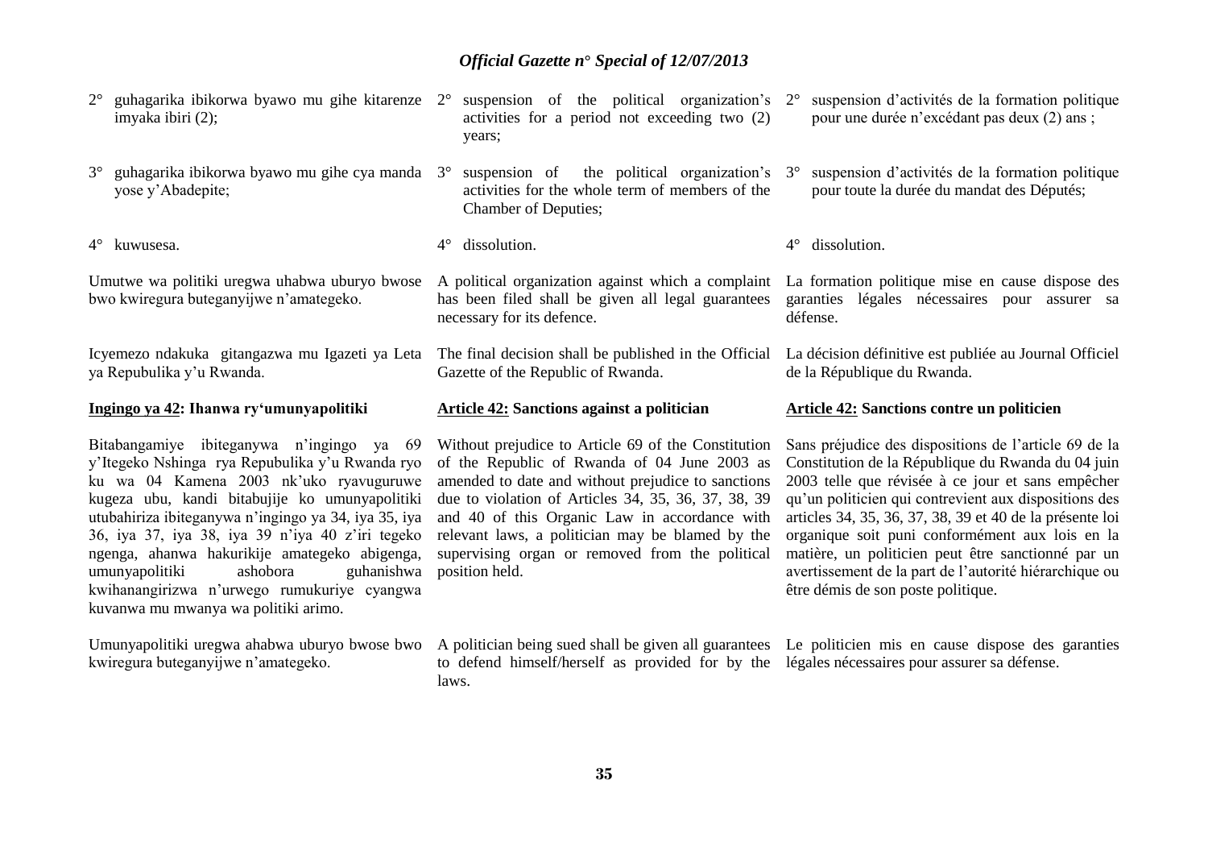2° guhagarika ibikorwa byawo mu gihe kitarenze imyaka ibiri (2);

3° guhagarika ibikorwa byawo mu gihe cya manda yose y'Abadepite;

4° kuwusesa.

Umutwe wa politiki uregwa uhabwa uburyo bwose bwo kwiregura buteganyijwe n'amategeko.

Icyemezo ndakuka gitangazwa mu Igazeti ya Leta ya Repubulika y'u Rwanda.

**Ingingo ya 42: Ihanwa ry'umunyapolitiki**

Bitabangamiye ibiteganywa n'ingingo ya 69 y'Itegeko Nshinga rya Repubulika y'u Rwanda ryo ku wa 04 Kamena 2003 nk'uko ryavuguruwe kugeza ubu, kandi bitabujije ko umunyapolitiki utubahiriza ibiteganywa n'ingingo ya 34, iya 35, iya 36, iya 37, iya 38, iya 39 n'iya 40 z'iri tegeko ngenga, ahanwa hakurikije amategeko abigenga, umunyapolitiki ashobora guhanishwa kwihanangirizwa n'urwego rumukuriye cyangwa kuvanwa mu mwanya wa politiki arimo.

Umunyapolitiki uregwa ahabwa uburyo bwose bwo kwiregura buteganyijwe n'amategeko.

2° suspension of the political organization's activities for a period not exceeding two (2) years;

3° suspension of the political organization's activities for the whole term of members of the Chamber of Deputies;

4° dissolution.

A political organization against which a complaint has been filed shall be given all legal guarantees necessary for its defence.

The final decision shall be published in the Official Gazette of the Republic of Rwanda.

**Article 42: Sanctions against a politician**

Without prejudice to Article 69 of the Constitution of the Republic of Rwanda of 04 June 2003 as amended to date and without prejudice to sanctions due to violation of Articles 34, 35, 36, 37, 38, 39 and 40 of this Organic Law in accordance with relevant laws, a politician may be blamed by the supervising organ or removed from the political position held.

A politician being sued shall be given all guarantees to defend himself/herself as provided for by the laws.

2° suspension d'activités de la formation politique pour une durée n'excédant pas deux (2) ans ;

3° suspension d'activités de la formation politique pour toute la durée du mandat des Députés;

4° dissolution.

La formation politique mise en cause dispose des garanties légales nécessaires pour assurer sa défense.

La décision définitive est publiée au Journal Officiel de la République du Rwanda.

**Article 42: Sanctions contre un politicien**

Sans préjudice des dispositions de l'article 69 de la Constitution de la République du Rwanda du 04 juin 2003 telle que révisée à ce jour et sans empêcher qu'un politicien qui contrevient aux dispositions des articles 34, 35, 36, 37, 38, 39 et 40 de la présente loi organique soit puni conformément aux lois en la matière, un politicien peut être sanctionné par un avertissement de la part de l'autorité hiérarchique ou être démis de son poste politique.

Le politicien mis en cause dispose des garanties légales nécessaires pour assurer sa défense.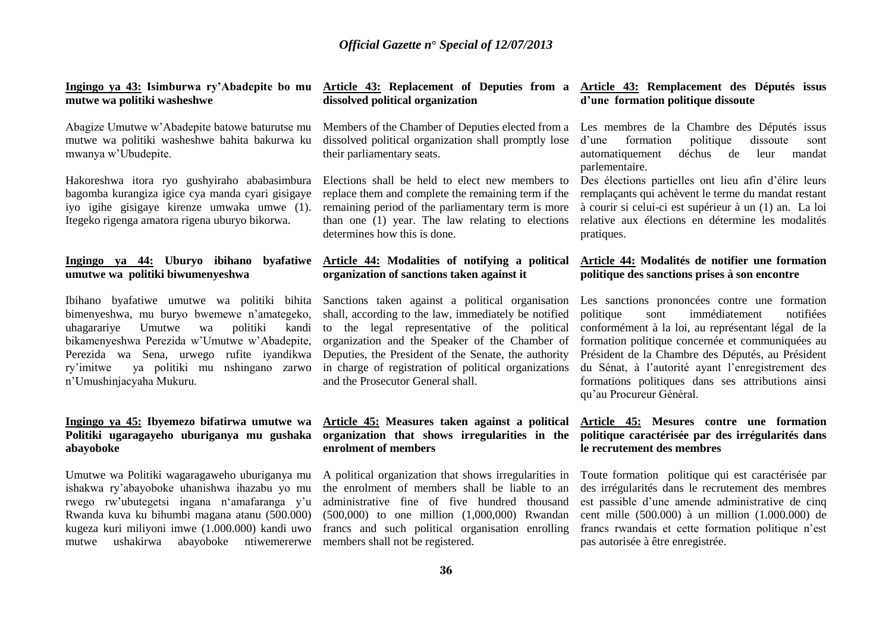**Ingingo ya 43: Isimburwa ry'Abadepite bo mu mutwe wa politiki washeshwe**

Abagize Umutwe w'Abadepite batowe baturutse mu mutwe wa politiki washeshwe bahita bakurwa ku mwanya w'Ubudepite.

Hakoreshwa itora ryo gushyiraho ababasimbura bagomba kurangiza igice cya manda cyari gisigaye iyo igihe gisigaye kirenze umwaka umwe (1). Itegeko rigenga amatora rigena uburyo bikorwa.

**Ingingo ya 44: Uburyo ibihano byafatiwe umutwe wa politiki biwumenyeshwa**

Ibihano byafatiwe umutwe wa politiki bihita bimenyeshwa, mu buryo bwemewe n'amategeko, uhagarariye Umutwe wa politiki kandi bikamenyeshwa Perezida w'Umutwe w'Abadepite, Perezida wa Sena, urwego rufite iyandikwa ry'imitwe ya politiki mu nshingano zarwo n'Umushinjacyaha Mukuru.

**Ingingo ya 45: Ibyemezo bifatirwa umutwe wa Politiki ugaragayeho uburiganya mu gushaka abayoboke**

Umutwe wa Politiki wagaragaweho uburiganya mu ishakwa ry'abayoboke uhanishwa ihazabu yo mu rwego rw'ubutegetsi ingana n'amafaranga y'u Rwanda kuva ku bihumbi magana atanu (500.000) kugeza kuri miliyoni imwe (1.000.000) kandi uwo mutwe ushakirwa abayoboke ntiwemererwe

**Article 43: Replacement of Deputies from a dissolved political organization**

Members of the Chamber of Deputies elected from a dissolved political organization shall promptly lose their parliamentary seats.

Elections shall be held to elect new members to replace them and complete the remaining term if the remaining period of the parliamentary term is more than one (1) year. The law relating to elections determines how this is done.

**Article 44: Modalities of notifying a political organization of sanctions taken against it**

Sanctions taken against a political organisation shall, according to the law, immediately be notified to the legal representative of the political organization and the Speaker of the Chamber of Deputies, the President of the Senate, the authority in charge of registration of political organizations and the Prosecutor General shall.

**Article 45: Measures taken against a political organization that shows irregularities in the enrolment of members**

A political organization that shows irregularities in the enrolment of members shall be liable to an administrative fine of five hundred thousand (500,000) to one million (1,000,000) Rwandan francs and such political organisation enrolling members shall not be registered.

**Article 43: Remplacement des Députés issus d'une formation politique dissoute**

Les membres de la Chambre des Députés issus d'une formation politique dissoute sont automatiquement déchus de leur mandat parlementaire.

Des élections partielles ont lieu afin d'élire leurs remplaçants qui achèvent le terme du mandat restant à courir si celui-ci est supérieur à un (1) an. La loi relative aux élections en détermine les modalités pratiques.

**Article 44: Modalités de notifier une formation politique des sanctions prises à son encontre**

Les sanctions prononcées contre une formation politique sont immédiatement notifiées conformément à la loi, au représentant légal de la formation politique concernée et communiquées au Président de la Chambre des Députés, au Président du Sénat, à l'autorité ayant l'enregistrement des formations politiques dans ses attributions ainsi qu'au Procureur Général.

**Article 45: Mesures contre une formation politique caractérisée par des irrégularités dans le recrutement des membres**

Toute formation politique qui est caractérisée par des irrégularités dans le recrutement des membres est passible d'une amende administrative de cinq cent mille (500.000) à un million (1.000.000) de francs rwandais et cette formation politique n'est pas autorisée à être enregistrée.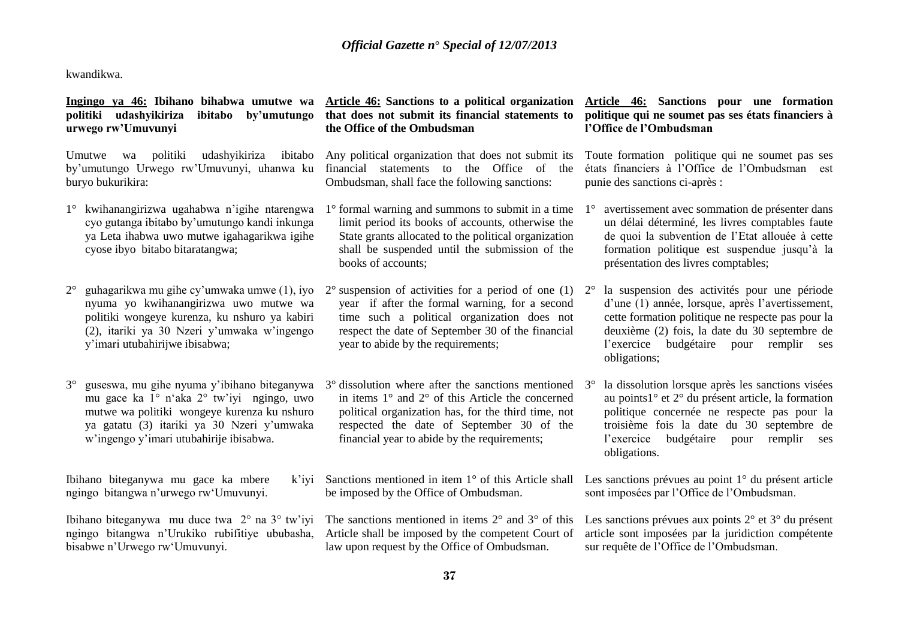kwandikwa.

**Ingingo ya 46: Ibihano bihabwa umutwe wa politiki udashyikiriza ibitabo by'umutungo urwego rw'Umuvunyi**

Umutwe wa politiki udashyikiriza ibitabo by'umutungo Urwego rw'Umuvunyi, uhanwa ku buryo bukurikira:

1° kwihanangirizwa ugahabwa n'igihe ntarengwa cyo gutanga ibitabo by'umutungo kandi inkunga ya Leta ihabwa uwo mutwe igahagarikwa igihe cyose ibyo bitabo bitaratangwa;

2° guhagarikwa mu gihe cy'umwaka umwe (1), iyo nyuma yo kwihanangirizwa uwo mutwe wa politiki wongeye kurenza, ku nshuro ya kabiri (2), itariki ya 30 Nzeri y'umwaka w'ingengo y'imari utubahirijwe ibisabwa;

3° guseswa, mu gihe nyuma y'ibihano biteganywa mu gace ka 1° n'aka 2° tw'iyi ngingo, uwo mutwe wa politiki wongeye kurenza ku nshuro ya gatatu (3) itariki ya 30 Nzeri y'umwaka w'ingengo y'imari utubahirije ibisabwa.

Ibihano biteganywa mu gace ka mbere k'iyi ngingo bitangwa n'urwego rw'Umuvunyi.

Ibihano biteganywa mu duce twa 2° na 3° tw'iyi ngingo bitangwa n'Urukiko rubifitiye ububasha, bisabwe n'Urwego rw'Umuvunyi.

**Article 46: Sanctions to a political organization that does not submit its financial statements to the Office of the Ombudsman**

Any political organization that does not submit its financial statements to the Office of the Ombudsman, shall face the following sanctions:

1° formal warning and summons to submit in a time limit period its books of accounts, otherwise the State grants allocated to the political organization shall be suspended until the submission of the books of accounts;

2° suspension of activities for a period of one (1) year if after the formal warning, for a second time such a political organization does not respect the date of September 30 of the financial year to abide by the requirements;

3° dissolution where after the sanctions mentioned in items 1° and 2° of this Article the concerned political organization has, for the third time, not respected the date of September 30 of the financial year to abide by the requirements;

Sanctions mentioned in item 1° of this Article shall be imposed by the Office of Ombudsman.

The sanctions mentioned in items 2° and 3° of this Article shall be imposed by the competent Court of law upon request by the Office of Ombudsman.

**Article 46: Sanctions pour une formation politique qui ne soumet pas ses états financiers à l'Office de l'Ombudsman**

Toute formation politique qui ne soumet pas ses états financiers à l'Office de l'Ombudsman est punie des sanctions ci-après :

1° avertissement avec sommation de présenter dans un délai déterminé, les livres comptables faute de quoi la subvention de l'Etat allouée à cette formation politique est suspendue jusqu'à la présentation des livres comptables;

2° la suspension des activités pour une période d'une (1) année, lorsque, après l'avertissement, cette formation politique ne respecte pas pour la deuxième (2) fois, la date du 30 septembre de l'exercice budgétaire pour remplir ses obligations;

3° la dissolution lorsque après les sanctions visées au points1° et 2° du présent article, la formation politique concernée ne respecte pas pour la troisième fois la date du 30 septembre de l'exercice budgétaire pour remplir ses obligations.

Les sanctions prévues au point 1° du présent article sont imposées par l'Office de l'Ombudsman.

Les sanctions prévues aux points 2° et 3° du présent article sont imposées par la juridiction compétente sur requête de l'Office de l'Ombudsman.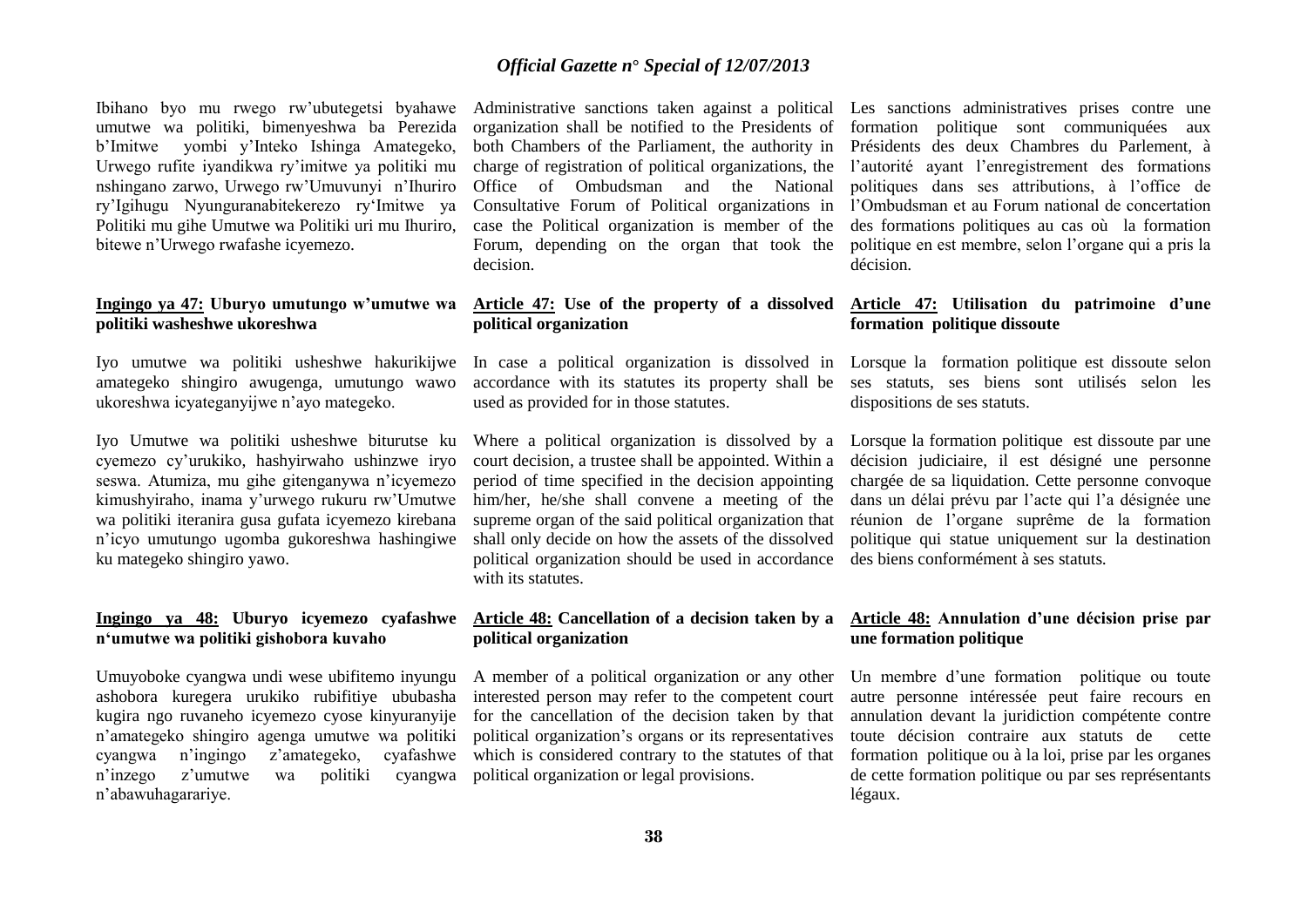Ibihano byo mu rwego rw'ubutegetsi byahawe umutwe wa politiki, bimenyeshwa ba Perezida b'Imitwe yombi y'Inteko Ishinga Amategeko, Urwego rufite iyandikwa ry'imitwe ya politiki mu nshingano zarwo, Urwego rw'Umuvunyi n'Ihuriro ry'Igihugu Nyunguranabitekerezo ry'Imitwe ya Politiki mu gihe Umutwe wa Politiki uri mu Ihuriro, bitewe n'Urwego rwafashe icyemezo.

**Ingingo ya 47: Uburyo umutungo w'umutwe wa politiki washeshwe ukoreshwa**

Iyo umutwe wa politiki usheshwe hakurikijwe amategeko shingiro awugenga, umutungo wawo ukoreshwa icyateganyijwe n'ayo mategeko.

Iyo Umutwe wa politiki usheshwe biturutse ku cyemezo cy'urukiko, hashyirwaho ushinzwe iryo seswa. Atumiza, mu gihe gitenganywa n'icyemezo kimushyiraho, inama y'urwego rukuru rw'Umutwe wa politiki iteranira gusa gufata icyemezo kirebana n'icyo umutungo ugomba gukoreshwa hashingiwe ku mategeko shingiro yawo.

**Ingingo ya 48: Uburyo icyemezo cyafashwe n'umutwe wa politiki gishobora kuvaho**

Umuyoboke cyangwa undi wese ubifitemo inyungu ashobora kuregera urukiko rubifitiye ububasha kugira ngo ruvaneho icyemezo cyose kinyuranyije n'amategeko shingiro agenga umutwe wa politiki cyangwa n'ingingo z'amategeko, cyafashwe n'inzego z'umutwe wa politiki cyangwa n'abawuhagarariye.

Administrative sanctions taken against a political organization shall be notified to the Presidents of both Chambers of the Parliament, the authority in charge of registration of political organizations, the Office of Ombudsman and the National Consultative Forum of Political organizations in case the Political organization is member of the Forum, depending on the organ that took the decision.

**Article 47: Use of the property of a dissolved political organization**

In case a political organization is dissolved in accordance with its statutes its property shall be used as provided for in those statutes.

Where a political organization is dissolved by a court decision, a trustee shall be appointed. Within a period of time specified in the decision appointing him/her, he/she shall convene a meeting of the supreme organ of the said political organization that shall only decide on how the assets of the dissolved political organization should be used in accordance with its statutes.

**Article 48: Cancellation of a decision taken by a political organization**

A member of a political organization or any other interested person may refer to the competent court for the cancellation of the decision taken by that political organization's organs or its representatives which is considered contrary to the statutes of that political organization or legal provisions.

Les sanctions administratives prises contre une formation politique sont communiquées aux Présidents des deux Chambres du Parlement, à l'autorité ayant l'enregistrement des formations politiques dans ses attributions, à l'office de l'Ombudsman et au Forum national de concertation des formations politiques au cas où la formation politique en est membre, selon l'organe qui a pris la décision.

**Article 47: Utilisation du patrimoine d'une formation politique dissoute**

Lorsque la formation politique est dissoute selon ses statuts, ses biens sont utilisés selon les dispositions de ses statuts.

Lorsque la formation politique est dissoute par une décision judiciaire, il est désigné une personne chargée de sa liquidation. Cette personne convoque dans un délai prévu par l'acte qui l'a désignée une réunion de l'organe suprême de la formation politique qui statue uniquement sur la destination des biens conformément à ses statuts.

**Article 48: Annulation d'une décision prise par une formation politique**

Un membre d'une formation politique ou toute autre personne intéressée peut faire recours en annulation devant la juridiction compétente contre toute décision contraire aux statuts de cette formation politique ou à la loi, prise par les organes de cette formation politique ou par ses représentants légaux.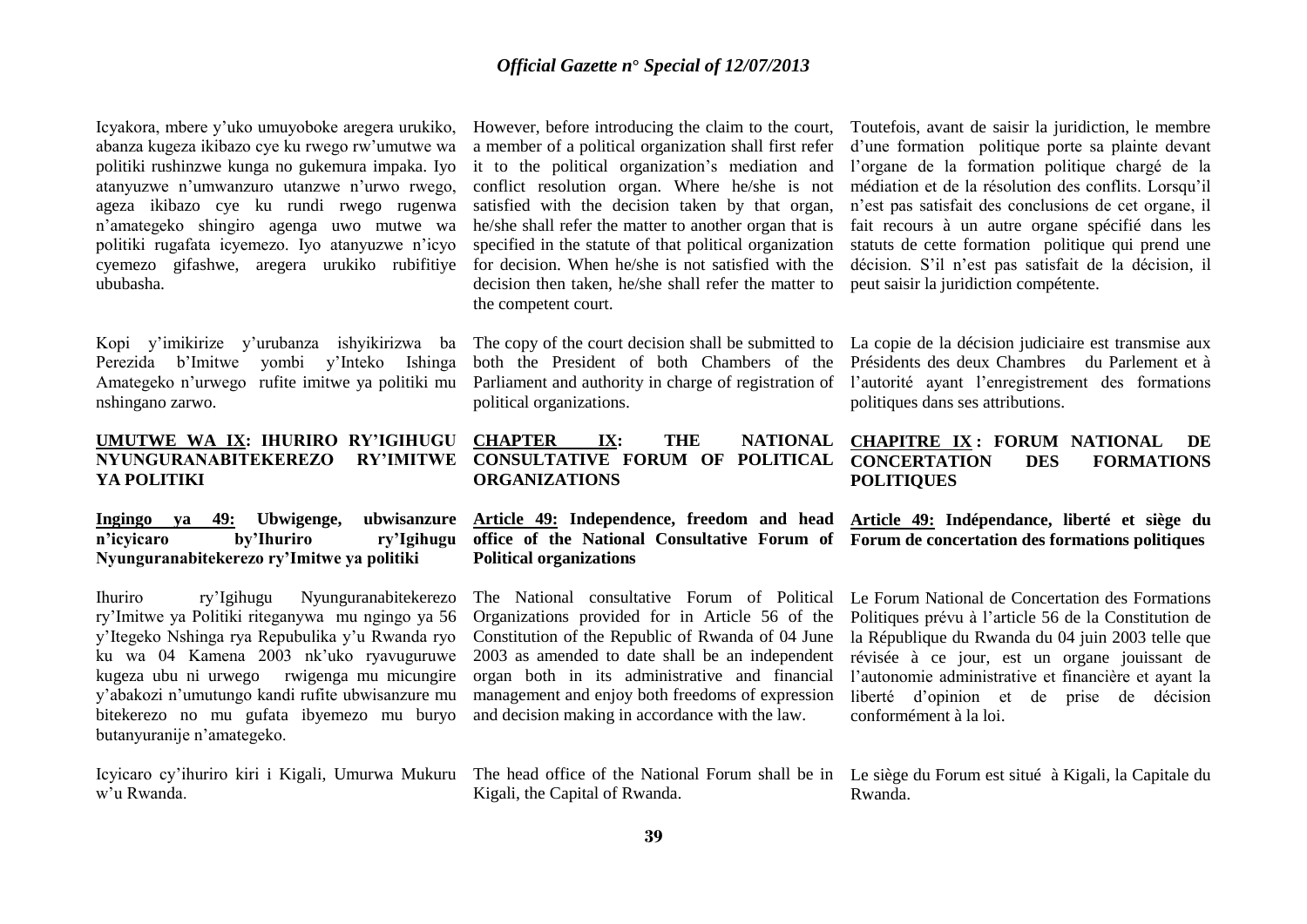Icyakora, mbere y'uko umuyoboke aregera urukiko, abanza kugeza ikibazo cye ku rwego rw'umutwe wa politiki rushinzwe kunga no gukemura impaka. Iyo atanyuzwe n'umwanzuro utanzwe n'urwo rwego, ageza ikibazo cye ku rundi rwego rugenwa n'amategeko shingiro agenga uwo mutwe wa politiki rugafata icyemezo. Iyo atanyuzwe n'icyo cyemezo gifashwe, aregera urukiko rubifitiye ububasha.

Kopi y'imikirize y'urubanza ishyikirizwa ba Perezida b'Imitwe yombi y'Inteko Ishinga Amategeko n'urwego rufite imitwe ya politiki mu nshingano zarwo.

## UMUTWE WA IX: IHURIRO RY'IGIHUGU NYUNGURANABITEKEREZO RY'IMITWE YA POLITIKI

### Ingingo ya 49: Ubwigenge, ubwisanzure n'icyicaro by'Ihuriro ry'Igihugu Nyunguranabitekerezo ry'Imitwe ya politiki

Ihuriro ry'Igihugu Nyunguranabitekerezo ry'Imitwe ya Politiki riteganywa mu ngingo ya 56 y'Itegeko Nshinga rya Repubulika y'u Rwanda ryo ku wa 04 Kamena 2003 nk'uko ryavuguruwe kugeza ubu ni urwego rwigenga mu micungire y'abakozi n'umutungo kandi rufite ubwisanzure mu bitekerezo no mu gufata ibyemezo mu buryo butanyuranije n'amategeko.

Icyicaro cy'ihuriro kiri i Kigali, Umurwa Mukuru w'u Rwanda.

However, before introducing the claim to the court, a member of a political organization shall first refer it to the political organization's mediation and conflict resolution organ. Where he/she is not satisfied with the decision taken by that organ, he/she shall refer the matter to another organ that is specified in the statute of that political organization for decision. When he/she is not satisfied with the decision then taken, he/she shall refer the matter to the competent court.

The copy of the court decision shall be submitted to both the President of both Chambers of the Parliament and authority in charge of registration of political organizations.

## CHAPTER IX: THE NATIONAL CONSULTATIVE FORUM OF POLITICAL ORGANIZATIONS

### Article 49: Independence, freedom and head office of the National Consultative Forum of Political organizations

The National consultative Forum of Political Organizations provided for in Article 56 of the Constitution of the Republic of Rwanda of 04 June 2003 as amended to date shall be an independent organ both in its administrative and financial management and enjoy both freedoms of expression and decision making in accordance with the law.

The head office of the National Forum shall be in Kigali, the Capital of Rwanda.

Toutefois, avant de saisir la juridiction, le membre d'une formation politique porte sa plainte devant l'organe de la formation politique chargé de la médiation et de la résolution des conflits. Lorsqu'il n'est pas satisfait des conclusions de cet organe, il fait recours à un autre organe spécifié dans les statuts de cette formation politique qui prend une décision. S'il n'est pas satisfait de la décision, il peut saisir la juridiction compétente.

La copie de la décision judiciaire est transmise aux Présidents des deux Chambres du Parlement et à l'autorité ayant l'enregistrement des formations politiques dans ses attributions.

## CHAPITRE IX : FORUM NATIONAL DE CONCERTATION DES FORMATIONS POLITIQUES

### Article 49: Indépendance, liberté et siège du Forum de concertation des formations politiques

Le Forum National de Concertation des Formations Politiques prévu à l'article 56 de la Constitution de la République du Rwanda du 04 juin 2003 telle que révisée à ce jour, est un organe jouissant de l'autonomie administrative et financière et ayant la liberté d'opinion et de prise de décision conformément à la loi.

Le siège du Forum est situé à Kigali, la Capitale du Rwanda.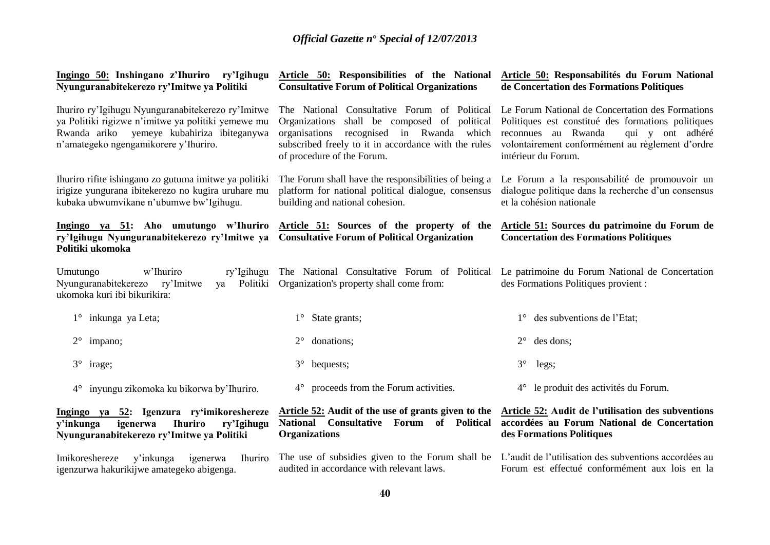**Ingingo 50: Inshingano z'Ihuriro ry'Igihugu Nyunguranabitekerezo ry'Imitwe ya Politiki**

Ihuriro ry'Igihugu Nyunguranabitekerezo ry'Imitwe ya Politiki rigizwe n'imitwe ya politiki yemewe mu Rwanda ariko yemeye kubahiriza ibiteganywa n'amategeko ngengamikorere y'Ihuriro.

Ihuriro rifite ishingano zo gutuma imitwe ya politiki irigize yungurana ibitekerezo no kugira uruhare mu kubaka ubwumvikane n'ubumwe bw'Igihugu.

**Ingingo ya 51: Aho umutungo w'Ihuriro ry'Igihugu Nyunguranabitekerezo ry'Imitwe ya Politiki ukomoka**

Umutungo w'Ihuriro ry'Igihugu Nyunguranabitekerezo ry'Imitwe ya Politiki ukomoka kuri ibi bikurikira:

1° inkunga ya Leta;

2° impano;

3° irage;

4° inyungu zikomoka ku bikorwa by'Ihuriro.

**Ingingo ya 52: Igenzura ry'imikoreshereze y'inkunga igenerwa Ihuriro ry'Igihugu Nyunguranabitekerezo ry'Imitwe ya Politiki**

Imikoreshereze y'inkunga igenerwa Ihuriro igenzurwa hakurikijwe amategeko abigenga.

**Article 50: Responsibilities of the National Consultative Forum of Political Organizations**

The National Consultative Forum of Political Organizations shall be composed of political organisations recognised in Rwanda which subscribed freely to it in accordance with the rules of procedure of the Forum.

The Forum shall have the responsibilities of being a platform for national political dialogue, consensus building and national cohesion.

**Article 51: Sources of the property of the Consultative Forum of Political Organization**

The National Consultative Forum of Political Organization's property shall come from:

1° State grants;

2° donations;

3° bequests;

4° proceeds from the Forum activities.

**Article 52: Audit of the use of grants given to the National Consultative Forum of Political Organizations**

The use of subsidies given to the Forum shall be audited in accordance with relevant laws.

**Article 50: Responsabilités du Forum National de Concertation des Formations Politiques**

Le Forum National de Concertation des Formations Politiques est constitué des formations politiques reconnues au Rwanda qui y ont adhéré volontairement conformément au règlement d'ordre intérieur du Forum.

Le Forum a la responsabilité de promouvoir un dialogue politique dans la recherche d'un consensus et la cohésion nationale

**Article 51: Sources du patrimoine du Forum de Concertation des Formations Politiques**

Le patrimoine du Forum National de Concertation des Formations Politiques provient :

1° des subventions de l'Etat;

2° des dons;

3° legs;

4° le produit des activités du Forum.

**Article 52: Audit de l'utilisation des subventions accordées au Forum National de Concertation des Formations Politiques**

L'audit de l'utilisation des subventions accordées au Forum est effectué conformément aux lois en la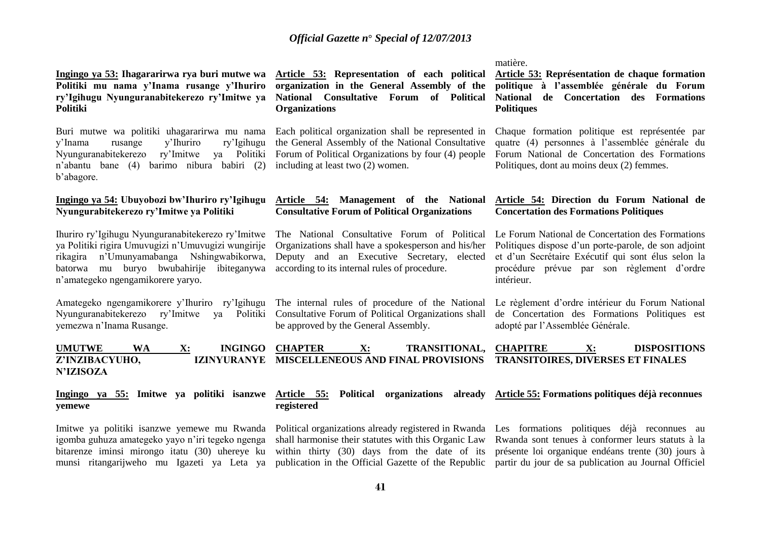matière.

**Ingingo ya 53: Ihagararirwa rya buri mutwe wa Politiki mu nama y'Inama rusange y'Ihuriro ry'Igihugu Nyunguranabitekerezo ry'Imitwe ya Politiki**

Buri mutwe wa politiki uhagararirwa mu nama y'Inama rusange y'Ihuriro ry'Igihugu Nyunguranabitekerezo ry'Imitwe ya Politiki n'abantu bane (4) barimo nibura babiri (2) b'abagore.

**Ingingo ya 54: Ubuyobozi bw'Ihuriro ry'Igihugu Nyungurabitekerezo ry'Imitwe ya Politiki**

Ihuriro ry'Igihugu Nyunguranabitekerezo ry'Imitwe ya Politiki rigira Umuvugizi n'Umuvugizi wungirije rikagira n'Umunyamabanga Nshingwabikorwa, batorwa mu buryo bwubahirije ibiteganywa n'amategeko ngengamikorere yaryo.

Amategeko ngengamikorere y'Ihuriro ry'Igihugu Nyunguranabitekerezo ry'Imitwe ya Politiki yemezwa n'Inama Rusange.

**UMUTWE WA X: INGINGO Z'INZIBACYUHO, IZINYURANYE N'IZISOZA**

**Ingingo ya 55: Imitwe ya politiki isanzwe yemewe**

Imitwe ya politiki isanzwe yemewe mu Rwanda igomba guhuza amategeko yayo n'iri tegeko ngenga bitarenze iminsi mirongo itatu (30) uhereye ku munsi ritangarijweho mu Igazeti ya Leta ya

**Article 53: Representation of each political organization in the General Assembly of the National Consultative Forum of Political Organizations**

Each political organization shall be represented in the General Assembly of the National Consultative Forum of Political Organizations by four (4) people including at least two (2) women.

**Article 54: Management of the National Consultative Forum of Political Organizations**

The National Consultative Forum of Political Organizations shall have a spokesperson and his/her Deputy and an Executive Secretary, elected according to its internal rules of procedure.

The internal rules of procedure of the National Consultative Forum of Political Organizations shall be approved by the General Assembly.

**CHAPTER X: TRANSITIONAL, MISCELLENEOUS AND FINAL PROVISIONS**

**Article 55: Political organizations already registered**

Political organizations already registered in Rwanda shall harmonise their statutes with this Organic Law within thirty (30) days from the date of its publication in the Official Gazette of the Republic

**Article 53: Représentation de chaque formation politique à l'assemblée générale du Forum National de Concertation des Formations Politiques**

Chaque formation politique est représentée par quatre (4) personnes à l'assemblée générale du Forum National de Concertation des Formations Politiques, dont au moins deux (2) femmes.

**Article 54: Direction du Forum National de Concertation des Formations Politiques**

Le Forum National de Concertation des Formations Politiques dispose d'un porte-parole, de son adjoint et d'un Secrétaire Exécutif qui sont élus selon la procédure prévue par son règlement d'ordre intérieur.

Le règlement d'ordre intérieur du Forum National de Concertation des Formations Politiques est adopté par l'Assemblée Générale.

**CHAPITRE X: DISPOSITIONS TRANSITOIRES, DIVERSES ET FINALES**

**Article 55: Formations politiques déjà reconnues**

Les formations politiques déjà reconnues au Rwanda sont tenues à conformer leurs statuts à la présente loi organique endéans trente (30) jours à partir du jour de sa publication au Journal Officiel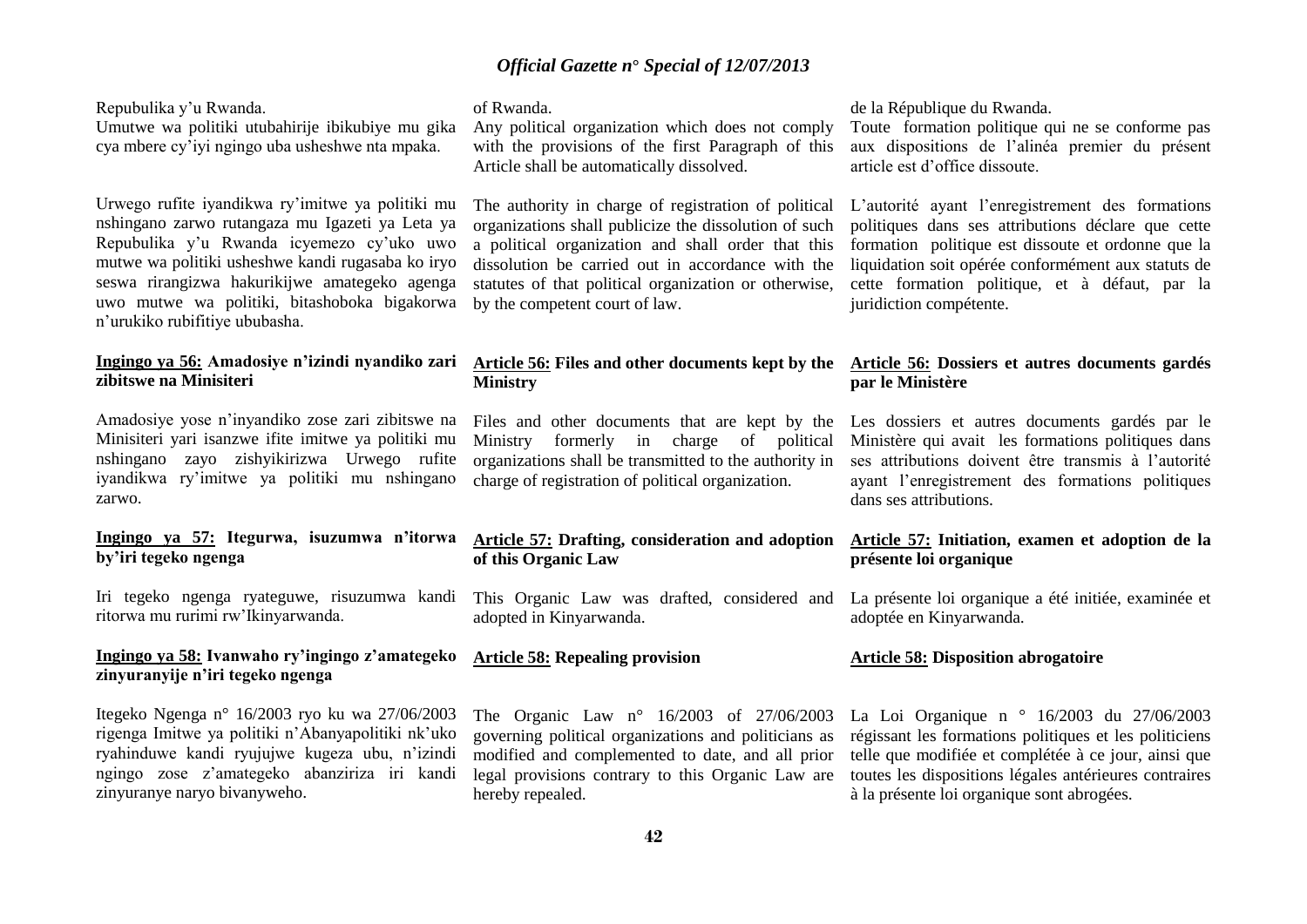Repubulika y'u Rwanda.
Umutwe wa politiki utubahirije ibikubiye mu gika cya mbere cy'iyi ngingo uba usheshwe nta mpaka.

Urwego rufite iyandikwa ry'imitwe ya politiki mu nshingano zarwo rutangaza mu Igazeti ya Leta ya Repubulika y'u Rwanda icyemezo cy'uko uwo mutwe wa politiki usheshwe kandi rugasaba ko iryo seswa rirangizwa hakurikijwe amategeko agenga uwo mutwe wa politiki, bitashoboka bigakorwa n'urukiko rubifitiye ububasha.

**Ingingo ya 56: Amadosiye n'izindi nyandiko zari zibitswe na Minisiteri**

Amadosiye yose n'inyandiko zose zari zibitswe na Minisiteri yari isanzwe ifite imitwe ya politiki mu nshingano zayo zishyikirizwa Urwego rufite iyandikwa ry'imitwe ya politiki mu nshingano zarwo.

**Ingingo ya 57: Itegurwa, isuzumwa n'itorwa by'iri tegeko ngenga**

Iri tegeko ngenga ryateguwe, risuzumwa kandi ritorwa mu rurimi rw'Ikinyarwanda.

**Ingingo ya 58: Ivanwaho ry'ingingo z'amategeko zinyuranyije n'iri tegeko ngenga**

Itegeko Ngenga n° 16/2003 ryo ku wa 27/06/2003 rigenga Imitwe ya politiki n'Abanyapolitiki nk'uko ryahinduwe kandi ryujujwe kugeza ubu, n'izindi ngingo zose z'amategeko abanziriza iri kandi zinyuranye naryo bivanyweho.

of Rwanda.
Any political organization which does not comply with the provisions of the first Paragraph of this Article shall be automatically dissolved.

The authority in charge of registration of political organizations shall publicize the dissolution of such a political organization and shall order that this dissolution be carried out in accordance with the statutes of that political organization or otherwise, by the competent court of law.

**Article 56: Files and other documents kept by the Ministry**

Files and other documents that are kept by the Ministry formerly in charge of political organizations shall be transmitted to the authority in charge of registration of political organization.

**Article 57: Drafting, consideration and adoption of this Organic Law**

This Organic Law was drafted, considered and adopted in Kinyarwanda.

**Article 58: Repealing provision**

The Organic Law n° 16/2003 of 27/06/2003 governing political organizations and politicians as modified and complemented to date, and all prior legal provisions contrary to this Organic Law are hereby repealed.

de la République du Rwanda.
Toute formation politique qui ne se conforme pas aux dispositions de l'alinéa premier du présent article est d'office dissoute.

L'autorité ayant l'enregistrement des formations politiques dans ses attributions déclare que cette formation politique est dissoute et ordonne que la liquidation soit opérée conformément aux statuts de cette formation politique, et à défaut, par la juridiction compétente.

**Article 56: Dossiers et autres documents gardés par le Ministère**

Les dossiers et autres documents gardés par le Ministère qui avait les formations politiques dans ses attributions doivent être transmis à l'autorité ayant l'enregistrement des formations politiques dans ses attributions.

**Article 57: Initiation, examen et adoption de la présente loi organique**

La présente loi organique a été initiée, examinée et adoptée en Kinyarwanda.

**Article 58: Disposition abrogatoire**

La Loi Organique n ° 16/2003 du 27/06/2003 régissant les formations politiques et les politiciens telle que modifiée et complétée à ce jour, ainsi que toutes les dispositions légales antérieures contraires à la présente loi organique sont abrogées.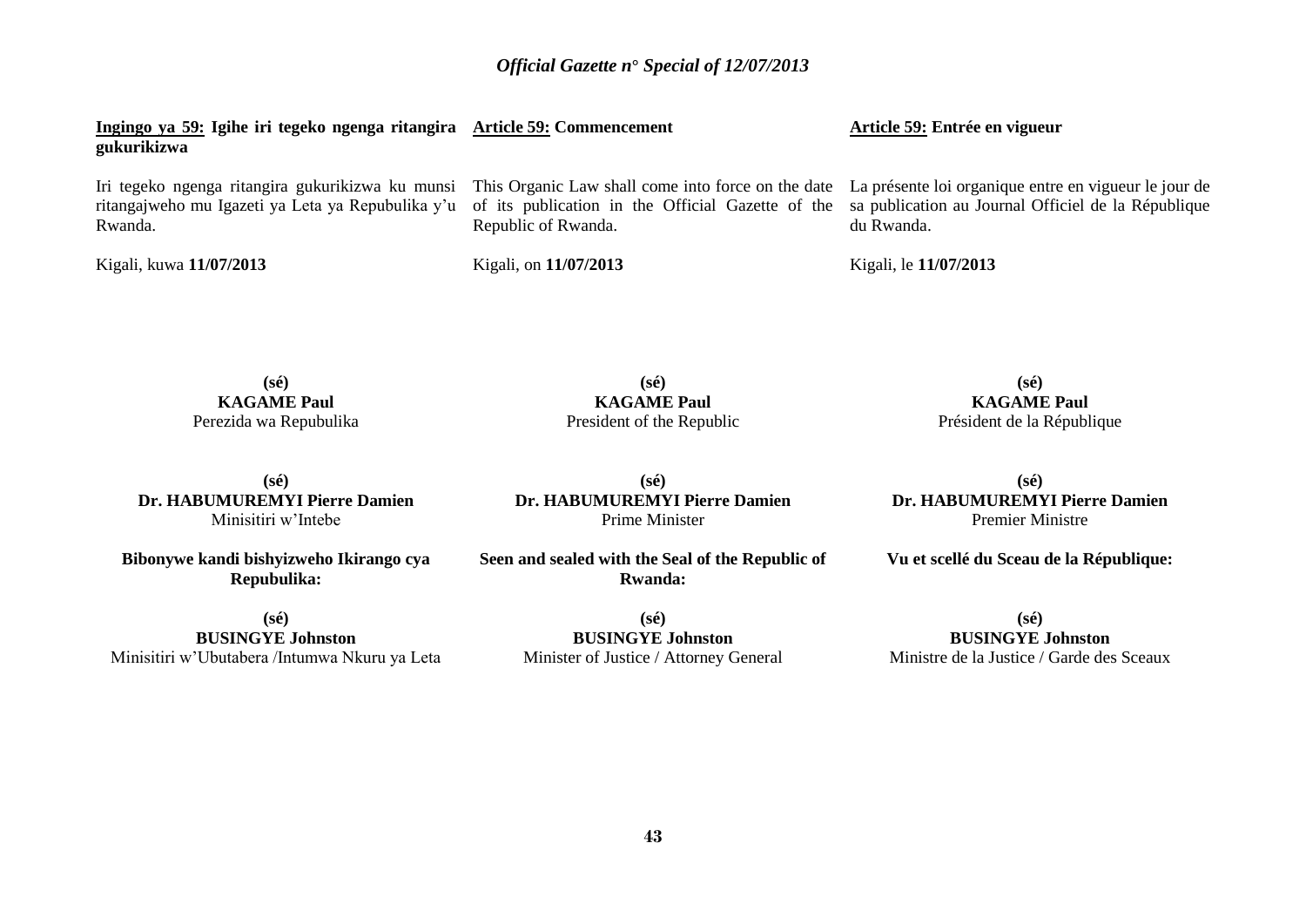**Ingingo ya 59: Igihe iri tegeko ngenga ritangira gukurikizwa**

Iri tegeko ngenga ritangira gukurikizwa ku munsi ritangajweho mu Igazeti ya Leta ya Repubulika y'u Rwanda.

Kigali, kuwa **11/07/2013**

**(sé)**
**KAGAME Paul**
Perezida wa Repubulika

**(sé)**
**Dr. HABUMUREMYI Pierre Damien**
Minisitiri w'Intebe

**Bibonywe kandi bishyizweho Ikirango cya Repubulika:**

**(sé)**
**BUSINGYE Johnston**
Minisitiri w'Ubutabera /Intumwa Nkuru ya Leta

**Article 59: Commencement**

This Organic Law shall come into force on the date of its publication in the Official Gazette of the Republic of Rwanda.

Kigali, on **11/07/2013**

**(sé)**
**KAGAME Paul**
President of the Republic

**(sé)**
**Dr. HABUMUREMYI Pierre Damien**
Prime Minister

**Seen and sealed with the Seal of the Republic of Rwanda:**

**(sé)**
**BUSINGYE Johnston**
Minister of Justice / Attorney General

**Article 59: Entrée en vigueur**

La présente loi organique entre en vigueur le jour de sa publication au Journal Officiel de la République du Rwanda.

Kigali, le **11/07/2013**

**(sé)**
**KAGAME Paul**
Président de la République

**(sé)**
**Dr. HABUMUREMYI Pierre Damien**
Premier Ministre

**Vu et scellé du Sceau de la République:**

**(sé)**
**BUSINGYE Johnston**
Ministre de la Justice / Garde des Sceaux